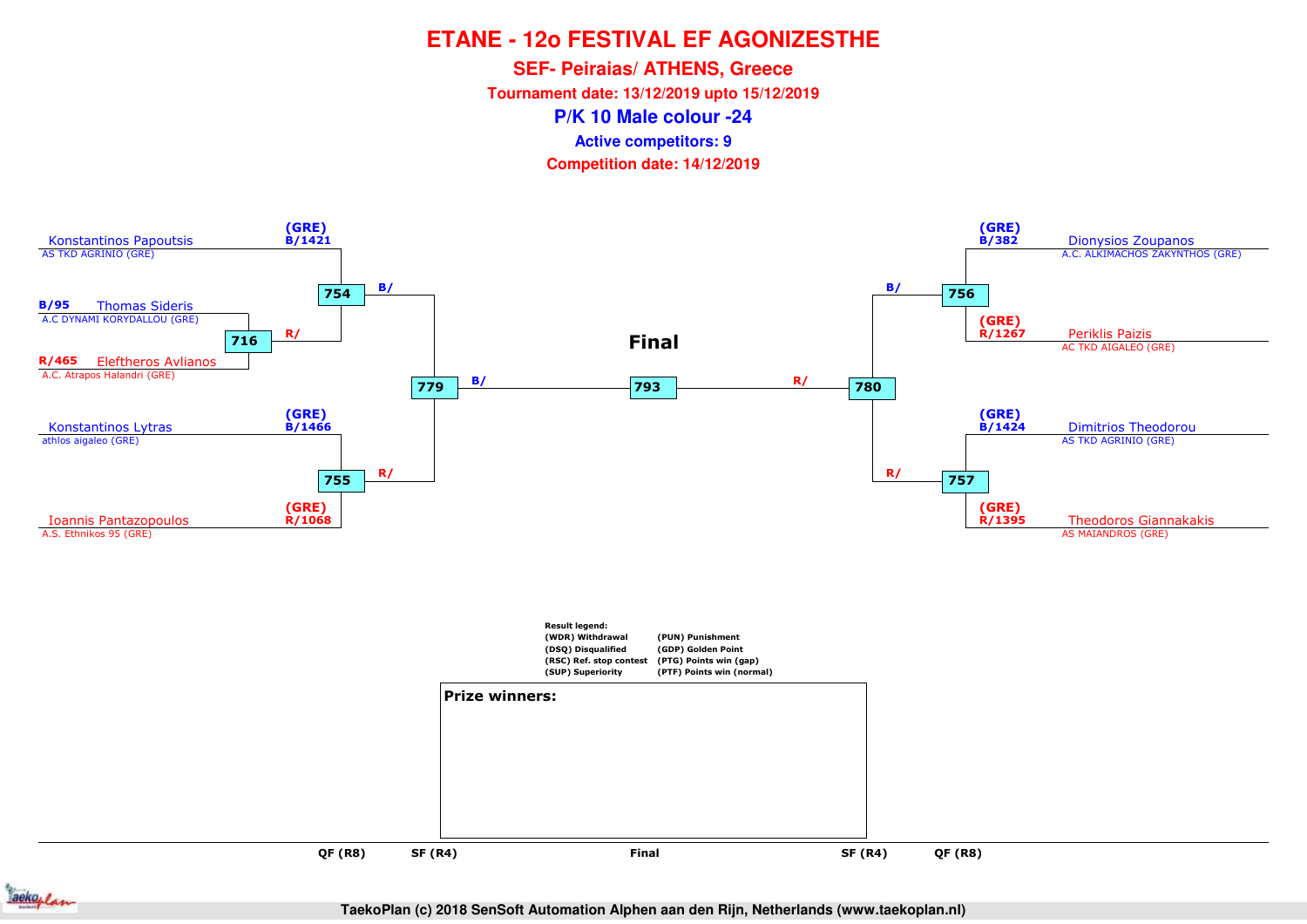# ETANE - 12o FESTIVAL EF AGONIZESTHE

## SEF- Peiraias/ ATHENS, Greece

**Tournament date: 13/12/2019 upto 15/12/2019**

## P/K 10 Male colour -24

**Active competitors: 9**

**Competition date: 14/12/2019**

### Left bracket

- 716: Thomas Sideris (B/95, A.C DYNAMI KORYDALLOU (GRE)) vs Eleftheros Avlianos (R/465, A.C. Atrapos Halandri (GRE))
- 754: Konstantinos Papoutsis ((GRE) B/1421, AS TKD AGRINIO (GRE)) vs R/ (winner 716)
- 755: Konstantinos Lytras ((GRE) B/1466, athlos aigaleo (GRE)) vs Ioannis Pantazopoulos ((GRE) R/1068, A.S. Ethnikos 95 (GRE))
- 779: B/ (winner 754) vs R/ (winner 755)

### Right bracket

- 756: Dionysios Zoupanos ((GRE) B/382, A.C. ALKIMACHOS ZAKYNTHOS (GRE)) vs Periklis Paizis ((GRE) R/1267, AC TKD AIGALEO (GRE))
- 757: Dimitrios Theodorou ((GRE) B/1424, AS TKD AGRINIO (GRE)) vs Theodoros Giannakakis ((GRE) R/1395, AS MAIANDROS (GRE))
- 780: B/ (winner 756) vs R/ (winner 757)

### Final

- 793: B/ (winner 779) vs R/ (winner 780)

**Result legend:**

| | |
|---|---|
| (WDR) Withdrawal | (PUN) Punishment |
| (DSQ) Disqualified | (GDP) Golden Point |
| (RSC) Ref. stop contest | (PTG) Points win (gap) |
| (SUP) Superiority | (PTF) Points win (normal) |

**Prize winners:**

QF (R8) | SF (R4) | Final | SF (R4) | QF (R8)

TaekoPlan (c) 2018 SenSoft Automation Alphen aan den Rijn, Netherlands (www.taekoplan.nl)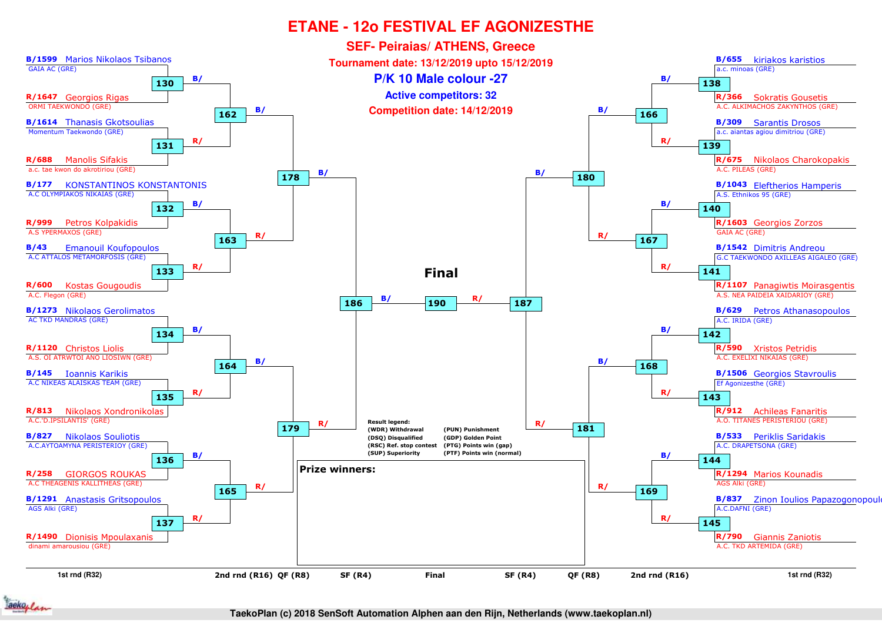# ETANE - 12o FESTIVAL EF AGONIZESTHE

## SEF- Peiraias/ ATHENS, Greece

**Tournament date: 13/12/2019 upto 15/12/2019**

**P/K 10 Male colour -27**

**Active competitors: 32**

**Competition date: 14/12/2019**

### 1st rnd (R32) – Left side

| Match | Blue | Red |
|---|---|---|
| 130 | B/1599 Marios Nikolaos Tsibanos – GAIA AC (GRE) | R/1647 Georgios Rigas – ORMI TAEKWONDO (GRE) |
| 131 | B/1614 Thanasis Gkotsoulias – Momentum Taekwondo (GRE) | R/688 Manolis Sifakis – a.c. tae kwon do akrotiriou (GRE) |
| 132 | B/177 KONSTANTINOS KONSTANTONIS – A.C OLYMPIAKOS NIKAIAS (GRE) | R/999 Petros Kolpakidis – A.S YPERMAXOS (GRE) |
| 133 | B/43 Emanouil Koufopoulos – A.C ATTALOS METAMORFOSIS (GRE) | R/600 Kostas Gougoudis – A.C. Flegon (GRE) |
| 134 | B/1273 Nikolaos Gerolimatos – AC TKD MANDRAS (GRE) | R/1120 Christos Liolis – A.S. OI ATRWTOI ANO LIOSIWN (GRE) |
| 135 | B/145 Ioannis Karikis – A.C NIKEAS ALAISKAS TEAM (GRE) | R/813 Nikolaos Xondronikolas – A.C.'D.IPSILANTIS' (GRE) |
| 136 | B/827 Nikolaos Souliotis – A.C.AYTOAMYNA PERISTERIOY (GRE) | R/258 GIORGOS ROUKAS – A.C THEAGENIS KALLITHEAS (GRE) |
| 137 | B/1291 Anastasis Gritsopoulos – AGS Alki (GRE) | R/1490 Dionisis Mpoulaxanis – dinami amarousiou (GRE) |

### 1st rnd (R32) – Right side

| Match | Blue | Red |
|---|---|---|
| 138 | B/655 kiriakos karistios – a.c. minoas (GRE) | R/366 Sokratis Gousetis – A.C. ALKIMACHOS ZAKYNTHOS (GRE) |
| 139 | B/309 Sarantis Drosos – a.c. aiantas agiou dimitriou (GRE) | R/675 Nikolaos Charokopakis – A.C. PILEAS (GRE) |
| 140 | B/1043 Eleftherios Hamperis – A.S. Ethnikos 95 (GRE) | R/1603 Georgios Zorzos – GAIA AC (GRE) |
| 141 | B/1542 Dimitris Andreou – G.C TAEKWONDO AXILLEAS AIGALEO (GRE) | R/1107 Panagiwtis Moirasgentis – A.S. NEA PAIDEIA XAIDARIOY (GRE) |
| 142 | B/629 Petros Athanasopoulos – A.C. IRIDA (GRE) | R/590 Xristos Petridis – A.C. EXELIXI NIKAIAS (GRE) |
| 143 | B/1506 Georgios Stavroulis – Ef Agonizesthe (GRE) | R/912 Achileas Fanaritis – A.O. TITANES PERISTERIOU (GRE) |
| 144 | B/533 Periklis Saridakis – A.C. DRAPETSONA (GRE) | R/1294 Marios Kounadis – AGS Alki (GRE) |
| 145 | B/837 Zinon Ioulios Papazogonopoulo – A.C.DAFNI (GRE) | R/790 Giannis Zaniotis – A.C. TKD ARTEMIDA (GRE) |

### 2nd rnd (R16)

| Match | Blue | Red |
|---|---|---|
| 162 | Winner 130 (B/) | Winner 131 (R/) |
| 163 | Winner 132 (B/) | Winner 133 (R/) |
| 164 | Winner 134 (B/) | Winner 135 (R/) |
| 165 | Winner 136 (B/) | Winner 137 (R/) |
| 166 | Winner 138 (B/) | Winner 139 (R/) |
| 167 | Winner 140 (B/) | Winner 141 (R/) |
| 168 | Winner 142 (B/) | Winner 143 (R/) |
| 169 | Winner 144 (B/) | Winner 145 (R/) |

### QF (R8)

| Match | Blue | Red |
|---|---|---|
| 178 | Winner 162 (B/) | Winner 163 (R/) |
| 179 | Winner 164 (B/) | Winner 165 (R/) |
| 180 | Winner 166 (B/) | Winner 167 (R/) |
| 181 | Winner 168 (B/) | Winner 169 (R/) |

### SF (R4)

| Match | Blue | Red |
|---|---|---|
| 186 | Winner 178 (B/) | Winner 179 (R/) |
| 187 | Winner 180 (B/) | Winner 181 (R/) |

### Final

| Match | Blue | Red |
|---|---|---|
| 190 | Winner 186 (B/) | Winner 187 (R/) |

**Result legend:**

- (WDR) Withdrawal
- (DSQ) Disqualified
- (RSC) Ref. stop contest
- (SUP) Superiority
- (PUN) Punishment
- (GDP) Golden Point
- (PTG) Points win (gap)
- (PTF) Points win (normal)

**Prize winners:**

TaekoPlan (c) 2018 SenSoft Automation Alphen aan den Rijn, Netherlands (www.taekoplan.nl)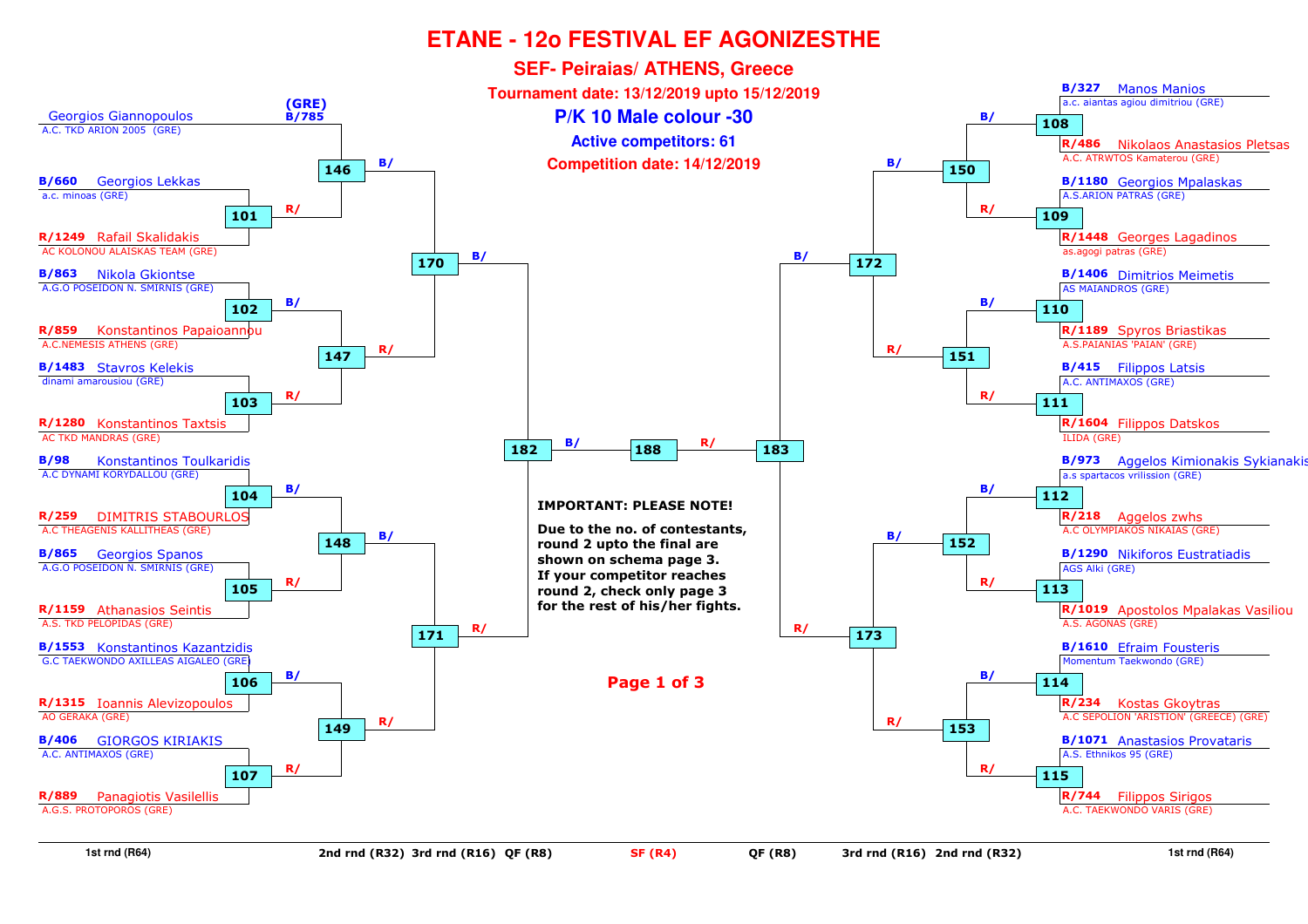# ETANE - 12o FESTIVAL EF AGONIZESTHE

## SEF- Peiraias/ ATHENS, Greece

**Tournament date: 13/12/2019 upto 15/12/2019**

**P/K 10 Male colour -30**

**Active competitors: 61**

**Competition date: 14/12/2019**

### Left side

| Match | Blue | Red |
|---|---|---|
| 146 | Georgios Giannopoulos (GRE) B/785 – A.C. TKD ARION 2005 (GRE) | Winner 101 |
| 101 | B/660 Georgios Lekkas – a.c. minoas (GRE) | R/1249 Rafail Skalidakis – AC KOLONOU ALAISKAS TEAM (GRE) |
| 102 | B/863 Nikola Gkiontse – A.G.O POSEIDON N. SMIRNIS (GRE) | R/859 Konstantinos Papaioannou – A.C.NEMESIS ATHENS (GRE) |
| 103 | B/1483 Stavros Kelekis – dinami amarousiou (GRE) | R/1280 Konstantinos Taxtsis – AC TKD MANDRAS (GRE) |
| 104 | B/98 Konstantinos Toulkaridis – A.C DYNAMI KORYDALLOU (GRE) | R/259 DIMITRIS STABOURLOS – A.C THEAGENIS KALLITHEAS (GRE) |
| 105 | B/865 Georgios Spanos – A.G.O POSEIDON N. SMIRNIS (GRE) | R/1159 Athanasios Seintis – A.S. TKD PELOPIDAS (GRE) |
| 106 | B/1553 Konstantinos Kazantzidis – G.C TAEKWONDO AXILLEAS AIGALEO (GRE) | R/1315 Ioannis Alevizopoulos – AO GERAKA (GRE) |
| 107 | B/406 GIORGOS KIRIAKIS – A.C. ANTIMAXOS (GRE) | R/889 Panagiotis Vasilellis – A.G.S. PROTOPOROS (GRE) |
| 147 | Winner 102 | Winner 103 |
| 148 | Winner 104 | Winner 105 |
| 149 | Winner 106 | Winner 107 |
| 170 | Winner 146 | Winner 147 |
| 171 | Winner 148 | Winner 149 |
| 182 | Winner 170 | Winner 171 |

### Right side

| Match | Blue | Red |
|---|---|---|
| 108 | B/327 Manos Manios – a.c. aiantas agiou dimitriou (GRE) | R/486 Nikolaos Anastasios Pletsas – A.C. ATRWTOS Kamaterou (GRE) |
| 109 | B/1180 Georgios Mpalaskas – A.S.ARION PATRAS (GRE) | R/1448 Georges Lagadinos – as.agogi patras (GRE) |
| 110 | B/1406 Dimitrios Meimetis – AS MAIANDROS (GRE) | R/1189 Spyros Briastikas – A.S.PAIANIAS 'PAIAN' (GRE) |
| 111 | B/415 Filippos Latsis – A.C. ANTIMAXOS (GRE) | R/1604 Filippos Datskos – ILIDA (GRE) |
| 112 | B/973 Aggelos Kimionakis Sykianakis – a.s spartacos vrilission (GRE) | R/218 Aggelos zwhs – A.C OLYMPIAKOS NIKAIAS (GRE) |
| 113 | B/1290 Nikiforos Eustratiadis – AGS Alki (GRE) | R/1019 Apostolos Mpalakas Vasiliou – A.S. AGONAS (GRE) |
| 114 | B/1610 Efraim Fousteris – Momentum Taekwondo (GRE) | R/234 Kostas Gkoytras – A.C SEPOLION 'ARISTION' (GREECE) (GRE) |
| 115 | B/1071 Anastasios Provataris – A.S. Ethnikos 95 (GRE) | R/744 Filippos Sirigos – A.C. TAEKWONDO VARIS (GRE) |
| 150 | Winner 108 | Winner 109 |
| 151 | Winner 110 | Winner 111 |
| 152 | Winner 112 | Winner 113 |
| 153 | Winner 114 | Winner 115 |
| 172 | Winner 150 | Winner 151 |
| 173 | Winner 152 | Winner 153 |
| 183 | Winner 172 | Winner 173 |

### Final

| Match | Blue | Red |
|---|---|---|
| 188 | Winner 182 | Winner 183 |

**IMPORTANT: PLEASE NOTE!**

**Due to the no. of contestants, round 2 upto the final are shown on schema page 3. If your competitor reaches round 2, check only page 3 for the rest of his/her fights.**

1st rnd (R64) | 2nd rnd (R32) | 3rd rnd (R16) | QF (R8) | SF (R4) | QF (R8) | 3rd rnd (R16) | 2nd rnd (R32) | 1st rnd (R64)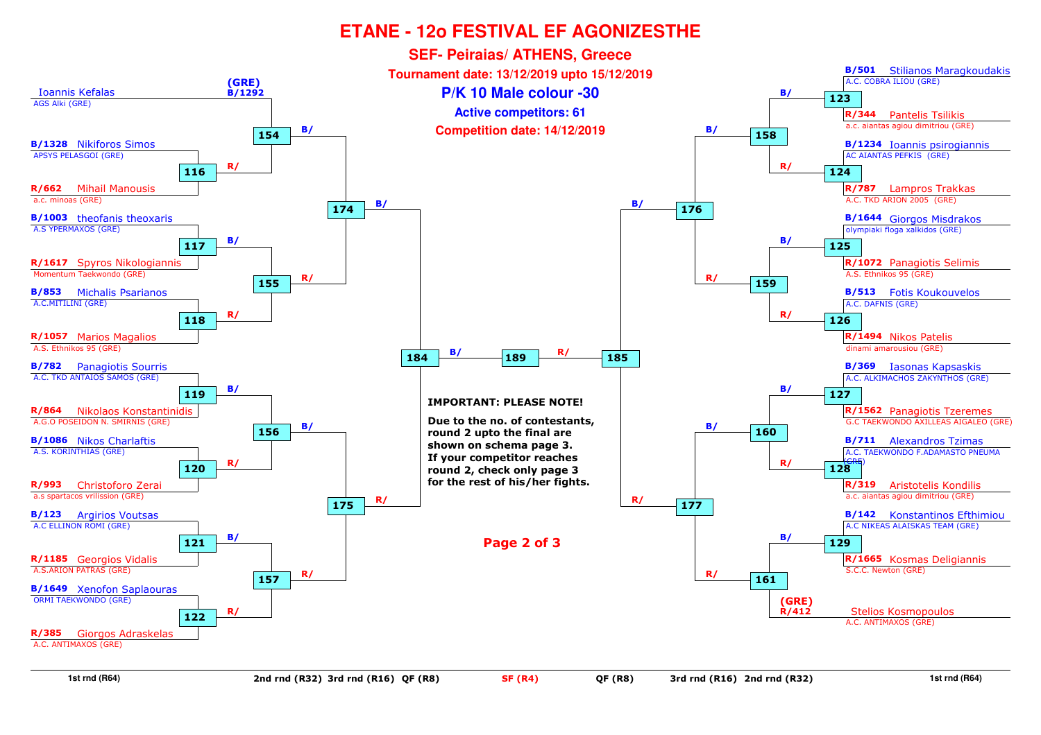# ETANE - 12o FESTIVAL EF AGONIZESTHE

## SEF- Peiraias/ ATHENS, Greece

**Tournament date: 13/12/2019 upto 15/12/2019**

**P/K 10 Male colour -30**

**Active competitors: 61**

**Competition date: 14/12/2019**

### Left side

| Competitor | Club | Match (2nd rnd) | Match (3rd rnd) | QF |
|---|---|---|---|---|
| (GRE) B/1292 Ioannis Kefalas | AGS Alki (GRE) | | 154 | 174 |
| B/1328 Nikiforos Simos | APSYS PELASGOI (GRE) | 116 | 154 | 174 |
| R/662 Mihail Manousis | a.c. minoas (GRE) | 116 | 154 | 174 |
| B/1003 theofanis theoxaris | A.S YPERMAXOS (GRE) | 117 | 155 | 174 |
| R/1617 Spyros Nikologiannis | Momentum Taekwondo (GRE) | 117 | 155 | 174 |
| B/853 Michalis Psarianos | A.C.MITILINI (GRE) | 118 | 155 | 174 |
| R/1057 Marios Magalios | A.S. Ethnikos 95 (GRE) | 118 | 155 | 174 |
| B/782 Panagiotis Sourris | A.C. TKD ANTAIOS SAMOS (GRE) | 119 | 156 | 175 |
| R/864 Nikolaos Konstantinidis | A.G.O POSEIDON N. SMIRNIS (GRE) | 119 | 156 | 175 |
| B/1086 Nikos Charlaftis | A.S. KORINTHIAS (GRE) | 120 | 156 | 175 |
| R/993 Christoforo Zerai | a.s spartacos vrilission (GRE) | 120 | 156 | 175 |
| B/123 Argirios Voutsas | A.C ELLINON ROMI (GRE) | 121 | 157 | 175 |
| R/1185 Georgios Vidalis | A.S.ARION PATRAS (GRE) | 121 | 157 | 175 |
| B/1649 Xenofon Saplaouras | ORMI TAEKWONDO (GRE) | 122 | 157 | 175 |
| R/385 Giorgos Adraskelas | A.C. ANTIMAXOS (GRE) | 122 | 157 | 175 |

Semi-final: 174 (B/) vs 175 (R/) → 184

### Right side

| Competitor | Club | Match (2nd rnd) | Match (3rd rnd) | QF |
|---|---|---|---|---|
| B/501 Stilianos Maragkoudakis | A.C. COBRA ILIOU (GRE) | 123 | 158 | 176 |
| R/344 Pantelis Tsilikis | a.c. aiantas agiou dimitriou (GRE) | 123 | 158 | 176 |
| B/1234 Ioannis psirogiannis | AC AIANTAS PEFKIS (GRE) | 124 | 158 | 176 |
| R/787 Lampros Trakkas | A.C. TKD ARION 2005 (GRE) | 124 | 158 | 176 |
| B/1644 Giorgos Misdrakos | olympiaki floga xalkidos (GRE) | 125 | 159 | 176 |
| R/1072 Panagiotis Selimis | A.S. Ethnikos 95 (GRE) | 125 | 159 | 176 |
| B/513 Fotis Koukouvelos | A.C. DAFNIS (GRE) | 126 | 159 | 176 |
| R/1494 Nikos Patelis | dinami amarousiou (GRE) | 126 | 159 | 176 |
| B/369 Iasonas Kapsaskis | A.C. ALKIMACHOS ZAKYNTHOS (GRE) | 127 | 160 | 177 |
| R/1562 Panagiotis Tzeremes | G.C TAEKWONDO AXILLEAS AIGALEO (GRE) | 127 | 160 | 177 |
| B/711 Alexandros Tzimas | A.C. TAEKWONDO F.ADAMASTO PNEUMA (GRE) | 128 | 160 | 177 |
| R/319 Aristotelis Kondilis | a.c. aiantas agiou dimitriou (GRE) | 128 | 160 | 177 |
| B/142 Konstantinos Efthimiou | A.C NIKEAS ALAISKAS TEAM (GRE) | 129 | 161 | 177 |
| R/1665 Kosmas Deligiannis | S.C.C. Newton (GRE) | 129 | 161 | 177 |
| (GRE) R/412 Stelios Kosmopoulos | A.C. ANTIMAXOS (GRE) | | 161 | 177 |

Semi-final: 176 (B/) vs 177 (R/) → 185

Final: 184 (B/) vs 185 (R/) → 189

**IMPORTANT: PLEASE NOTE!**

**Due to the no. of contestants, round 2 upto the final are shown on schema page 3. If your competitor reaches round 2, check only page 3 for the rest of his/her fights.**

1st rnd (R64) | 2nd rnd (R32) | 3rd rnd (R16) | QF (R8) | SF (R4) | QF (R8) | 3rd rnd (R16) | 2nd rnd (R32) | 1st rnd (R64)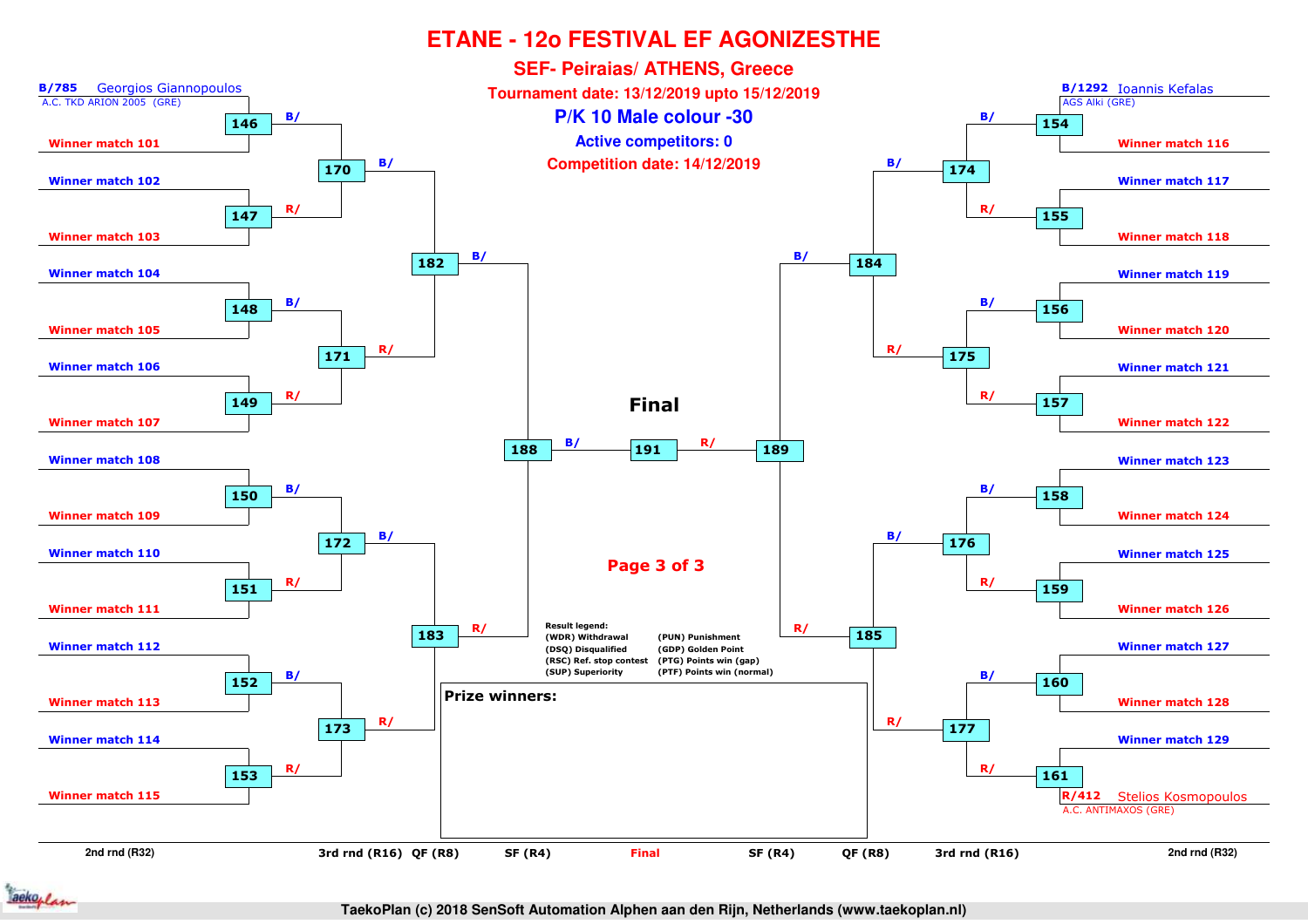# ETANE - 12o FESTIVAL EF AGONIZESTHE

## SEF- Peiraias/ ATHENS, Greece

**Tournament date: 13/12/2019 upto 15/12/2019**

### P/K 10 Male colour -30

**Active competitors: 0**

**Competition date: 14/12/2019**

**Left side**

| 2nd rnd (R32) | Match | 3rd rnd (R16) | QF (R8) | SF (R4) |
|---|---|---|---|---|
| B/785 Georgios Giannopoulos, A.C. TKD ARION 2005 (GRE) / Winner match 101 | 146 | 170 | 182 | 188 |
| Winner match 102 / Winner match 103 | 147 | 170 | 182 | 188 |
| Winner match 104 / Winner match 105 | 148 | 171 | 182 | 188 |
| Winner match 106 / Winner match 107 | 149 | 171 | 182 | 188 |
| Winner match 108 / Winner match 109 | 150 | 172 | 183 | 188 |
| Winner match 110 / Winner match 111 | 151 | 172 | 183 | 188 |
| Winner match 112 / Winner match 113 | 152 | 173 | 183 | 188 |
| Winner match 114 / Winner match 115 | 153 | 173 | 183 | 188 |

**Final**

188 (B/) — 191 — (R/) 189

**Right side**

| 2nd rnd (R32) | Match | 3rd rnd (R16) | QF (R8) | SF (R4) |
|---|---|---|---|---|
| B/1292 Ioannis Kefalas, AGS Alki (GRE) / Winner match 116 | 154 | 174 | 184 | 189 |
| Winner match 117 / Winner match 118 | 155 | 174 | 184 | 189 |
| Winner match 119 / Winner match 120 | 156 | 175 | 184 | 189 |
| Winner match 121 / Winner match 122 | 157 | 175 | 184 | 189 |
| Winner match 123 / Winner match 124 | 158 | 176 | 185 | 189 |
| Winner match 125 / Winner match 126 | 159 | 176 | 185 | 189 |
| Winner match 127 / Winner match 128 | 160 | 177 | 185 | 189 |
| Winner match 129 / R/412 Stelios Kosmopoulos, A.C. ANTIMAXOS (GRE) | 161 | 177 | 185 | 189 |

Result legend:

| | |
|---|---|
| (WDR) Withdrawal | (PUN) Punishment |
| (DSQ) Disqualified | (GDP) Golden Point |
| (RSC) Ref. stop contest | (PTG) Points win (gap) |
| (SUP) Superiority | (PTF) Points win (normal) |

**Prize winners:**

TaekoPlan (c) 2018 SenSoft Automation Alphen aan den Rijn, Netherlands (www.taekoplan.nl)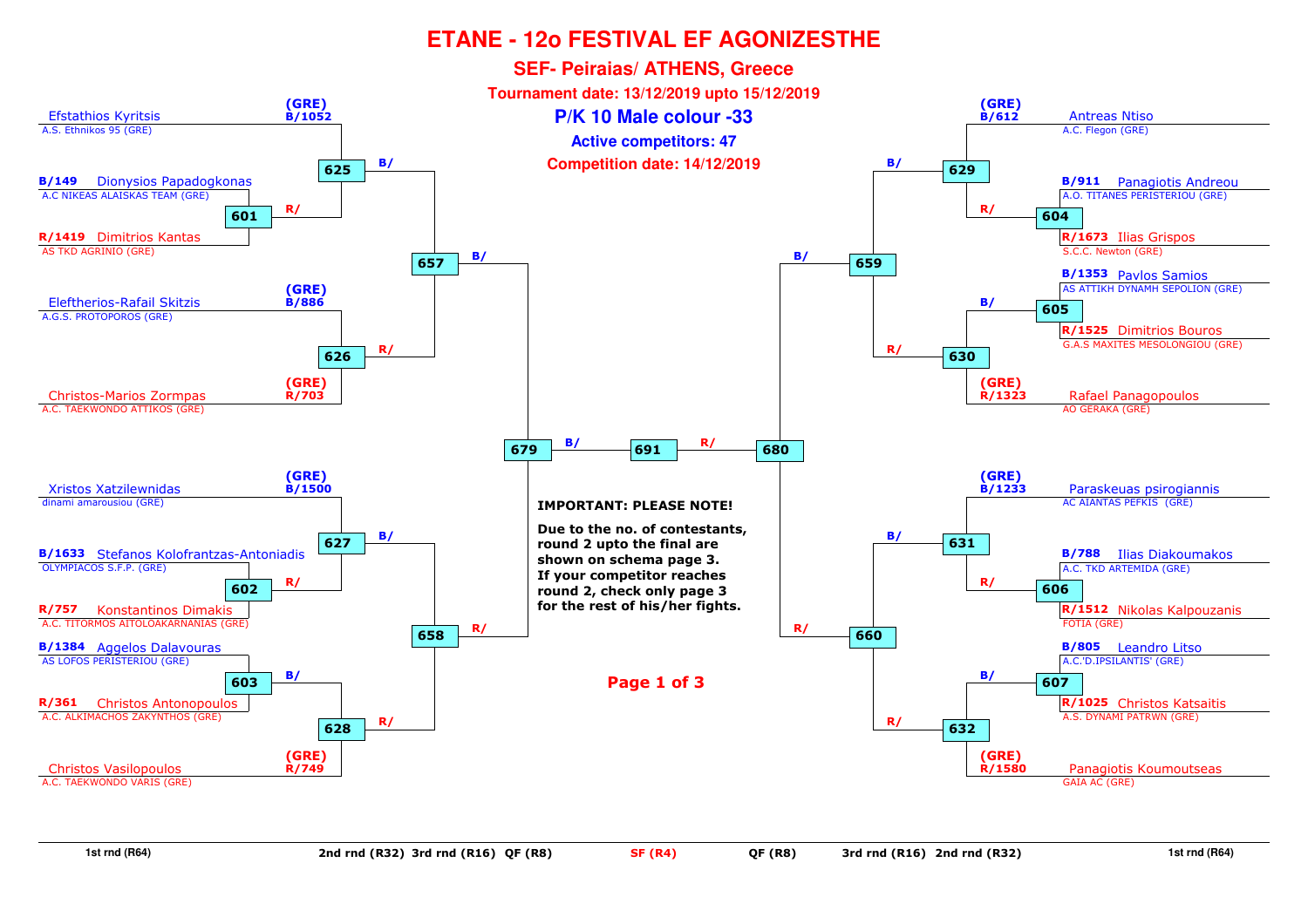# ETANE - 12o FESTIVAL EF AGONIZESTHE

## SEF- Peiraias/ ATHENS, Greece

**Tournament date: 13/12/2019 upto 15/12/2019**

## P/K 10 Male colour -33

**Active competitors: 47**

**Competition date: 14/12/2019**

### Left side

| Match | Blue | Red | Winner to |
|---|---|---|---|
| 601 | B/149 Dionysios Papadogkonas – A.C NIKEAS ALAISKAS TEAM (GRE) | R/1419 Dimitrios Kantas – AS TKD AGRINIO (GRE) | 625 (R/) |
| 625 | B/1052 Efstathios Kyritsis (GRE) – A.S. Ethnikos 95 (GRE) | Winner 601 | 657 (B/) |
| 626 | B/886 Eleftherios-Rafail Skitzis (GRE) – A.G.S. PROTOPOROS (GRE) | R/703 Christos-Marios Zormpas (GRE) – A.C. TAEKWONDO ATTIKOS (GRE) | 657 (R/) |
| 602 | B/1633 Stefanos Kolofrantzas-Antoniadis – OLYMPIACOS S.F.P. (GRE) | R/757 Konstantinos Dimakis – A.C. TITORMOS AITOLOAKARNANIAS (GRE) | 627 (R/) |
| 627 | B/1500 Xristos Xatzilewnidas (GRE) – dinami amarousiou (GRE) | Winner 602 | 658 (B/) |
| 603 | B/1384 Aggelos Dalavouras – AS LOFOS PERISTERIOU (GRE) | R/361 Christos Antonopoulos – A.C. ALKIMACHOS ZAKYNTHOS (GRE) | 628 (B/) |
| 628 | Winner 603 | R/749 Christos Vasilopoulos (GRE) – A.C. TAEKWONDO VARIS (GRE) | 658 (R/) |
| 657 | Winner 625 | Winner 626 | 679 (B/) |
| 658 | Winner 627 | Winner 628 | 679 (R/) |
| 679 | Winner 657 | Winner 658 | 691 (B/) |

### Right side

| Match | Blue | Red | Winner to |
|---|---|---|---|
| 604 | B/911 Panagiotis Andreou – A.O. TITANES PERISTERIOU (GRE) | R/1673 Ilias Grispos – S.C.C. Newton (GRE) | 629 (R/) |
| 629 | B/612 Antreas Ntiso (GRE) – A.C. Flegon (GRE) | Winner 604 | 659 (B/) |
| 605 | B/1353 Pavlos Samios – AS ATTIKH DYNAMH SEPOLION (GRE) | R/1525 Dimitrios Bouros – G.A.S MAXITES MESOLONGIOU (GRE) | 630 (B/) |
| 630 | Winner 605 | R/1323 Rafael Panagopoulos (GRE) – AO GERAKA (GRE) | 659 (R/) |
| 606 | B/788 Ilias Diakoumakos – A.C. TKD ARTEMIDA (GRE) | R/1512 Nikolas Kalpouzanis – FOTIA (GRE) | 631 (R/) |
| 631 | B/1233 Paraskeuas psirogiannis (GRE) – AC AIANTAS PEFKIS (GRE) | Winner 606 | 660 (B/) |
| 607 | B/805 Leandro Litso – A.C.'D.IPSILANTIS' (GRE) | R/1025 Christos Katsaitis – A.S. DYNAMI PATRWN (GRE) | 632 (B/) |
| 632 | Winner 607 | R/1580 Panagiotis Koumoutseas (GRE) – GAIA AC (GRE) | 660 (R/) |
| 659 | Winner 629 | Winner 630 | 680 (B/) |
| 660 | Winner 631 | Winner 632 | 680 (R/) |
| 680 | Winner 659 | Winner 660 | 691 (R/) |

### Final

| Match | Blue | Red |
|---|---|---|
| 691 | Winner 679 (B/) | Winner 680 (R/) |

**IMPORTANT: PLEASE NOTE!**

**Due to the no. of contestants, round 2 upto the final are shown on schema page 3. If your competitor reaches round 2, check only page 3 for the rest of his/her fights.**

1st rnd (R64) | 2nd rnd (R32) | 3rd rnd (R16) | QF (R8) | SF (R4) | QF (R8) | 3rd rnd (R16) | 2nd rnd (R32) | 1st rnd (R64)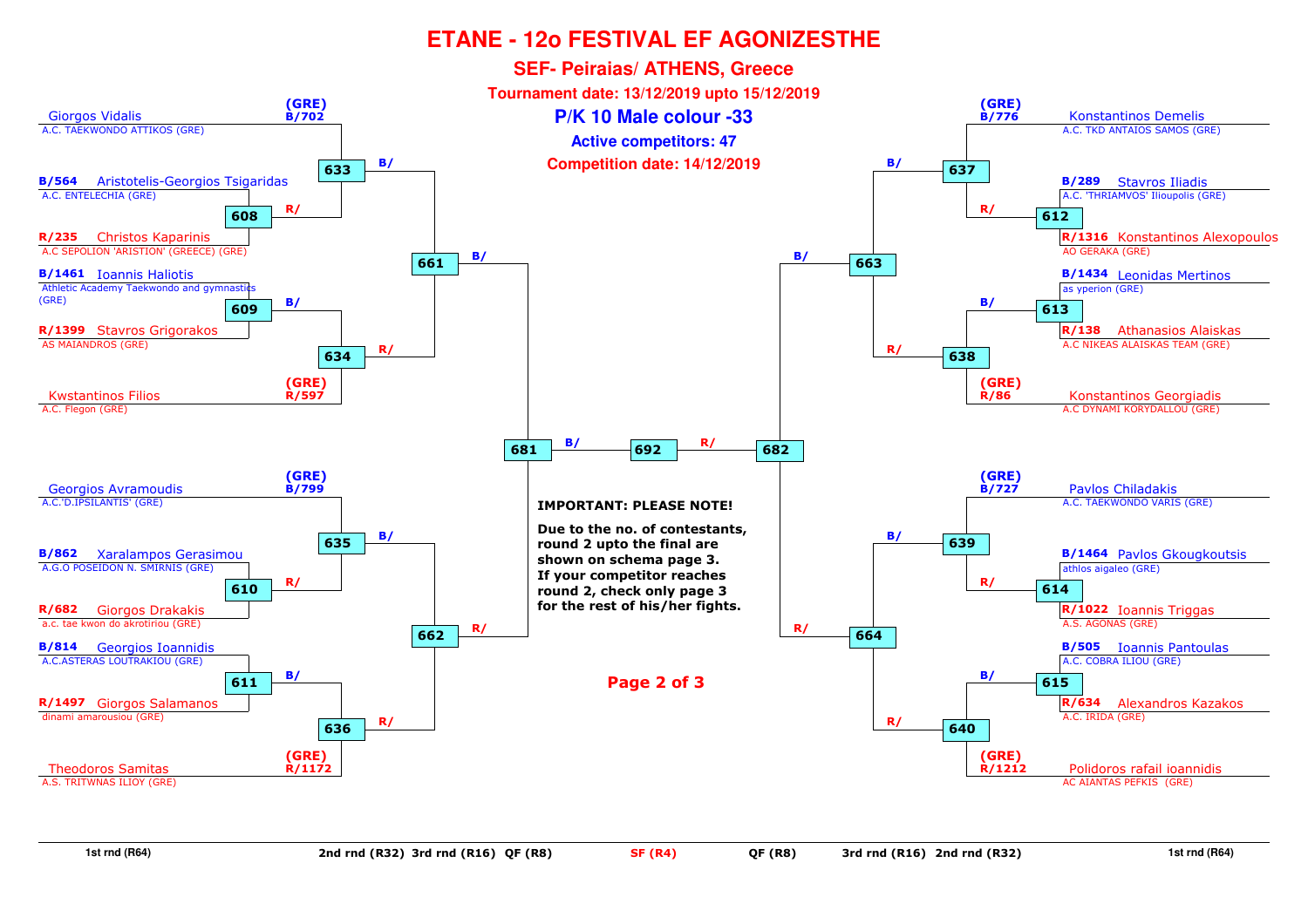# ETANE - 12o FESTIVAL EF AGONIZESTHE

## SEF- Peiraias/ ATHENS, Greece

**Tournament date: 13/12/2019 upto 15/12/2019**

## P/K 10 Male colour -33

**Active competitors: 47**

**Competition date: 14/12/2019**

### Left side

| Competitor | Club | Corner | Match |
|---|---|---|---|
| Giorgos Vidalis | A.C. TAEKWONDO ATTIKOS (GRE) | (GRE) B/702 | 633 |
| Aristotelis-Georgios Tsigaridas | A.C. ENTELECHIA (GRE) | B/564 | 608 |
| Christos Kaparinis | A.C SEPOLION 'ARISTION' (GREECE) (GRE) | R/235 | 608 |
| Ioannis Haliotis | Athletic Academy Taekwondo and gymnastics (GRE) | B/1461 | 609 |
| Stavros Grigorakos | AS MAIANDROS (GRE) | R/1399 | 609 |
| Kwstantinos Filios | A.C. Flegon (GRE) | (GRE) R/597 | 634 |
| Georgios Avramoudis | A.C.'D.IPSILANTIS' (GRE) | (GRE) B/799 | 635 |
| Xaralampos Gerasimou | A.G.O POSEIDON N. SMIRNIS (GRE) | B/862 | 610 |
| Giorgos Drakakis | a.c. tae kwon do akrotiriou (GRE) | R/682 | 610 |
| Georgios Ioannidis | A.C.ASTERAS LOUTRAKIOU (GRE) | B/814 | 611 |
| Giorgos Salamanos | dinami amarousiou (GRE) | R/1497 | 611 |
| Theodoros Samitas | A.S. TRITWNAS ILIOY (GRE) | (GRE) R/1172 | 636 |

- 608 winner → 633 (R/); 633 winner → 661 (B/)
- 609 winner → 634 (B/); 634 winner → 661 (R/)
- 661 winner → 681 (B/)
- 610 winner → 635 (R/); 635 winner → 662 (B/)
- 611 winner → 636 (B/); 636 winner → 662 (R/)
- 662 winner → 681 (R/)
- 681 winner → 692 (B/)

### Right side

| Competitor | Club | Corner | Match |
|---|---|---|---|
| Konstantinos Demelis | A.C. TKD ANTAIOS SAMOS (GRE) | (GRE) B/776 | 637 |
| Stavros Iliadis | A.C. 'THRIAMVOS' Ilioupolis (GRE) | B/289 | 612 |
| Konstantinos Alexopoulos | AO GERAKA (GRE) | R/1316 | 612 |
| Leonidas Mertinos | as yperion (GRE) | B/1434 | 613 |
| Athanasios Alaiskas | A.C NIKEAS ALAISKAS TEAM (GRE) | R/138 | 613 |
| Konstantinos Georgiadis | A.C DYNAMI KORYDALLOU (GRE) | (GRE) R/86 | 638 |
| Pavlos Chiladakis | A.C. TAEKWONDO VARIS (GRE) | (GRE) B/727 | 639 |
| Pavlos Gkougkoutsis | athlos aigaleo (GRE) | B/1464 | 614 |
| Ioannis Triggas | A.S. AGONAS (GRE) | R/1022 | 614 |
| Ioannis Pantoulas | A.C. COBRA ILIOU (GRE) | B/505 | 615 |
| Alexandros Kazakos | A.C. IRIDA (GRE) | R/634 | 615 |
| Polidoros rafail ioannidis | AC AIANTAS PEFKIS (GRE) | (GRE) R/1212 | 640 |

- 612 winner → 637 (R/); 637 winner → 663 (B/)
- 613 winner → 638 (B/); 638 winner → 663 (R/)
- 663 winner → 682 (B/)
- 614 winner → 639 (R/); 639 winner → 664 (B/)
- 615 winner → 640 (B/); 640 winner → 664 (R/)
- 664 winner → 682 (R/)
- 682 winner → 692 (R/)

**IMPORTANT: PLEASE NOTE!**

**Due to the no. of contestants, round 2 upto the final are shown on schema page 3. If your competitor reaches round 2, check only page 3 for the rest of his/her fights.**

1st rnd (R64) | 2nd rnd (R32) | 3rd rnd (R16) | QF (R8) | SF (R4) | QF (R8) | 3rd rnd (R16) | 2nd rnd (R32) | 1st rnd (R64)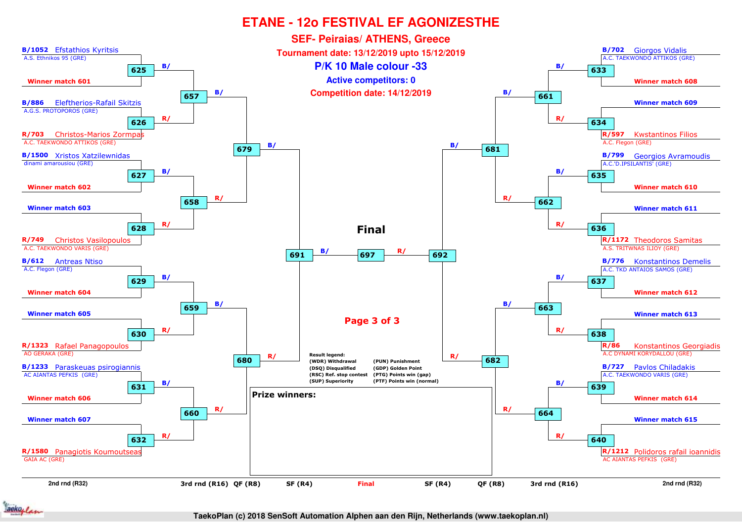# ETANE - 12o FESTIVAL EF AGONIZESTHE

## SEF- Peiraias/ ATHENS, Greece

**Tournament date: 13/12/2019 upto 15/12/2019**

**P/K 10 Male colour -33**

**Active competitors: 0**

**Competition date: 14/12/2019**

### 2nd rnd (R32) – Left side

| Match | Blue | Red |
|---|---|---|
| 625 | B/1052 Efstathios Kyritsis – A.S. Ethnikos 95 (GRE) | Winner match 601 |
| 626 | B/886 Eleftherios-Rafail Skitzis – A.G.S. PROTOPOROS (GRE) | R/703 Christos-Marios Zormpas – A.C. TAEKWONDO ATTIKOS (GRE) |
| 627 | B/1500 Xristos Xatzilewnidas – dinami amarousiou (GRE) | Winner match 602 |
| 628 | Winner match 603 | R/749 Christos Vasilopoulos – A.C. TAEKWONDO VARIS (GRE) |
| 629 | B/612 Antreas Ntiso – A.C. Flegon (GRE) | Winner match 604 |
| 630 | Winner match 605 | R/1323 Rafael Panagopoulos – AO GERAKA (GRE) |
| 631 | B/1233 Paraskeuas psirogiannis – AC AIANTAS PEFKIS (GRE) | Winner match 606 |
| 632 | Winner match 607 | R/1580 Panagiotis Koumoutseas – GAIA AC (GRE) |

### 2nd rnd (R32) – Right side

| Match | Blue | Red |
|---|---|---|
| 633 | B/702 Giorgos Vidalis – A.C. TAEKWONDO ATTIKOS (GRE) | Winner match 608 |
| 634 | Winner match 609 | R/597 Kwstantinos Filios – A.C. Flegon (GRE) |
| 635 | B/799 Georgios Avramoudis – A.C.'D.IPSILANTIS' (GRE) | Winner match 610 |
| 636 | Winner match 611 | R/1172 Theodoros Samitas – A.S. TRITWNAS ILIOY (GRE) |
| 637 | B/776 Konstantinos Demelis – A.C. TKD ANTAIOS SAMOS (GRE) | Winner match 612 |
| 638 | Winner match 613 | R/86 Konstantinos Georgiadis – A.C DYNAMI KORYDALLOU (GRE) |
| 639 | B/727 Pavlos Chiladakis – A.C. TAEKWONDO VARIS (GRE) | Winner match 614 |
| 640 | Winner match 615 | R/1212 Polidoros rafail ioannidis – AC AIANTAS PEFKIS (GRE) |

### Later rounds

| Round | Matches |
|---|---|
| 3rd rnd (R16) | 657 (625 B/, 626 R/), 658 (627 B/, 628 R/), 659 (629 B/, 630 R/), 660 (631 B/, 632 R/), 661 (633 B/, 634 R/), 662 (635 B/, 636 R/), 663 (637 B/, 638 R/), 664 (639 B/, 640 R/) |
| QF (R8) | 679 (657 B/, 658 R/), 680 (659 B/, 660 R/), 681 (661 B/, 662 R/), 682 (663 B/, 664 R/) |
| SF (R4) | 691 (679 B/, 680 R/), 692 (681 B/, 682 R/) |
| Final | 697 (691 B/, 692 R/) |

**Final**

**Result legend:**

- (WDR) Withdrawal
- (DSQ) Disqualified
- (RSC) Ref. stop contest
- (SUP) Superiority
- (PUN) Punishment
- (GDP) Golden Point
- (PTG) Points win (gap)
- (PTF) Points win (normal)

**Prize winners:**

TaekoPlan (c) 2018 SenSoft Automation Alphen aan den Rijn, Netherlands (www.taekoplan.nl)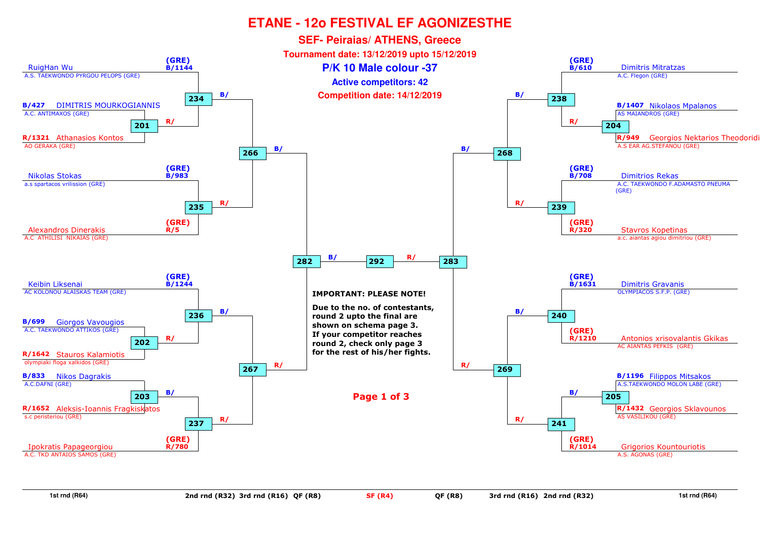# ETANE - 12o FESTIVAL EF AGONIZESTHE

## SEF- Peiraias/ ATHENS, Greece

**Tournament date: 13/12/2019 upto 15/12/2019**

## P/K 10 Male colour -37

**Active competitors: 42**

**Competition date: 14/12/2019**

### Left side

| Competitor | Club | Seed | 1st rnd match | 2nd rnd match | 3rd rnd match | QF match |
|---|---|---|---|---|---|---|
| RuigHan Wu | A.S. TAEKWONDO PYRGOU PELOPS (GRE) | (GRE) B/1144 | | 234 | 266 | 282 |
| DIMITRIS MOURKOGIANNIS | A.C. ANTIMAXOS (GRE) | B/427 | 201 | 234 | 266 | 282 |
| Athanasios Kontos | AO GERAKA (GRE) | R/1321 | 201 | 234 | 266 | 282 |
| Nikolas Stokas | a.s spartacos vrilission (GRE) | (GRE) B/983 | | 235 | 266 | 282 |
| Alexandros Dinerakis | A.C ATHILISI NIKAIAS (GRE) | (GRE) R/5 | | 235 | 266 | 282 |
| Keibin Liksenai | AC KOLONOU ALAISKAS TEAM (GRE) | (GRE) B/1244 | | 236 | 267 | 282 |
| Giorgos Vavougios | A.C. TAEKWONDO ATTIKOS (GRE) | B/699 | 202 | 236 | 267 | 282 |
| Stauros Kalamiotis | olympiaki floga xalkidos (GRE) | R/1642 | 202 | 236 | 267 | 282 |
| Nikos Dagrakis | A.C.DAFNI (GRE) | B/833 | 203 | 237 | 267 | 282 |
| Aleksis-Ioannis Fragkiskatos | s.c peristeriou (GRE) | R/1652 | 203 | 237 | 267 | 282 |
| Ipokratis Papageorgiou | A.C. TKD ANTAIOS SAMOS (GRE) | (GRE) R/780 | | 237 | 267 | 282 |

### Right side

| Competitor | Club | Seed | 1st rnd match | 2nd rnd match | 3rd rnd match | QF match |
|---|---|---|---|---|---|---|
| Dimitris Mitratzas | A.C. Flegon (GRE) | (GRE) B/610 | | 238 | 268 | 283 |
| Nikolaos Mpalanos | AS MAIANDROS (GRE) | B/1407 | 204 | 238 | 268 | 283 |
| Georgios Nektarios Theodoridi | A.S EAR AG.STEFANOU (GRE) | R/949 | 204 | 238 | 268 | 283 |
| Dimitrios Rekas | A.C. TAEKWONDO F.ADAMASTO PNEUMA (GRE) | (GRE) B/708 | | 239 | 268 | 283 |
| Stavros Kopetinas | a.c. aiantas agiou dimitriou (GRE) | (GRE) R/320 | | 239 | 268 | 283 |
| Dimitris Gravanis | OLYMPIACOS S.F.P. (GRE) | (GRE) B/1631 | | 240 | 269 | 283 |
| Antonios xrisovalantis Gkikas | AC AIANTAS PEFKIS (GRE) | (GRE) R/1210 | | 240 | 269 | 283 |
| Filippos Mitsakos | A.S.TAEKWONDO MOLON LABE (GRE) | B/1196 | 205 | 241 | 269 | 283 |
| Georgios Sklavounos | AS VASILIKOU (GRE) | R/1432 | 205 | 241 | 269 | 283 |
| Grigorios Kountouriotis | A.S. AGONAS (GRE) | (GRE) R/1014 | | 241 | 269 | 283 |

Semi-final (SF): 282 (B/) vs 283 (R/) → 292

**IMPORTANT: PLEASE NOTE!**

**Due to the no. of contestants, round 2 upto the final are shown on schema page 3. If your competitor reaches round 2, check only page 3 for the rest of his/her fights.**

1st rnd (R64) | 2nd rnd (R32) | 3rd rnd (R16) | QF (R8) | SF (R4) | QF (R8) | 3rd rnd (R16) | 2nd rnd (R32) | 1st rnd (R64)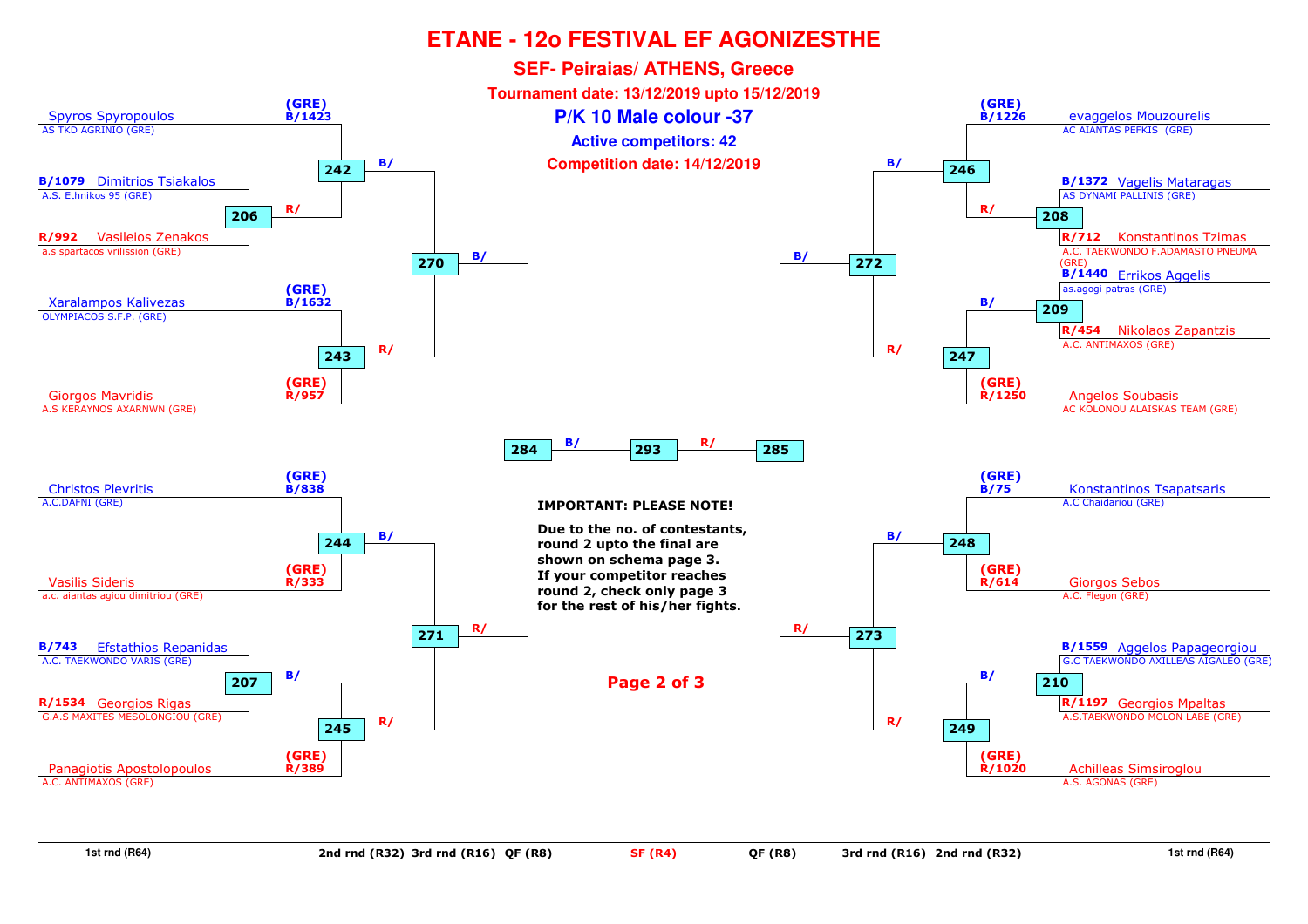# ETANE - 12o FESTIVAL EF AGONIZESTHE

## SEF- Peiraias/ ATHENS, Greece

**Tournament date: 13/12/2019 upto 15/12/2019**

## P/K 10 Male colour -37

**Active competitors: 42**

**Competition date: 14/12/2019**

### Left side

| Competitor | Club | Seed |
|---|---|---|
| Spyros Spyropoulos | AS TKD AGRINIO (GRE) | (GRE) B/1423 |
| Dimitrios Tsiakalos | A.S. Ethnikos 95 (GRE) | B/1079 |
| Vasileios Zenakos | a.s spartacos vrilission (GRE) | R/992 |
| Xaralampos Kalivezas | OLYMPIACOS S.F.P. (GRE) | (GRE) B/1632 |
| Giorgos Mavridis | A.S KERAYNOS AXARNWN (GRE) | (GRE) R/957 |
| Christos Plevritis | A.C.DAFNI (GRE) | (GRE) B/838 |
| Vasilis Sideris | a.c. aiantas agiou dimitriou (GRE) | (GRE) R/333 |
| Efstathios Repanidas | A.C. TAEKWONDO VARIS (GRE) | B/743 |
| Georgios Rigas | G.A.S MAXITES MESOLONGIOU (GRE) | R/1534 |
| Panagiotis Apostolopoulos | A.C. ANTIMAXOS (GRE) | (GRE) R/389 |

Matches: 206 (Tsiakalos B / Zenakos R) → 242 R/; 242 (Spyropoulos B) → 270 B/; 243 (Kalivezas B / Mavridis R) → 270 R/; 270 → 284 B/; 244 (Plevritis B / Sideris R) → 271 B/; 207 (Repanidas B / Rigas R) → 245 B/; 245 (Apostolopoulos R) → 271 R/; 271 → 284 R/; 284 → 293 B/.

### Right side

| Competitor | Club | Seed |
|---|---|---|
| evaggelos Mouzourelis | AC AIANTAS PEFKIS (GRE) | (GRE) B/1226 |
| Vagelis Mataragas | AS DYNAMI PALLINIS (GRE) | B/1372 |
| Konstantinos Tzimas | A.C. TAEKWONDO F.ADAMASTO PNEUMA (GRE) | R/712 |
| Errikos Aggelis | as.agogi patras (GRE) | B/1440 |
| Nikolaos Zapantzis | A.C. ANTIMAXOS (GRE) | R/454 |
| Angelos Soubasis | AC KOLONOU ALAISKAS TEAM (GRE) | (GRE) R/1250 |
| Konstantinos Tsapatsaris | A.C Chaidariou (GRE) | (GRE) B/75 |
| Giorgos Sebos | A.C. Flegon (GRE) | (GRE) R/614 |
| Aggelos Papageorgiou | G.C TAEKWONDO AXILLEAS AIGALEO (GRE) | B/1559 |
| Georgios Mpaltas | A.S.TAEKWONDO MOLON LABE (GRE) | R/1197 |
| Achilleas Simsiroglou | A.S. AGONAS (GRE) | (GRE) R/1020 |

Matches: 208 (Mataragas B / Tzimas R) → 246 R/; 246 (Mouzourelis B) → 272 B/; 209 (Aggelis B / Zapantzis R) → 247 B/; 247 (Soubasis R) → 272 R/; 272 → 285 B/; 248 (Tsapatsaris B / Sebos R) → 273 B/; 210 (Papageorgiou B / Mpaltas R) → 249 B/; 249 (Simsiroglou R) → 273 R/; 273 → 285 R/; 285 → 293 R/.

**IMPORTANT: PLEASE NOTE!**

**Due to the no. of contestants, round 2 upto the final are shown on schema page 3. If your competitor reaches round 2, check only page 3 for the rest of his/her fights.**

1st rnd (R64) | 2nd rnd (R32) | 3rd rnd (R16) | QF (R8) | SF (R4) | QF (R8) | 3rd rnd (R16) | 2nd rnd (R32) | 1st rnd (R64)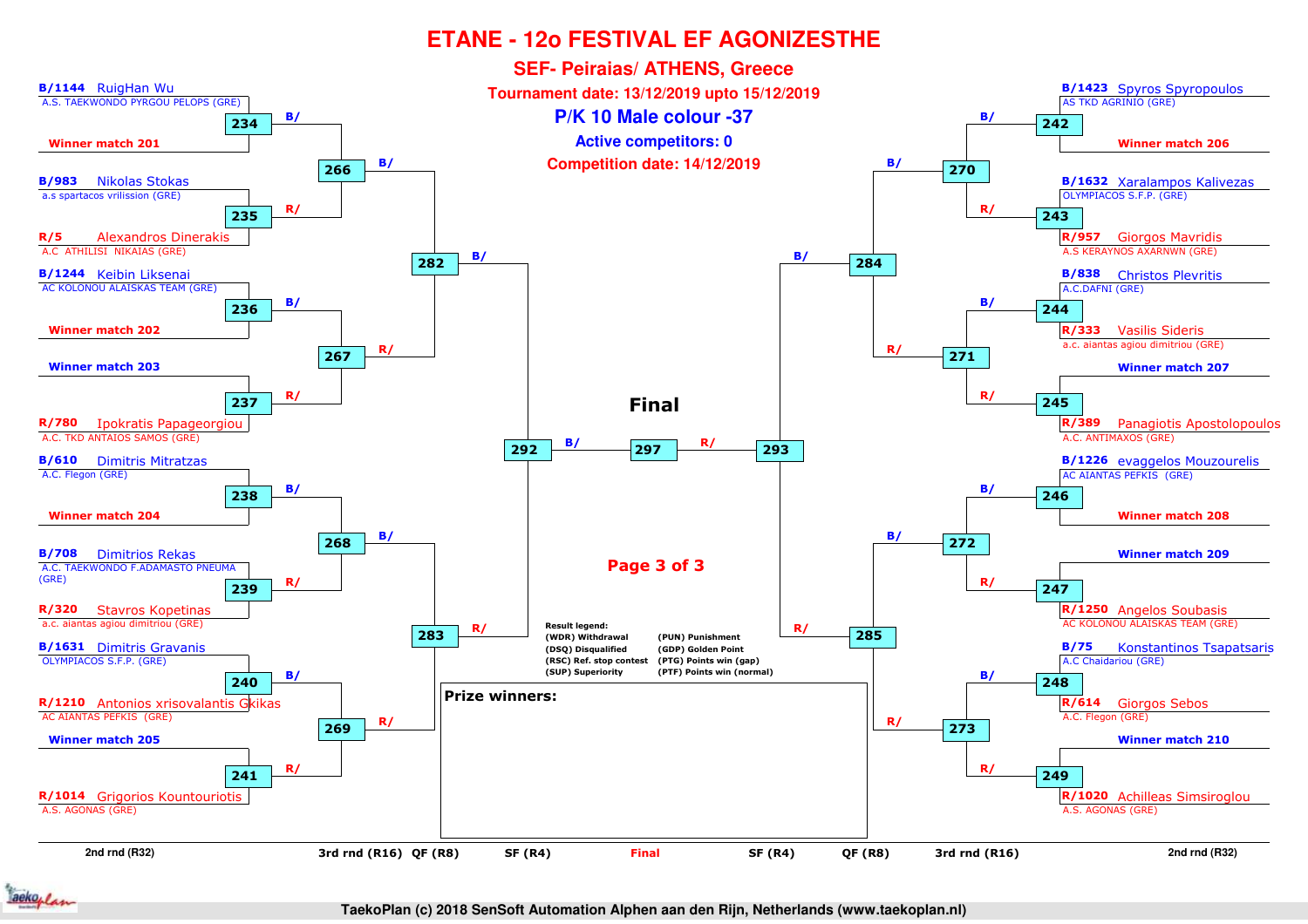# ETANE - 12o FESTIVAL EF AGONIZESTHE

## SEF- Peiraias/ ATHENS, Greece

**Tournament date: 13/12/2019 upto 15/12/2019**

**P/K 10 Male colour -37**

**Active competitors: 0**

**Competition date: 14/12/2019**

### Left side

**Match 234**
- B/1144 RuigHan Wu – A.S. TAEKWONDO PYRGOU PELOPS (GRE)
- Winner match 201

**Match 235**
- B/983 Nikolas Stokas – a.s spartacos vrilission (GRE)
- R/5 Alexandros Dinerakis – A.C ATHILISI NIKAIAS (GRE)

**Match 236**
- B/1244 Keibin Liksenai – AC KOLONOU ALAISKAS TEAM (GRE)
- Winner match 202

**Match 237**
- Winner match 203
- R/780 Ipokratis Papageorgiou – A.C. TKD ANTAIOS SAMOS (GRE)

**Match 238**
- B/610 Dimitris Mitratzas – A.C. Flegon (GRE)
- Winner match 204

**Match 239**
- B/708 Dimitrios Rekas – A.C. TAEKWONDO F.ADAMASTO PNEUMA (GRE)
- R/320 Stavros Kopetinas – a.c. aiantas agiou dimitriou (GRE)

**Match 240**
- B/1631 Dimitris Gravanis – OLYMPIACOS S.F.P. (GRE)
- R/1210 Antonios xrisovalantis Gkikas – AC AIANTAS PEFKIS (GRE)

**Match 241**
- Winner match 205
- R/1014 Grigorios Kountouriotis – A.S. AGONAS (GRE)

Match 266: B/ (234) – R/ (235)
Match 267: B/ (236) – R/ (237)
Match 268: B/ (238) – R/ (239)
Match 269: B/ (240) – R/ (241)
Match 282: B/ (266) – R/ (267)
Match 283: B/ (268) – R/ (269)
Match 292: B/ (282) – R/ (283)

### Right side

**Match 242**
- B/1423 Spyros Spyropoulos – AS TKD AGRINIO (GRE)
- Winner match 206

**Match 243**
- B/1632 Xaralampos Kalivezas – OLYMPIACOS S.F.P. (GRE)
- R/957 Giorgos Mavridis – A.S KERAYNOS AXARNWN (GRE)

**Match 244**
- B/838 Christos Plevritis – A.C.DAFNI (GRE)
- R/333 Vasilis Sideris – a.c. aiantas agiou dimitriou (GRE)

**Match 245**
- Winner match 207
- R/389 Panagiotis Apostolopoulos – A.C. ANTIMAXOS (GRE)

**Match 246**
- B/1226 evaggelos Mouzourelis – AC AIANTAS PEFKIS (GRE)
- Winner match 208

**Match 247**
- Winner match 209
- R/1250 Angelos Soubasis – AC KOLONOU ALAISKAS TEAM (GRE)

**Match 248**
- B/75 Konstantinos Tsapatsaris – A.C Chaidariou (GRE)
- R/614 Giorgos Sebos – A.C. Flegon (GRE)

**Match 249**
- Winner match 210
- R/1020 Achilleas Simsiroglou – A.S. AGONAS (GRE)

Match 270: B/ (242) – R/ (243)
Match 271: B/ (244) – R/ (245)
Match 272: B/ (246) – R/ (247)
Match 273: B/ (248) – R/ (249)
Match 284: B/ (270) – R/ (271)
Match 285: B/ (272) – R/ (273)
Match 293: B/ (284) – R/ (285)

### Final

Match 297: B/ (292) – R/ (293)

**Result legend:**
- (WDR) Withdrawal
- (DSQ) Disqualified
- (RSC) Ref. stop contest
- (SUP) Superiority
- (PUN) Punishment
- (GDP) Golden Point
- (PTG) Points win (gap)
- (PTF) Points win (normal)

**Prize winners:**

Rounds: 2nd rnd (R32) | 3rd rnd (R16) | QF (R8) | SF (R4) | Final | SF (R4) | QF (R8) | 3rd rnd (R16) | 2nd rnd (R32)

TaekoPlan (c) 2018 SenSoft Automation Alphen aan den Rijn, Netherlands (www.taekoplan.nl)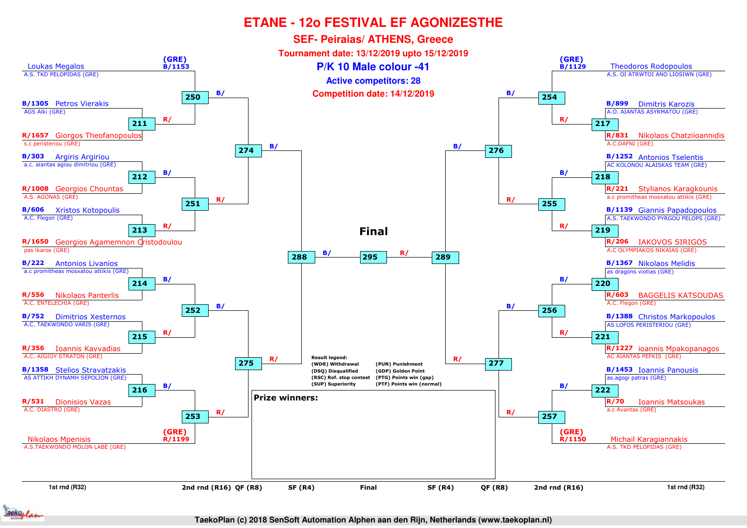# ETANE - 12o FESTIVAL EF AGONIZESTHE

## SEF- Peiraias/ ATHENS, Greece

**Tournament date: 13/12/2019 upto 15/12/2019**

## P/K 10 Male colour -41

**Active competitors: 28**

**Competition date: 14/12/2019**

### Left side of bracket

| 1st rnd (R32) | Competitor | Club |
|---|---|---|
| (GRE) B/1153 | Loukas Megalos | A.S. TKD PELOPIDAS (GRE) |
| B/1305 | Petros Vierakis | AGS Alki (GRE) |
| R/1657 | Giorgos Theofanopoulos | s.c peristeriou (GRE) |
| B/303 | Argiris Argiriou | a.c. aiantas agiou dimitriou (GRE) |
| R/1008 | Georgios Chountas | A.S. AGONAS (GRE) |
| B/606 | Xristos Kotopoulis | A.C. Flegon (GRE) |
| R/1650 | Georgios Agamemnon Cristodoulou | pas ikaros (GRE) |
| B/222 | Antonios Livanios | a.c promitheas mosxatou attikis (GRE) |
| R/556 | Nikolaos Panterlis | A.C. ENTELECHIA (GRE) |
| B/752 | Dimitrios Xesternos | A.C. TAEKWONDO VARIS (GRE) |
| R/356 | Ioannis Kavvadias | A.C. AIGIOY STRATON (GRE) |
| B/1358 | Stelios Stravatzakis | AS ATTIKH DYNAMH SEPOLION (GRE) |
| R/531 | Dionisios Vazas | A.C. DIASTRO (GRE) |
| (GRE) R/1199 | Nikolaos Mpenisis | A.S.TAEKWONDO MOLON LABE (GRE) |

Matches: 211, 212, 213, 214, 215, 216 (1st rnd); 250, 251, 252, 253 (2nd rnd); 274, 275 (QF); 288 (SF)

### Right side of bracket

| 1st rnd (R32) | Competitor | Club |
|---|---|---|
| (GRE) B/1129 | Theodoros Rodopoulos | A.S. OI ATRWTOI ANO LIOSIWN (GRE) |
| B/899 | Dimitris Karozis | A.O. AIANTAS ASYRMATOU (GRE) |
| R/831 | Nikolaos Chatziioannidis | A.C.DAFNI (GRE) |
| B/1252 | Antonios Tselentis | AC KOLONOU ALAISKAS TEAM (GRE) |
| R/221 | Stylianos Karagkounis | a.c promitheas mosxatou attikis (GRE) |
| B/1139 | Giannis Papadopoulos | A.S. TAEKWONDO PYRGOU PELOPS (GRE) |
| R/206 | IAKOVOS SIRIGOS | A.C OLYMPIAKOS NIKAIAS (GRE) |
| B/1367 | Nikolaos Melidis | as dragons viotias (GRE) |
| R/603 | BAGGELIS KATSOUDAS | A.C. Flegon (GRE) |
| B/1388 | Christos Markopoulos | AS LOFOS PERISTERIOU (GRE) |
| R/1227 | ioannis Mpakopanagos | AC AIANTAS PEFKIS (GRE) |
| B/1453 | Ioannis Panousis | as.agogi patras (GRE) |
| R/70 | Ioannis Matsoukas | a.c Avantas (GRE) |
| (GRE) R/1150 | Michail Karagiannakis | A.S. TKD PELOPIDAS (GRE) |

Matches: 217, 218, 219, 220, 221, 222 (1st rnd); 254, 255, 256, 257 (2nd rnd); 276, 277 (QF); 289 (SF)

**Final**: 295

**Result legend:**
- (WDR) Withdrawal
- (DSQ) Disqualified
- (RSC) Ref. stop contest
- (SUP) Superiority
- (PUN) Punishment
- (GDP) Golden Point
- (PTG) Points win (gap)
- (PTF) Points win (normal)

**Prize winners:**

1st rnd (R32) | 2nd rnd (R16) | QF (R8) | SF (R4) | Final | SF (R4) | QF (R8) | 2nd rnd (R16) | 1st rnd (R32)

TaekoPlan (c) 2018 SenSoft Automation Alphen aan den Rijn, Netherlands (www.taekoplan.nl)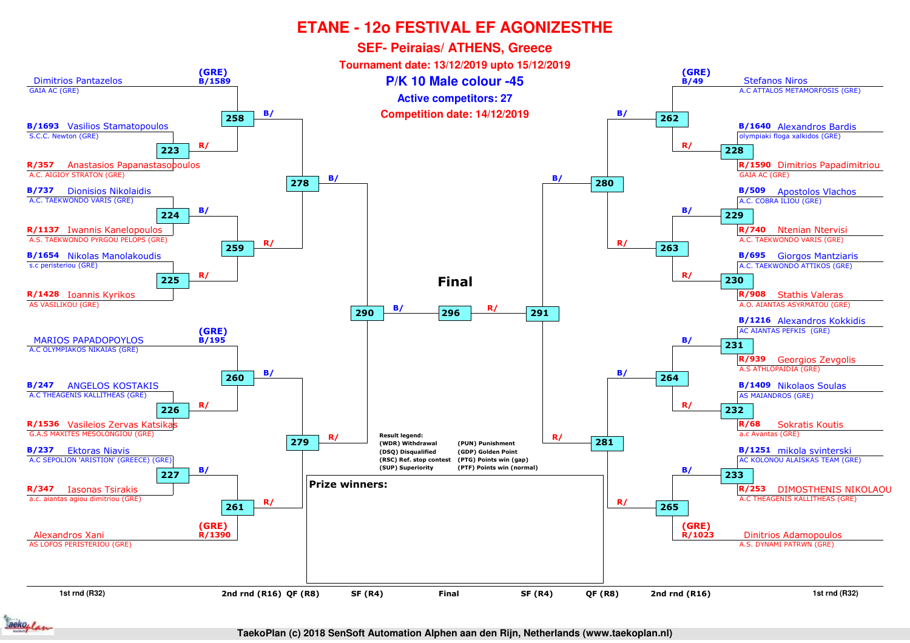# ETANE - 12o FESTIVAL EF AGONIZESTHE

## SEF- Peiraias/ ATHENS, Greece

**Tournament date: 13/12/2019 upto 15/12/2019**

**P/K 10 Male colour -45**

**Active competitors: 27**

**Competition date: 14/12/2019**

### Left side of bracket

| 1st rnd (R32) | Club | Match |
| --- | --- | --- |
| (GRE) B/1589 Dimitrios Pantazelos | GAIA AC (GRE) | 258 (bye) |
| B/1693 Vasilios Stamatopoulos | S.C.C. Newton (GRE) | 223 |
| R/357 Anastasios Papanastasopoulos | A.C. AIGIOY STRATON (GRE) | 223 |
| B/737 Dionisios Nikolaidis | A.C. TAEKWONDO VARIS (GRE) | 224 |
| R/1137 Iwannis Kanelopoulos | A.S. TAEKWONDO PYRGOU PELOPS (GRE) | 224 |
| B/1654 Nikolas Manolakoudis | s.c peristeriou (GRE) | 225 |
| R/1428 Ioannis Kyrikos | AS VASILIKOU (GRE) | 225 |
| (GRE) B/195 MARIOS PAPADOPOYLOS | A.C OLYMPIAKOS NIKAIAS (GRE) | 260 (bye) |
| B/247 ANGELOS KOSTAKIS | A.C THEAGENIS KALLITHEAS (GRE) | 226 |
| R/1536 Vasileios Zervas Katsikas | G.A.S MAXITES MESOLONGIOU (GRE) | 226 |
| B/237 Ektoras Niavis | A.C SEPOLION 'ARISTION' (GREECE) (GRE) | 227 |
| R/347 Iasonas Tsirakis | a.c. aiantas agiou dimitriou (GRE) | 227 |
| (GRE) R/1390 Alexandros Xani | AS LOFOS PERISTERIOU (GRE) | 261 (bye) |

Round of 16: 258 (B: Pantazelos / R: winner 223), 259 (B: winner 224 / R: winner 225), 260 (B: Papadopoylos / R: winner 226), 261 (B: winner 227 / R: Xani)

QF: 278 (B: winner 258 / R: winner 259), 279 (B: winner 260 / R: winner 261)

SF: 290 (B: winner 278 / R: winner 279)

### Right side of bracket

| 1st rnd (R32) | Club | Match |
| --- | --- | --- |
| (GRE) B/49 Stefanos Niros | A.C ATTALOS METAMORFOSIS (GRE) | 262 (bye) |
| B/1640 Alexandros Bardis | olympiaki floga xalkidos (GRE) | 228 |
| R/1590 Dimitrios Papadimitriou | GAIA AC (GRE) | 228 |
| B/509 Apostolos Vlachos | A.C. COBRA ILIOU (GRE) | 229 |
| R/740 Ntenian Ntervisi | A.C. TAEKWONDO VARIS (GRE) | 229 |
| B/695 Giorgos Mantziaris | A.C. TAEKWONDO ATTIKOS (GRE) | 230 |
| R/908 Stathis Valeras | A.O. AIANTAS ASYRMATOU (GRE) | 230 |
| B/1216 Alexandros Kokkidis | AC AIANTAS PEFKIS (GRE) | 231 |
| R/939 Georgios Zevgolis | A.S ATHLOPAIDIA (GRE) | 231 |
| B/1409 Nikolaos Soulas | AS MAIANDROS (GRE) | 232 |
| R/68 Sokratis Koutis | a.c Avantas (GRE) | 232 |
| B/1251 mikola svinterski | AC KOLONOU ALAISKAS TEAM (GRE) | 233 |
| R/253 DIMOSTHENIS NIKOLAOU | A.C THEAGENIS KALLITHEAS (GRE) | 233 |
| (GRE) R/1023 Dinitrios Adamopoulos | A.S. DYNAMI PATRWN (GRE) | 265 (bye) |

Round of 16: 262 (B: Niros / R: winner 228), 263 (B: winner 229 / R: winner 230), 264 (B: winner 231 / R: winner 232), 265 (B: winner 233 / R: Adamopoulos)

QF: 280 (B: winner 262 / R: winner 263), 281 (B: winner 264 / R: winner 265)

SF: 291 (B: winner 280 / R: winner 281)

### Final

296 (B: winner 290 / R: winner 291)

**Result legend:**

- (WDR) Withdrawal
- (DSQ) Disqualified
- (RSC) Ref. stop contest
- (SUP) Superiority
- (PUN) Punishment
- (GDP) Golden Point
- (PTG) Points win (gap)
- (PTF) Points win (normal)

**Prize winners:**

1st rnd (R32) | 2nd rnd (R16) | QF (R8) | SF (R4) | Final | SF (R4) | QF (R8) | 2nd rnd (R16) | 1st rnd (R32)

TaekoPlan (c) 2018 SenSoft Automation Alphen aan den Rijn, Netherlands (www.taekoplan.nl)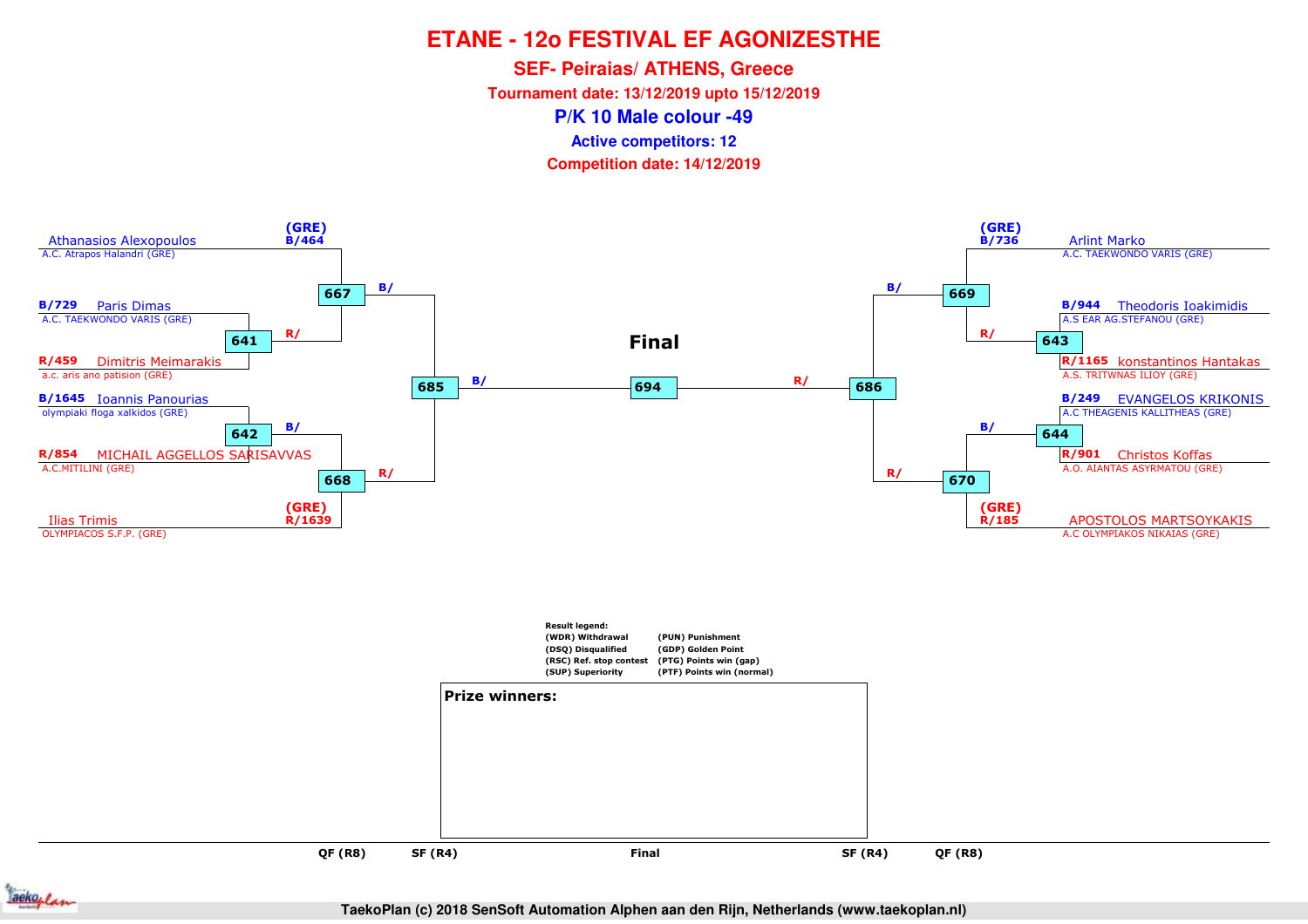# ETANE - 12o FESTIVAL EF AGONIZESTHE

## SEF- Peiraias/ ATHENS, Greece

**Tournament date: 13/12/2019 upto 15/12/2019**

## P/K 10 Male colour -49

**Active competitors: 12**

**Competition date: 14/12/2019**

(GRE) B/464 Athanasios Alexopoulos
A.C. Atrapos Halandri (GRE)

B/729 Paris Dimas
A.C. TAEKWONDO VARIS (GRE)

R/459 Dimitris Meimarakis
a.c. aris ano patision (GRE)

B/1645 Ioannis Panourias
olympiaki floga xalkidos (GRE)

R/854 MICHAIL AGGELLOS SARISAVVAS
A.C.MITILINI (GRE)

(GRE) R/1639 Ilias Trimis
OLYMPIACOS S.F.P. (GRE)

(GRE) B/736 Arlint Marko
A.C. TAEKWONDO VARIS (GRE)

B/944 Theodoris Ioakimidis
A.S EAR AG.STEFANOU (GRE)

R/1165 konstantinos Hantakas
A.S. TRITWNAS ILIOY (GRE)

B/249 EVANGELOS KRIKONIS
A.C THEAGENIS KALLITHEAS (GRE)

R/901 Christos Koffas
A.O. AIANTAS ASYRMATOU (GRE)

(GRE) R/185 APOSTOLOS MARTSOYKAKIS
A.C OLYMPIAKOS NIKAIAS (GRE)

641 R/ → 667 B/ → 685 B/ → 694 (Final)

642 B/ → 668 R/ → 685

643 R/ → 669 B/ → 686 R/ → 694

644 B/ → 670 R/ → 686

**Final**

Result legend:
(WDR) Withdrawal (PUN) Punishment
(DSQ) Disqualified (GDP) Golden Point
(RSC) Ref. stop contest (PTG) Points win (gap)
(SUP) Superiority (PTF) Points win (normal)

**Prize winners:**

QF (R8) SF (R4) Final SF (R4) QF (R8)

TaekoPlan (c) 2018 SenSoft Automation Alphen aan den Rijn, Netherlands (www.taekoplan.nl)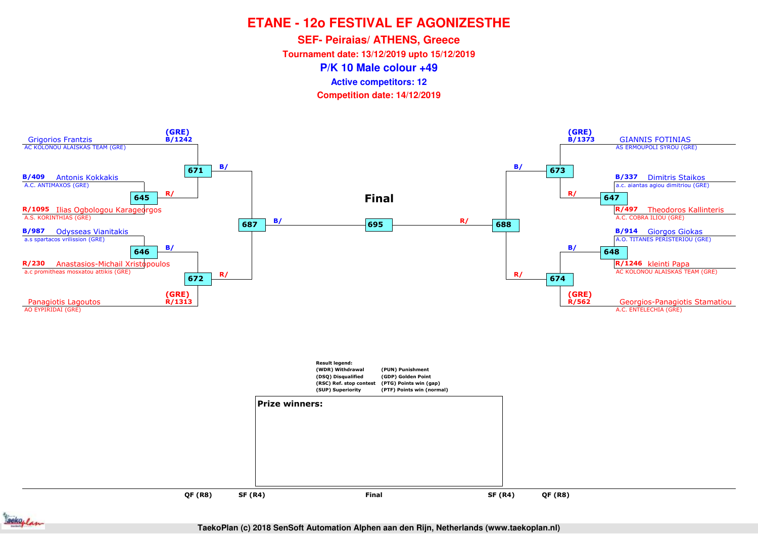# ETANE - 12o FESTIVAL EF AGONIZESTHE

## SEF- Peiraias/ ATHENS, Greece

**Tournament date: 13/12/2019 upto 15/12/2019**

## P/K 10 Male colour +49

**Active competitors: 12**

**Competition date: 14/12/2019**

### Left side of bracket

| Competitor | Club | Match |
|---|---|---|
| (GRE) B/1242 Grigorios Frantzis | AC KOLONOU ALAISKAS TEAM (GRE) | 671 (B/) |
| B/409 Antonis Kokkakis | A.C. ANTIMAXOS (GRE) | 645 (B/) → 671 (R/) |
| R/1095 Ilias Ogbologou Karageorgos | A.S. KORINTHIAS (GRE) | 645 (R/) |
| B/987 Odysseas Vianitakis | a.s spartacos vrilission (GRE) | 646 (B/) |
| R/230 Anastasios-Michail Xristopoulos | a.c promitheas mosxatou attikis (GRE) | 646 (R/) |
| (GRE) R/1313 Panagiotis Lagoutos | AO EYPIRIDAI (GRE) | 672 (R/) |

- 646 winner → 672 (B/)
- 671 → 687 (B/); 672 → 687 (R/)
- 687 → 695 (B/)

### Final

**695**

### Right side of bracket

| Competitor | Club | Match |
|---|---|---|
| (GRE) B/1373 GIANNIS FOTINIAS | AS ERMOUPOLI SYROU (GRE) | 673 (B/) |
| B/337 Dimitris Staikos | a.c. aiantas agiou dimitriou (GRE) | 647 (B/) |
| R/497 Theodoros Kallinteris | A.C. COBRA ILIOU (GRE) | 647 (R/) |
| B/914 Giorgos Giokas | A.O. TITANES PERISTERIOU (GRE) | 648 (B/) |
| R/1246 kleinti Papa | AC KOLONOU ALAISKAS TEAM (GRE) | 648 (R/) |
| (GRE) R/562 Georgios-Panagiotis Stamatiou | A.C. ENTELECHIA (GRE) | 674 (R/) |

- 647 → 673 (R/); 648 → 674 (B/)
- 673 → 688 (B/); 674 → 688 (R/)
- 688 → 695 (R/)

**Result legend:**

| | |
|---|---|
| (WDR) Withdrawal | (PUN) Punishment |
| (DSQ) Disqualified | (GDP) Golden Point |
| (RSC) Ref. stop contest | (PTG) Points win (gap) |
| (SUP) Superiority | (PTF) Points win (normal) |

**Prize winners:**

QF (R8) | SF (R4) | Final | SF (R4) | QF (R8)

TaekoPlan (c) 2018 SenSoft Automation Alphen aan den Rijn, Netherlands (www.taekoplan.nl)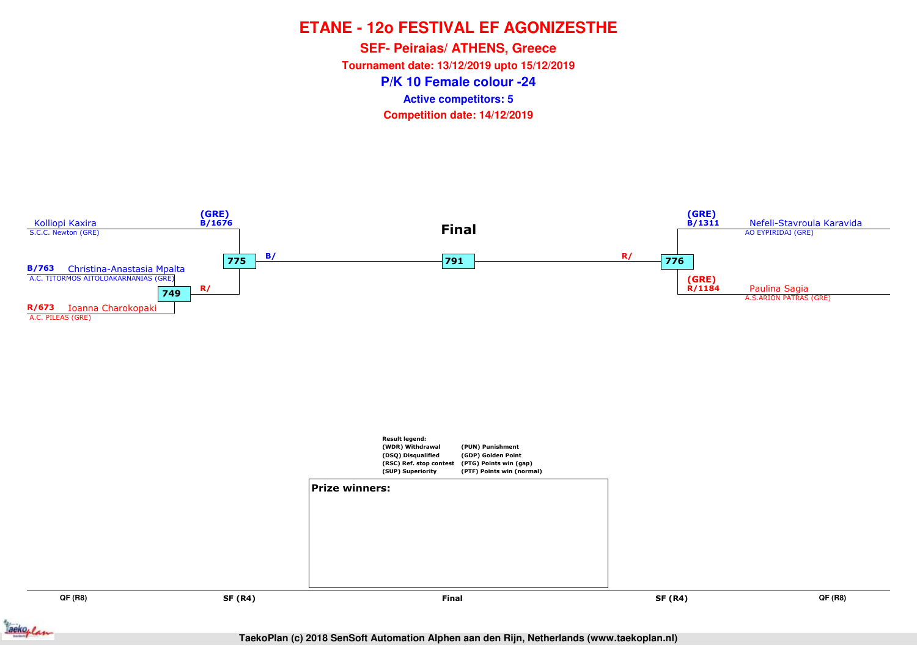# ETANE - 12o FESTIVAL EF AGONIZESTHE

## SEF- Peiraias/ ATHENS, Greece

**Tournament date: 13/12/2019 upto 15/12/2019**

## P/K 10 Female colour -24

**Active competitors: 5**

**Competition date: 14/12/2019**

**Final**

Kolliopi Kaxira
S.C.C. Newton (GRE)
(GRE)
B/1676

B/763 Christina-Anastasia Mpalta
A.C. TITORMOS AITOLOAKARNANIAS (GRE)

749 R/

R/673 Ioanna Charokopaki
A.C. PILEAS (GRE)

775 B/

791

R/ 776

(GRE)
B/1311
Nefeli-Stavroula Karavida
AO EYPIRIDAI (GRE)

(GRE)
R/1184
Paulina Sagia
A.S.ARION PATRAS (GRE)

Result legend:

| | |
|---|---|
| (WDR) Withdrawal | (PUN) Punishment |
| (DSQ) Disqualified | (GDP) Golden Point |
| (RSC) Ref. stop contest | (PTG) Points win (gap) |
| (SUP) Superiority | (PTF) Points win (normal) |

**Prize winners:**

QF (R8) | SF (R4) | Final | SF (R4) | QF (R8)

TaekoPlan (c) 2018 SenSoft Automation Alphen aan den Rijn, Netherlands (www.taekoplan.nl)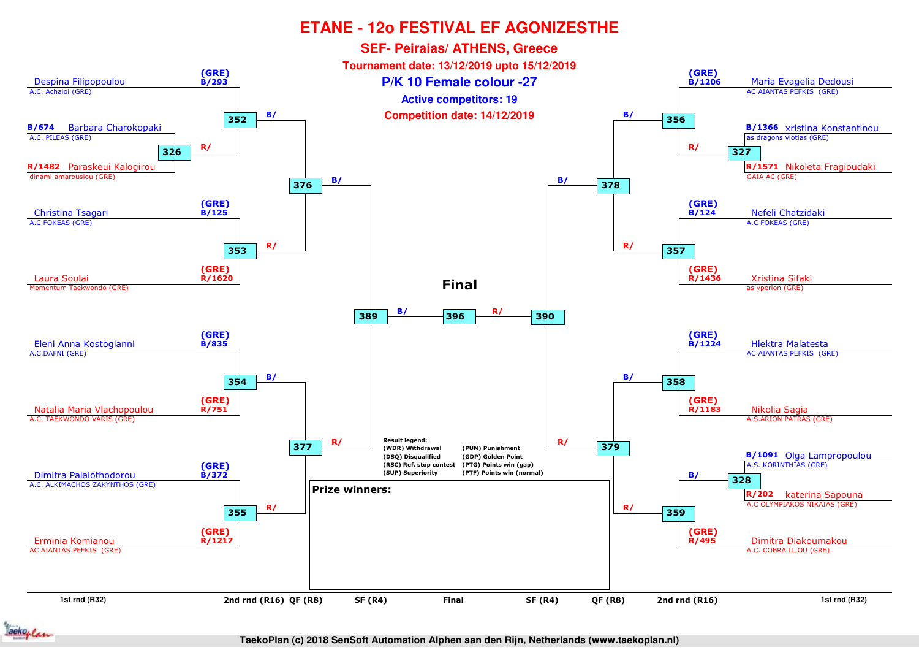# ETANE - 12o FESTIVAL EF AGONIZESTHE

## SEF- Peiraias/ ATHENS, Greece

**Tournament date: 13/12/2019 upto 15/12/2019**

**P/K 10 Female colour -27**

**Active competitors: 19**

**Competition date: 14/12/2019**

### Left side

- Despina Filipopoulou — A.C. Achaioi (GRE) — (GRE) B/293
- B/674 Barbara Charokopaki — A.C. PILEAS (GRE)
- R/1482 Paraskeui Kalogirou — dinami amarousiou (GRE)
  - Match 326: B/674 vs R/1482
- Match 352: B/293 vs R/ (winner 326)
- Christina Tsagari — A.C FOKEAS (GRE) — (GRE) B/125
- Laura Soulai — Momentum Taekwondo (GRE) — (GRE) R/1620
- Match 353: B/125 vs R/1620
- Match 376: B/ (winner 352) vs R/ (winner 353)
- Eleni Anna Kostogianni — A.C.DAFNI (GRE) — (GRE) B/835
- Natalia Maria Vlachopoulou — A.C. TAEKWONDO VARIS (GRE) — (GRE) R/751
- Match 354: B/835 vs R/751
- Dimitra Palaiothodorou — A.C. ALKIMACHOS ZAKYNTHOS (GRE) — (GRE) B/372
- Erminia Komianou — AC AIANTAS PEFKIS (GRE) — (GRE) R/1217
- Match 355: B/372 vs R/1217
- Match 377: B/ (winner 354) vs R/ (winner 355)
- Match 389: B/ (winner 376) vs R/ (winner 377)

### Right side

- Maria Evagelia Dedousi — AC AIANTAS PEFKIS (GRE) — (GRE) B/1206
- B/1366 xristina Konstantinou — as dragons viotias (GRE)
- R/1571 Nikoleta Fragioudaki — GAIA AC (GRE)
  - Match 327: B/1366 vs R/1571
- Match 356: B/1206 vs R/ (winner 327)
- Nefeli Chatzidaki — A.C FOKEAS (GRE) — (GRE) B/124
- Xristina Sifaki — as yperion (GRE) — (GRE) R/1436
- Match 357: B/124 vs R/1436
- Match 378: B/ (winner 356) vs R/ (winner 357)
- Hlektra Malatesta — AC AIANTAS PEFKIS (GRE) — (GRE) B/1224
- Nikolia Sagia — A.S.ARION PATRAS (GRE) — (GRE) R/1183
- Match 358: B/1224 vs R/1183
- B/1091 Olga Lampropoulou — A.S. KORINTHIAS (GRE)
- R/202 katerina Sapouna — A.C OLYMPIAKOS NIKAIAS (GRE)
  - Match 328: B/1091 vs R/202
- Dimitra Diakoumakou — A.C. COBRA ILIOU (GRE) — (GRE) R/495
- Match 359: B/ (winner 328) vs R/495
- Match 379: B/ (winner 358) vs R/ (winner 359)
- Match 390: B/ (winner 378) vs R/ (winner 379)

### Final

- Match 396: B/ (winner 389) vs R/ (winner 390)

**Result legend:**
(WDR) Withdrawal, (DSQ) Disqualified, (RSC) Ref. stop contest, (SUP) Superiority, (PUN) Punishment, (GDP) Golden Point, (PTG) Points win (gap), (PTF) Points win (normal)

**Prize winners:**

1st rnd (R32) | 2nd rnd (R16) | QF (R8) | SF (R4) | Final | SF (R4) | QF (R8) | 2nd rnd (R16) | 1st rnd (R32)

TaekoPlan (c) 2018 SenSoft Automation Alphen aan den Rijn, Netherlands (www.taekoplan.nl)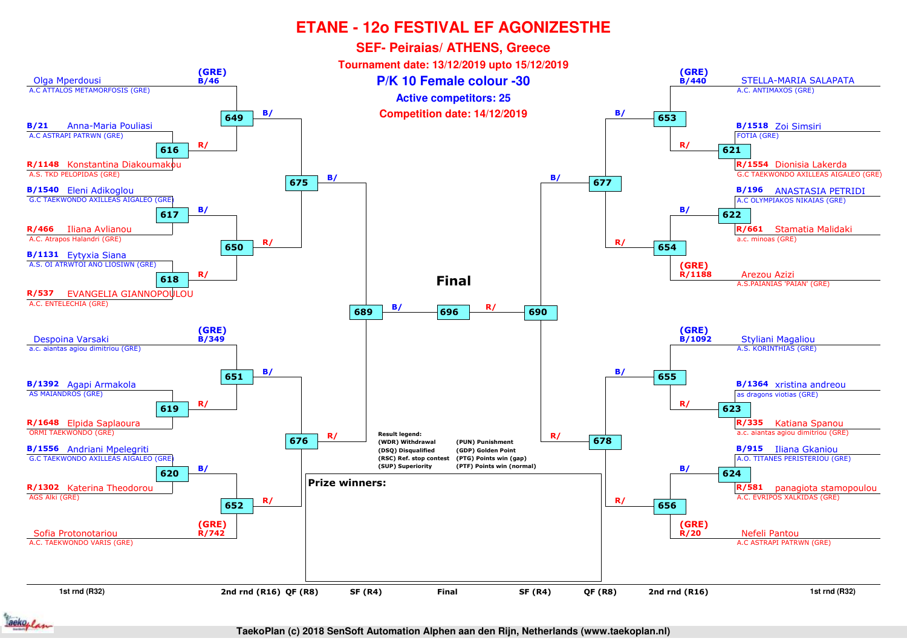# ETANE - 12o FESTIVAL EF AGONIZESTHE

## SEF- Peiraias/ ATHENS, Greece

**Tournament date: 13/12/2019 upto 15/12/2019**

## P/K 10 Female colour -30

**Active competitors: 25**

**Competition date: 14/12/2019**

### Left half of bracket

**1st rnd (R32) / 2nd rnd (R16)**

- (GRE) B/46 Olga Mperdousi – A.C ATTALOS METAMORFOSIS (GRE)
- Match 616: B/21 Anna-Maria Pouliasi – A.C ASTRAPI PATRWN (GRE) vs R/1148 Konstantina Diakoumakou – A.S. TKD PELOPIDAS (GRE)
- Match 649: B/ vs R/
- Match 617: B/1540 Eleni Adikoglou – G.C TAEKWONDO AXILLEAS AIGALEO (GRE) vs R/466 Iliana Avlianou – A.C. Atrapos Halandri (GRE)
- Match 618: B/1131 Eytyxia Siana – A.S. OI ATRWTOI ANO LIOSIWN (GRE) vs R/537 EVANGELIA GIANNOPOULOU – A.C. ENTELECHIA (GRE)
- Match 650: B/ vs R/
- Match 675 (QF): B/ vs R/
- (GRE) B/349 Despoina Varsaki – a.c. aiantas agiou dimitriou (GRE)
- Match 619: B/1392 Agapi Armakola – AS MAIANDROS (GRE) vs R/1648 Elpida Saplaoura – ORMI TAEKWONDO (GRE)
- Match 651: B/ vs R/
- Match 620: B/1556 Andriani Mpelegriti – G.C TAEKWONDO AXILLEAS AIGALEO (GRE) vs R/1302 Katerina Theodorou – AGS Alki (GRE)
- Match 652: B/ vs R/
- (GRE) R/742 Sofia Protonotariou – A.C. TAEKWONDO VARIS (GRE)
- Match 676 (QF): B/ vs R/
- Match 689 (SF): B/

### Final

- Match 696: B/ vs R/

### Right half of bracket

- (GRE) B/440 STELLA-MARIA SALAPATA – A.C. ANTIMAXOS (GRE)
- Match 621: B/1518 Zoi Simsiri – FOTIA (GRE) vs R/1554 Dionisia Lakerda – G.C TAEKWONDO AXILLEAS AIGALEO (GRE)
- Match 653: B/ vs R/
- Match 622: B/196 ANASTASIA PETRIDI – A.C OLYMPIAKOS NIKAIAS (GRE) vs R/661 Stamatia Malidaki – a.c. minoas (GRE)
- (GRE) R/1188 Arezou Azizi – A.S.PAIANIAS 'PAIAN' (GRE)
- Match 654: B/ vs R/
- Match 677 (QF): B/ vs R/
- (GRE) B/1092 Styliani Magaliou – A.S. KORINTHIAS (GRE)
- Match 623: B/1364 xristina andreou – as dragons viotias (GRE) vs R/335 Katiana Spanou – a.c. aiantas agiou dimitriou (GRE)
- Match 655: B/ vs R/
- Match 624: B/915 Iliana Gkaniou – A.O. TITANES PERISTERIOU (GRE) vs R/581 panagiota stamopoulou – A.C. EVRIPOS XALKIDAS (GRE)
- (GRE) R/20 Nefeli Pantou – A.C ASTRAPI PATRWN (GRE)
- Match 656: B/ vs R/
- Match 678 (QF): B/ vs R/
- Match 690 (SF): R/

Rounds: 1st rnd (R32) | 2nd rnd (R16) | QF (R8) | SF (R4) | Final | SF (R4) | QF (R8) | 2nd rnd (R16) | 1st rnd (R32)

**Result legend:**

| | |
|---|---|
| (WDR) Withdrawal | (PUN) Punishment |
| (DSQ) Disqualified | (GDP) Golden Point |
| (RSC) Ref. stop contest | (PTG) Points win (gap) |
| (SUP) Superiority | (PTF) Points win (normal) |

**Prize winners:**

TaekoPlan (c) 2018 SenSoft Automation Alphen aan den Rijn, Netherlands (www.taekoplan.nl)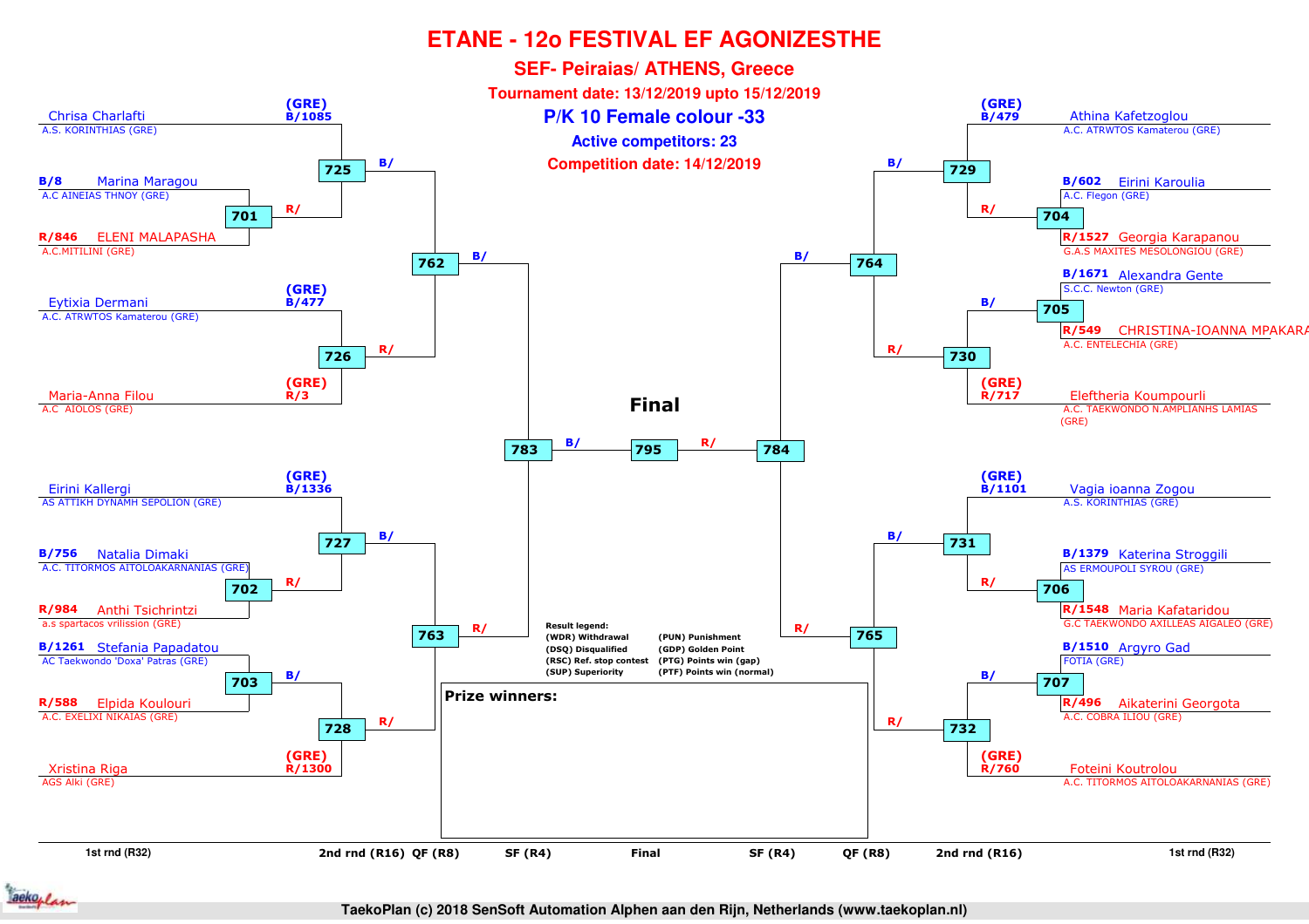# ETANE - 12o FESTIVAL EF AGONIZESTHE

## SEF- Peiraias/ ATHENS, Greece

**Tournament date: 13/12/2019 upto 15/12/2019**

## P/K 10 Female colour -33

**Active competitors: 23**

**Competition date: 14/12/2019**

### Left half of bracket

**1st rnd (R32) / 2nd rnd (R16)**

- (GRE) B/1085 Chrisa Charlafti – A.S. KORINTHIAS (GRE)
- Match 701: B/8 Marina Maragou – A.C AINEIAS THNOY (GRE) vs R/846 ELENI MALAPASHA – A.C.MITILINI (GRE)
- Match 725: B/ (Chrisa Charlafti) vs R/ (winner 701)
- (GRE) B/477 Eytixia Dermani – A.C. ATRWTOS Kamaterou (GRE)
- (GRE) R/3 Maria-Anna Filou – A.C AIOLOS (GRE)
- Match 726: B/ (Eytixia Dermani) vs R/ (Maria-Anna Filou)
- Match 762 (QF): B/ (winner 725) vs R/ (winner 726)

- (GRE) B/1336 Eirini Kallergi – AS ATTIKH DYNAMH SEPOLION (GRE)
- Match 702: B/756 Natalia Dimaki – A.C. TITORMOS AITOLOAKARNANIAS (GRE) vs R/984 Anthi Tsichrintzi – a.s spartacos vrilission (GRE)
- Match 727: B/ (Eirini Kallergi) vs R/ (winner 702)
- Match 703: B/1261 Stefania Papadatou – AC Taekwondo 'Doxa' Patras (GRE) vs R/588 Elpida Koulouri – A.C. EXELIXI NIKAIAS (GRE)
- (GRE) R/1300 Xristina Riga – AGS Alki (GRE)
- Match 728: B/ (winner 703) vs R/ (Xristina Riga)
- Match 763 (QF): B/ (winner 727) vs R/ (winner 728)

- Match 783 (SF): B/ (winner 762) vs R/ (winner 763)

### Final

- Match 795: B/ (winner 783) vs R/ (winner 784)

### Right half of bracket

- (GRE) B/479 Athina Kafetzoglou – A.C. ATRWTOS Kamaterou (GRE)
- Match 704: B/602 Eirini Karoulia – A.C. Flegon (GRE) vs R/1527 Georgia Karapanou – G.A.S MAXITES MESOLONGIOU (GRE)
- Match 729: B/ (Athina Kafetzoglou) vs R/ (winner 704)
- Match 705: B/1671 Alexandra Gente – S.C.C. Newton (GRE) vs R/549 CHRISTINA-IOANNA MPAKARA – A.C. ENTELECHIA (GRE)
- (GRE) R/717 Eleftheria Koumpourli – A.C. TAEKWONDO N.AMPLIANHS LAMIAS (GRE)
- Match 730: B/ (winner 705) vs R/ (Eleftheria Koumpourli)
- Match 764 (QF): B/ (winner 729) vs R/ (winner 730)

- (GRE) B/1101 Vagia ioanna Zogou – A.S. KORINTHIAS (GRE)
- Match 706: B/1379 Katerina Stroggili – AS ERMOUPOLI SYROU (GRE) vs R/1548 Maria Kafataridou – G.C TAEKWONDO AXILLEAS AIGALEO (GRE)
- Match 731: B/ (Vagia ioanna Zogou) vs R/ (winner 706)
- Match 707: B/1510 Argyro Gad – FOTIA (GRE) vs R/496 Aikaterini Georgota – A.C. COBRA ILIOU (GRE)
- (GRE) R/760 Foteini Koutrolou – A.C. TITORMOS AITOLOAKARNANIAS (GRE)
- Match 732: B/ (winner 707) vs R/ (Foteini Koutrolou)
- Match 765 (QF): B/ (winner 731) vs R/ (winner 732)

- Match 784 (SF): B/ (winner 764) vs R/ (winner 765)

**Result legend:**

| | |
|---|---|
| (WDR) Withdrawal | (PUN) Punishment |
| (DSQ) Disqualified | (GDP) Golden Point |
| (RSC) Ref. stop contest | (PTG) Points win (gap) |
| (SUP) Superiority | (PTF) Points win (normal) |

**Prize winners:**

1st rnd (R32) | 2nd rnd (R16) | QF (R8) | SF (R4) | Final | SF (R4) | QF (R8) | 2nd rnd (R16) | 1st rnd (R32)

TaekoPlan (c) 2018 SenSoft Automation Alphen aan den Rijn, Netherlands (www.taekoplan.nl)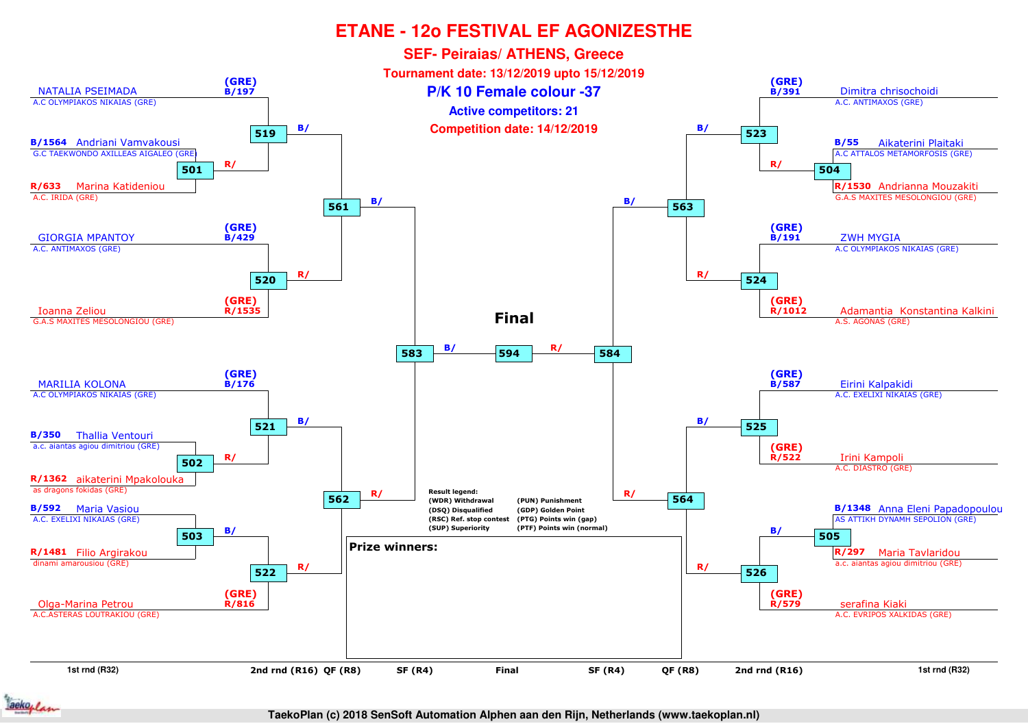# ETANE - 12o FESTIVAL EF AGONIZESTHE

## SEF- Peiraias/ ATHENS, Greece

**Tournament date: 13/12/2019 upto 15/12/2019**

### P/K 10 Female colour -37

**Active competitors: 21**

**Competition date: 14/12/2019**

**Left side**

| Competitor | Club | Draw | 1st rnd (R32) | 2nd rnd (R16) | QF (R8) | SF (R4) |
|---|---|---|---|---|---|---|
| NATALIA PSEIMADA | A.C OLYMPIAKOS NIKAIAS (GRE) | (GRE) B/197 | | 519 B/ | 561 B/ | 583 B/ |
| Andriani Vamvakousi | G.C TAEKWONDO AXILLEAS AIGALEO (GRE) | B/1564 | 501 R/ | 519 | | |
| Marina Katideniou | A.C. IRIDA (GRE) | R/633 | 501 | | | |
| GIORGIA MPANTOY | A.C. ANTIMAXOS (GRE) | (GRE) B/429 | | 520 R/ | 561 | |
| Ioanna Zeliou | G.A.S MAXITES MESOLONGIOU (GRE) | (GRE) R/1535 | | 520 | | |
| MARILIA KOLONA | A.C OLYMPIAKOS NIKAIAS (GRE) | (GRE) B/176 | | 521 B/ | 562 R/ | 583 |
| Thallia Ventouri | a.c. aiantas agiou dimitriou (GRE) | B/350 | 502 R/ | 521 | | |
| aikaterini Mpakolouka | as dragons fokidas (GRE) | R/1362 | 502 | | | |
| Maria Vasiou | A.C. EXELIXI NIKAIAS (GRE) | B/592 | 503 B/ | 522 R/ | 562 | |
| Filio Argirakou | dinami amarousiou (GRE) | R/1481 | 503 | | | |
| Olga-Marina Petrou | A.C.ASTERAS LOUTRAKIOU (GRE) | (GRE) R/816 | | 522 | | |

**Right side**

| Competitor | Club | Draw | 1st rnd (R32) | 2nd rnd (R16) | QF (R8) | SF (R4) |
|---|---|---|---|---|---|---|
| Dimitra chrisochoidi | A.C. ANTIMAXOS (GRE) | (GRE) B/391 | | 523 B/ | 563 B/ | 584 R/ |
| Aikaterini Plaitaki | A.C ATTALOS METAMORFOSIS (GRE) | B/55 | 504 R/ | 523 | | |
| Andrianna Mouzakiti | G.A.S MAXITES MESOLONGIOU (GRE) | R/1530 | 504 | | | |
| ZWH MYGIA | A.C OLYMPIAKOS NIKAIAS (GRE) | (GRE) B/191 | | 524 R/ | 563 | |
| Adamantia Konstantina Kalkini | A.S. AGONAS (GRE) | (GRE) R/1012 | | 524 | | |
| Eirini Kalpakidi | A.C. EXELIXI NIKAIAS (GRE) | (GRE) B/587 | | 525 B/ | 564 R/ | 584 |
| Irini Kampoli | A.C. DIASTRO (GRE) | (GRE) R/522 | | 525 | | |
| Anna Eleni Papadopoulou | AS ATTIKH DYNAMH SEPOLION (GRE) | B/1348 | 505 B/ | 526 R/ | 564 | |
| Maria Tavlaridou | a.c. aiantas agiou dimitriou (GRE) | R/297 | 505 | | | |
| serafina Kiaki | A.C. EVRIPOS XALKIDAS (GRE) | (GRE) R/579 | | 526 | | |

**Final**: 583 B/ — 594 — R/ 584

**Result legend:**

| | |
|---|---|
| (WDR) Withdrawal | (PUN) Punishment |
| (DSQ) Disqualified | (GDP) Golden Point |
| (RSC) Ref. stop contest | (PTG) Points win (gap) |
| (SUP) Superiority | (PTF) Points win (normal) |

**Prize winners:**

1st rnd (R32) | 2nd rnd (R16) | QF (R8) | SF (R4) | Final | SF (R4) | QF (R8) | 2nd rnd (R16) | 1st rnd (R32)

TaekoPlan (c) 2018 SenSoft Automation Alphen aan den Rijn, Netherlands (www.taekoplan.nl)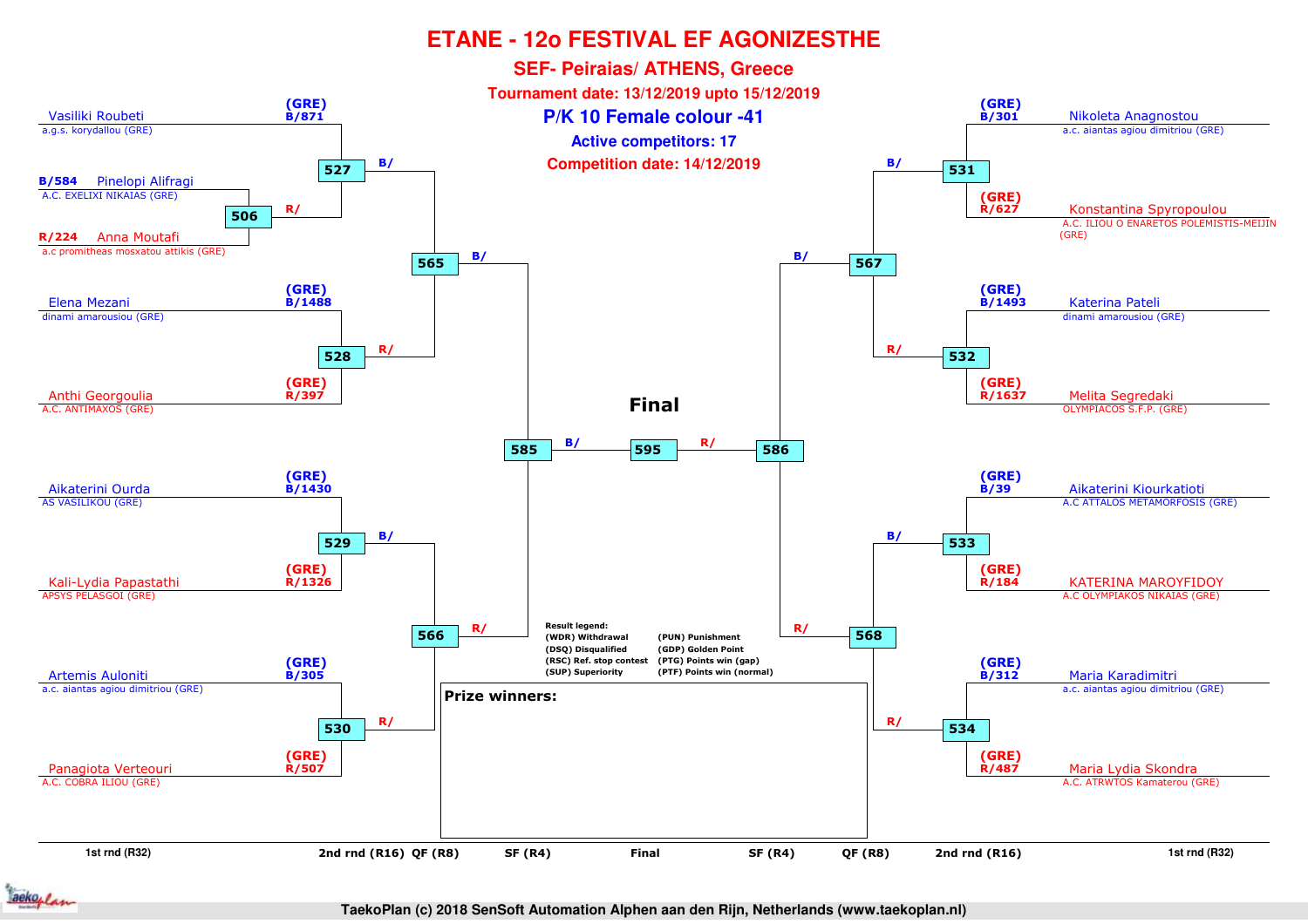# ETANE - 12o FESTIVAL EF AGONIZESTHE

## SEF- Peiraias/ ATHENS, Greece

**Tournament date: 13/12/2019 upto 15/12/2019**

**P/K 10 Female colour -41**

**Active competitors: 17**

**Competition date: 14/12/2019**

### Left side

| Competitor | Club | Country | Draw |
|---|---|---|---|
| Vasiliki Roubeti | a.g.s. korydallou (GRE) | (GRE) | B/871 |
| Pinelopi Alifragi | A.C. EXELIXI NIKAIAS (GRE) | | B/584 |
| Anna Moutafi | a.c promitheas mosxatou attikis (GRE) | | R/224 |
| Elena Mezani | dinami amarousiou (GRE) | (GRE) | B/1488 |
| Anthi Georgoulia | A.C. ANTIMAXOS (GRE) | (GRE) | R/397 |
| Aikaterini Ourda | AS VASILIKOU (GRE) | (GRE) | B/1430 |
| Kali-Lydia Papastathi | APSYS PELASGOI (GRE) | (GRE) | R/1326 |
| Artemis Auloniti | a.c. aiantas agiou dimitriou (GRE) | (GRE) | B/305 |
| Panagiota Verteouri | A.C. COBRA ILIOU (GRE) | (GRE) | R/507 |

### Right side

| Competitor | Club | Country | Draw |
|---|---|---|---|
| Nikoleta Anagnostou | a.c. aiantas agiou dimitriou (GRE) | (GRE) | B/301 |
| Konstantina Spyropoulou | A.C. ILIOU O ENARETOS POLEMISTIS-MEIJIN (GRE) | (GRE) | R/627 |
| Katerina Pateli | dinami amarousiou (GRE) | (GRE) | B/1493 |
| Melita Segredaki | OLYMPIACOS S.F.P. (GRE) | (GRE) | R/1637 |
| Aikaterini Kiourkatioti | A.C ATTALOS METAMORFOSIS (GRE) | (GRE) | B/39 |
| KATERINA MAROYFIDOY | A.C OLYMPIAKOS NIKAIAS (GRE) | (GRE) | R/184 |
| Maria Karadimitri | a.c. aiantas agiou dimitriou (GRE) | (GRE) | B/312 |
| Maria Lydia Skondra | A.C. ATRWTOS Kamaterou (GRE) | (GRE) | R/487 |

### Matches

- 1st rnd (R32): 506 (Alifragi B/ vs Moutafi R/)
- 2nd rnd (R16): 527, 528, 529, 530 (left); 531, 532, 533, 534 (right)
- QF (R8): 565, 566 (left); 567, 568 (right)
- SF (R4): 585 (left), 586 (right)
- Final: 595

**Final**

**Result legend:**
- (WDR) Withdrawal
- (DSQ) Disqualified
- (RSC) Ref. stop contest
- (SUP) Superiority
- (PUN) Punishment
- (GDP) Golden Point
- (PTG) Points win (gap)
- (PTF) Points win (normal)

**Prize winners:**

1st rnd (R32) | 2nd rnd (R16) | QF (R8) | SF (R4) | Final | SF (R4) | QF (R8) | 2nd rnd (R16) | 1st rnd (R32)

TaekoPlan (c) 2018 SenSoft Automation Alphen aan den Rijn, Netherlands (www.taekoplan.nl)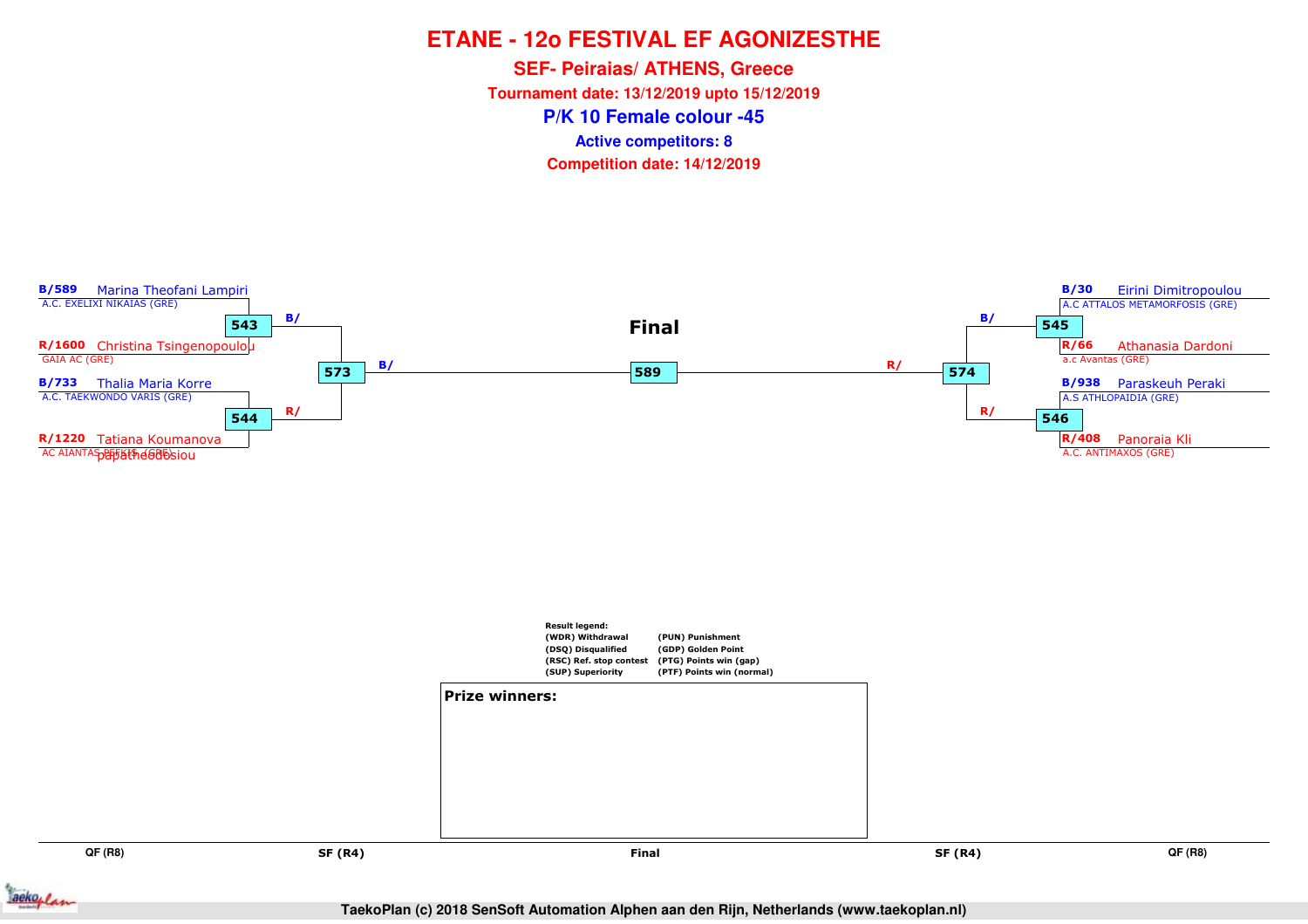# ETANE - 12o FESTIVAL EF AGONIZESTHE

## SEF- Peiraias/ ATHENS, Greece

**Tournament date: 13/12/2019 upto 15/12/2019**

## P/K 10 Female colour -45

**Active competitors: 8**

**Competition date: 14/12/2019**

**Final**

**B/589** Marina Theofani Lampiri
A.C. EXELIXI NIKAIAS (GRE)

**543** B/

**R/1600** Christina Tsingenopoulou
GAIA AC (GRE)

**573** B/

**B/733** Thalia Maria Korre
A.C. TAEKWONDO VARIS (GRE)

**544** R/

**R/1220** Tatiana Koumanova papatheodosiou
AC AIANTAS PEFKIS (GRE)

**589**

**B/30** Eirini Dimitropoulou
A.C ATTALOS METAMORFOSIS (GRE)

B/ **545**

**R/66** Athanasia Dardoni
a.c Avantas (GRE)

R/ **574**

**B/938** Paraskeuh Peraki
A.S ATHLOPAIDIA (GRE)

R/ **546**

**R/408** Panoraia Kli
A.C. ANTIMAXOS (GRE)

**Result legend:**

| | |
|---|---|
| (WDR) Withdrawal | (PUN) Punishment |
| (DSQ) Disqualified | (GDP) Golden Point |
| (RSC) Ref. stop contest | (PTG) Points win (gap) |
| (SUP) Superiority | (PTF) Points win (normal) |

**Prize winners:**

QF (R8) | SF (R4) | Final | SF (R4) | QF (R8)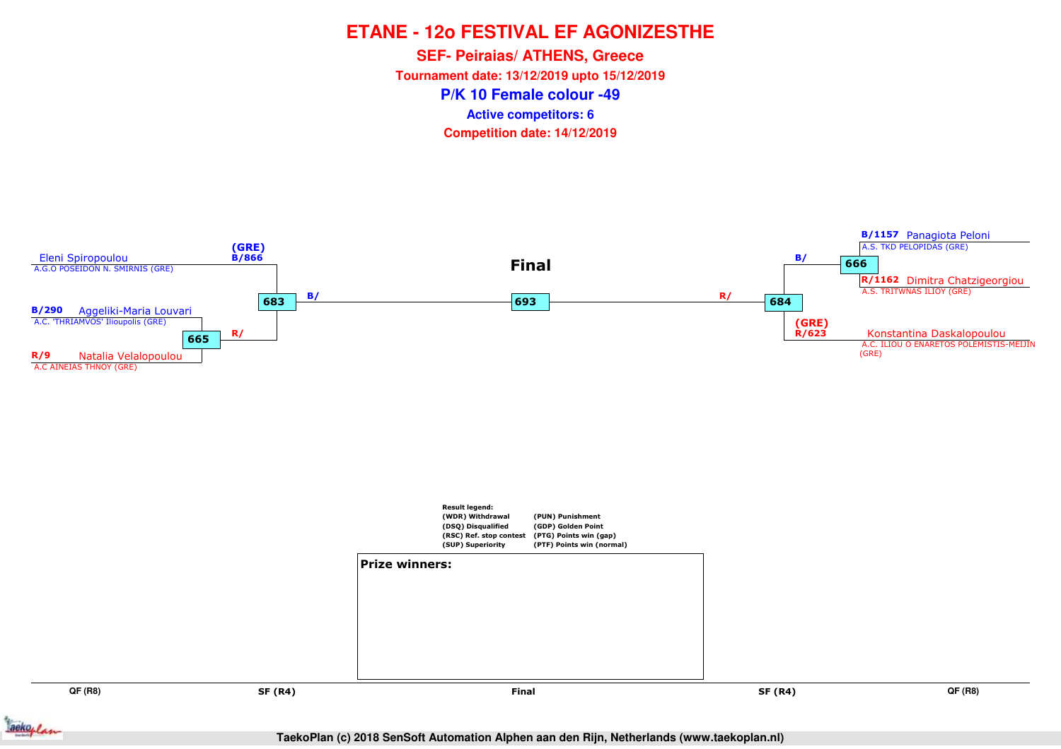# ETANE - 12o FESTIVAL EF AGONIZESTHE

## SEF- Peiraias/ ATHENS, Greece

**Tournament date: 13/12/2019 upto 15/12/2019**

## P/K 10 Female colour -49

**Active competitors: 6**

**Competition date: 14/12/2019**

Eleni Spiropoulou
A.G.O POSEIDON N. SMIRNIS (GRE)
(GRE)
B/866

B/290 Aggeliki-Maria Louvari
A.C. 'THRIAMVOS' Ilioupolis (GRE)

R/9 Natalia Velalopoulou
A.C AINEIAS THNOY (GRE)

665 R/

683 B/

**Final**

693

R/ 684

B/1157 Panagiota Peloni
A.S. TKD PELOPIDAS (GRE)

B/ 666

R/1162 Dimitra Chatzigeorgiou
A.S. TRITWNAS ILIOY (GRE)

(GRE)
R/623 Konstantina Daskalopoulou
A.C. ILIOU O ENARETOS POLEMISTIS-MEIJIN (GRE)

Result legend:

| | |
|---|---|
| (WDR) Withdrawal | (PUN) Punishment |
| (DSQ) Disqualified | (GDP) Golden Point |
| (RSC) Ref. stop contest | (PTG) Points win (gap) |
| (SUP) Superiority | (PTF) Points win (normal) |

**Prize winners:**

QF (R8) | SF (R4) | Final | SF (R4) | QF (R8)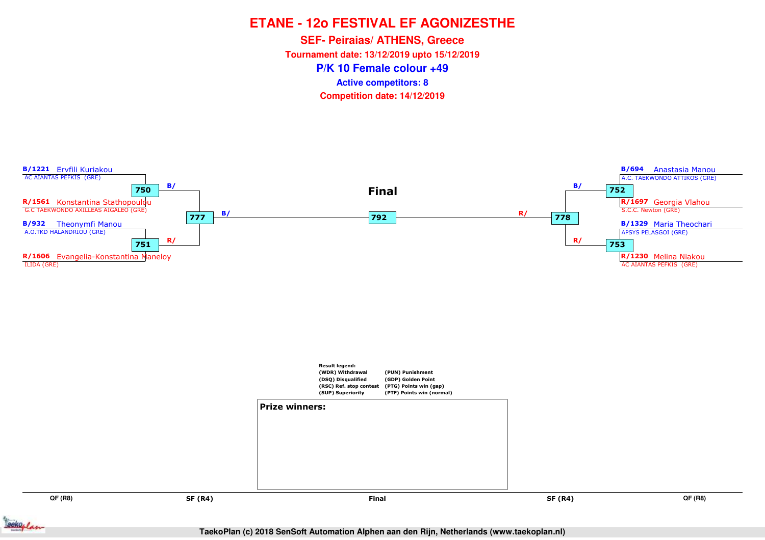# ETANE - 12o FESTIVAL EF AGONIZESTHE

**SEF- Peiraias/ ATHENS, Greece**

**Tournament date: 13/12/2019 upto 15/12/2019**

**P/K 10 Female colour +49**

**Active competitors: 8**

**Competition date: 14/12/2019**

**B/1221** Ervfili Kuriakou
AC AIANTAS PEFKIS (GRE)

**750** B/

**R/1561** Konstantina Stathopoulou
G.C TAEKWONDO AXILLEAS AIGALEO (GRE)

**777** B/

**B/932** Theonymfi Manou
A.O.TKD HALANDRIOU (GRE)

**751** R/

**R/1606** Evangelia-Konstantina Maneloy
ILIDA (GRE)

**Final**

**792**

**B/694** Anastasia Manou
A.C. TAEKWONDO ATTIKOS (GRE)

**752** B/

**R/1697** Georgia Vlahou
S.C.C. Newton (GRE)

**778** R/

**B/1329** Maria Theochari
APSYS PELASGOI (GRE)

**753** R/

**R/1230** Melina Niakou
AC AIANTAS PEFKIS (GRE)

**Result legend:**

| | |
|---|---|
| (WDR) Withdrawal | (PUN) Punishment |
| (DSQ) Disqualified | (GDP) Golden Point |
| (RSC) Ref. stop contest | (PTG) Points win (gap) |
| (SUP) Superiority | (PTF) Points win (normal) |

**Prize winners:**

QF (R8) | SF (R4) | Final | SF (R4) | QF (R8)

**TaekoPlan (c) 2018 SenSoft Automation Alphen aan den Rijn, Netherlands (www.taekoplan.nl)**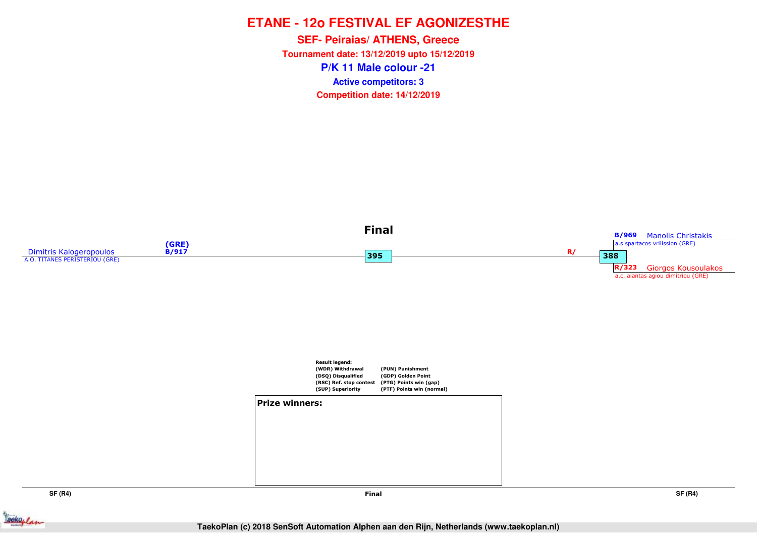# ETANE - 12o FESTIVAL EF AGONIZESTHE

## SEF- Peiraias/ ATHENS, Greece

**Tournament date: 13/12/2019 upto 15/12/2019**

## P/K 11 Male colour -21

**Active competitors: 3**

**Competition date: 14/12/2019**

### Final

Dimitris Kalogeropoulos
A.O. TITANES PERISTERIOU (GRE)
(GRE)
B/917

395

R/

388

B/969 Manolis Christakis
a.s spartacos vrilission (GRE)

R/323 Giorgos Kousoulakos
a.c. aiantas agiou dimitriou (GRE)

**Result legend:**

| | |
|---|---|
| (WDR) Withdrawal | (PUN) Punishment |
| (DSQ) Disqualified | (GDP) Golden Point |
| (RSC) Ref. stop contest | (PTG) Points win (gap) |
| (SUP) Superiority | (PTF) Points win (normal) |

**Prize winners:**

SF (R4) | Final | SF (R4)

TaekoPlan (c) 2018 SenSoft Automation Alphen aan den Rijn, Netherlands (www.taekoplan.nl)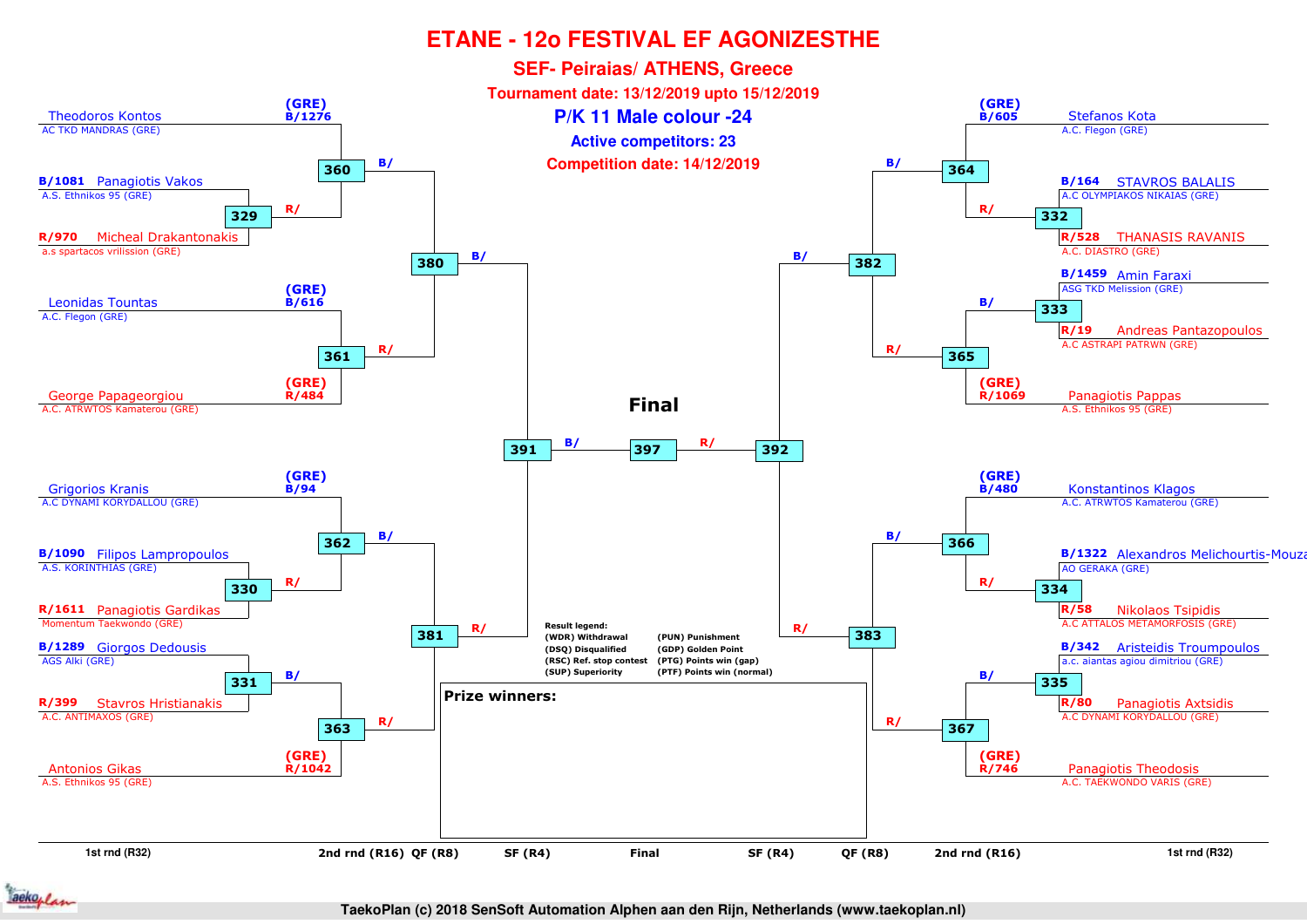# ETANE - 12o FESTIVAL EF AGONIZESTHE

## SEF- Peiraias/ ATHENS, Greece

**Tournament date: 13/12/2019 upto 15/12/2019**

**P/K 11 Male colour -24**

**Active competitors: 23**

**Competition date: 14/12/2019**

### Left side (1st rnd R32 / 2nd rnd R16)

- (GRE) B/1276 Theodoros Kontos — AC TKD MANDRAS (GRE)
- B/1081 Panagiotis Vakos — A.S. Ethnikos 95 (GRE)
- R/970 Micheal Drakantonakis — a.s spartacos vrilission (GRE)
- (GRE) B/616 Leonidas Tountas — A.C. Flegon (GRE)
- (GRE) R/484 George Papageorgiou — A.C. ATRWTOS Kamaterou (GRE)
- (GRE) B/94 Grigorios Kranis — A.C DYNAMI KORYDALLOU (GRE)
- B/1090 Filipos Lampropoulos — A.S. KORINTHIAS (GRE)
- R/1611 Panagiotis Gardikas — Momentum Taekwondo (GRE)
- B/1289 Giorgos Dedousis — AGS Alki (GRE)
- R/399 Stavros Hristianakis — A.C. ANTIMAXOS (GRE)
- (GRE) R/1042 Antonios Gikas — A.S. Ethnikos 95 (GRE)

Matches: 329 (Vakos vs Drakantonakis), 330 (Lampropoulos vs Gardikas), 331 (Dedousis vs Hristianakis), 360 (Kontos vs winner 329), 361 (Tountas vs Papageorgiou), 362 (Kranis vs winner 330), 363 (winner 331 vs Gikas), 380 (360 vs 361), 381 (362 vs 363), 391 (380 vs 381)

### Right side (1st rnd R32 / 2nd rnd R16)

- (GRE) B/605 Stefanos Kota — A.C. Flegon (GRE)
- B/164 STAVROS BALALIS — A.C OLYMPIAKOS NIKAIAS (GRE)
- R/528 THANASIS RAVANIS — A.C. DIASTRO (GRE)
- B/1459 Amin Faraxi — ASG TKD Melission (GRE)
- R/19 Andreas Pantazopoulos — A.C ASTRAPI PATRWN (GRE)
- (GRE) R/1069 Panagiotis Pappas — A.S. Ethnikos 95 (GRE)
- (GRE) B/480 Konstantinos Klagos — A.C. ATRWTOS Kamaterou (GRE)
- B/1322 Alexandros Melichourtis-Mouza — AO GERAKA (GRE)
- R/58 Nikolaos Tsipidis — A.C ATTALOS METAMORFOSIS (GRE)
- B/342 Aristeidis Troumpoulos — a.c. aiantas agiou dimitriou (GRE)
- R/80 Panagiotis Axtsidis — A.C DYNAMI KORYDALLOU (GRE)
- (GRE) R/746 Panagiotis Theodosis — A.C. TAEKWONDO VARIS (GRE)

Matches: 332 (Balalis vs Ravanis), 333 (Faraxi vs Pantazopoulos), 334 (Melichourtis-Mouza vs Tsipidis), 335 (Troumpoulos vs Axtsidis), 364 (Kota vs winner 332), 365 (winner 333 vs Pappas), 366 (Klagos vs winner 334), 367 (winner 335 vs Theodosis), 382 (364 vs 365), 383 (366 vs 367), 392 (382 vs 383)

### Final

397 (391 vs 392)

**Result legend:**

| | |
|---|---|
| (WDR) Withdrawal | (PUN) Punishment |
| (DSQ) Disqualified | (GDP) Golden Point |
| (RSC) Ref. stop contest | (PTG) Points win (gap) |
| (SUP) Superiority | (PTF) Points win (normal) |

**Prize winners:**

1st rnd (R32) | 2nd rnd (R16) | QF (R8) | SF (R4) | Final | SF (R4) | QF (R8) | 2nd rnd (R16) | 1st rnd (R32)

TaekoPlan (c) 2018 SenSoft Automation Alphen aan den Rijn, Netherlands (www.taekoplan.nl)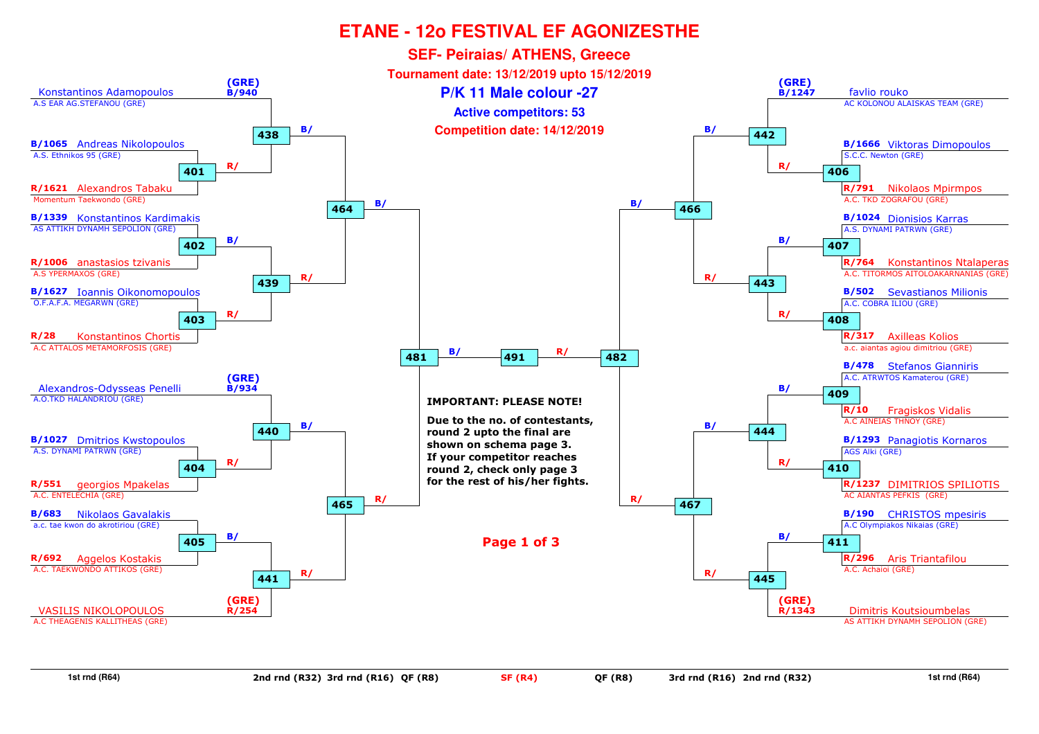# ETANE - 12o FESTIVAL EF AGONIZESTHE

## SEF- Peiraias/ ATHENS, Greece

**Tournament date: 13/12/2019 upto 15/12/2019**

## P/K 11 Male colour -27

**Active competitors: 53**

**Competition date: 14/12/2019**

### Left half

| Competitor | Club | Seed | Match (R64) | Match (R32) | Match (R16) | QF |
|---|---|---|---|---|---|---|
| Konstantinos Adamopoulos | A.S EAR AG.STEFANOU (GRE) | (GRE) B/940 | | 438 | 464 | 481 |
| B/1065 Andreas Nikolopoulos | A.S. Ethnikos 95 (GRE) | | 401 | 438 | 464 | 481 |
| R/1621 Alexandros Tabaku | Momentum Taekwondo (GRE) | | 401 | 438 | 464 | 481 |
| B/1339 Konstantinos Kardimakis | AS ATTIKH DYNAMH SEPOLION (GRE) | | 402 | 439 | 464 | 481 |
| R/1006 anastasios tzivanis | A.S YPERMAXOS (GRE) | | 402 | 439 | 464 | 481 |
| B/1627 Ioannis Oikonomopoulos | O.F.A.F.A. MEGARWN (GRE) | | 403 | 439 | 464 | 481 |
| R/28 Konstantinos Chortis | A.C ATTALOS METAMORFOSIS (GRE) | | 403 | 439 | 464 | 481 |
| Alexandros-Odysseas Penelli | A.O.TKD HALANDRIOU (GRE) | (GRE) B/934 | | 440 | 465 | 481 |
| B/1027 Dmitrios Kwstopoulos | A.S. DYNAMI PATRWN (GRE) | | 404 | 440 | 465 | 481 |
| R/551 georgios Mpakelas | A.C. ENTELECHIA (GRE) | | 404 | 440 | 465 | 481 |
| B/683 Nikolaos Gavalakis | a.c. tae kwon do akrotiriou (GRE) | | 405 | 441 | 465 | 481 |
| R/692 Aggelos Kostakis | A.C. TAEKWONDO ATTIKOS (GRE) | | 405 | 441 | 465 | 481 |
| VASILIS NIKOLOPOULOS | A.C THEAGENIS KALLITHEAS (GRE) | (GRE) R/254 | | 441 | 465 | 481 |

### Right half

| Competitor | Club | Seed | Match (R64) | Match (R32) | Match (R16) | QF |
|---|---|---|---|---|---|---|
| favlio rouko | AC KOLONOU ALAISKAS TEAM (GRE) | (GRE) B/1247 | | 442 | 466 | 482 |
| B/1666 Viktoras Dimopoulos | S.C.C. Newton (GRE) | | 406 | 442 | 466 | 482 |
| R/791 Nikolaos Mpirmpos | A.C. TKD ZOGRAFOU (GRE) | | 406 | 442 | 466 | 482 |
| B/1024 Dionisios Karras | A.S. DYNAMI PATRWN (GRE) | | 407 | 443 | 466 | 482 |
| R/764 Konstantinos Ntalaperas | A.C. TITORMOS AITOLOAKARNANIAS (GRE) | | 407 | 443 | 466 | 482 |
| B/502 Sevastianos Milionis | A.C. COBRA ILIOU (GRE) | | 408 | 443 | 466 | 482 |
| R/317 Axilleas Kolios | a.c. aiantas agiou dimitriou (GRE) | | 408 | 443 | 466 | 482 |
| B/478 Stefanos Gianniris | A.C. ATRWTOS Kamaterou (GRE) | | 409 | 444 | 467 | 482 |
| R/10 Fragiskos Vidalis | A.C AINEIAS THNOY (GRE) | | 409 | 444 | 467 | 482 |
| B/1293 Panagiotis Kornaros | AGS Alki (GRE) | | 410 | 444 | 467 | 482 |
| R/1237 DIMITRIOS SPILIOTIS | AC AIANTAS PEFKIS (GRE) | | 410 | 444 | 467 | 482 |
| B/190 CHRISTOS mpesiris | A.C Olympiakos Nikaias (GRE) | | 411 | 445 | 467 | 482 |
| R/296 Aris Triantafilou | A.C. Achaioi (GRE) | | 411 | 445 | 467 | 482 |
| Dimitris Koutsioumbelas | AS ATTIKH DYNAMH SEPOLION (GRE) | (GRE) R/1343 | | 445 | 467 | 482 |

Semi-final (SF): 481 (B/) vs 482 (R/) → 491

**IMPORTANT: PLEASE NOTE!**

**Due to the no. of contestants, round 2 upto the final are shown on schema page 3. If your competitor reaches round 2, check only page 3 for the rest of his/her fights.**

1st rnd (R64) | 2nd rnd (R32) | 3rd rnd (R16) | QF (R8) | SF (R4) | QF (R8) | 3rd rnd (R16) | 2nd rnd (R32) | 1st rnd (R64)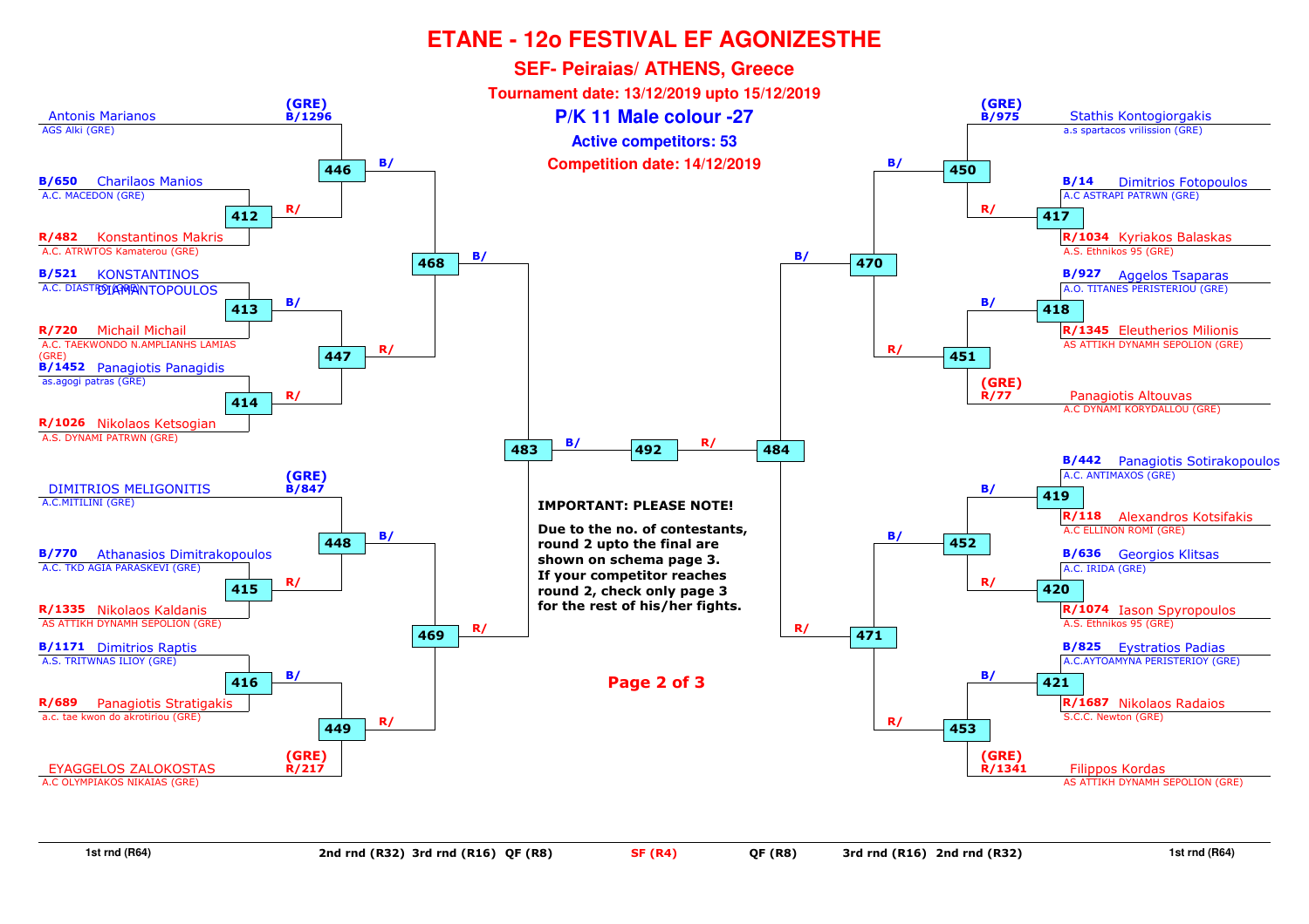# ETANE - 12o FESTIVAL EF AGONIZESTHE

## SEF- Peiraias/ ATHENS, Greece

**Tournament date: 13/12/2019 upto 15/12/2019**

## P/K 11 Male colour -27

**Active competitors: 53**

**Competition date: 14/12/2019**

### Left side

| Competitor | Club | 1st rnd (R64) | 2nd rnd (R32) | 3rd rnd (R16) | QF (R8) |
|---|---|---|---|---|---|
| (GRE) B/1296 Antonis Marianos | AGS Alki (GRE) | | 446 | 468 | 483 |
| B/650 Charilaos Manios | A.C. MACEDON (GRE) | 412 | 446 | 468 | 483 |
| R/482 Konstantinos Makris | A.C. ATRWTOS Kamaterou (GRE) | 412 | 446 | 468 | 483 |
| B/521 KONSTANTINOS DIAMANTOPOULOS | A.C. DIASTRO (GRE) | 413 | 447 | 468 | 483 |
| R/720 Michail Michail | A.C. TAEKWONDO N.AMPLIANHS LAMIAS (GRE) | 413 | 447 | 468 | 483 |
| B/1452 Panagiotis Panagidis | as.agogi patras (GRE) | 414 | 447 | 468 | 483 |
| R/1026 Nikolaos Ketsogian | A.S. DYNAMI PATRWN (GRE) | 414 | 447 | 468 | 483 |
| (GRE) B/847 DIMITRIOS MELIGONITIS | A.C.MITILINI (GRE) | | 448 | 469 | 483 |
| B/770 Athanasios Dimitrakopoulos | A.C. TKD AGIA PARASKEVI (GRE) | 415 | 448 | 469 | 483 |
| R/1335 Nikolaos Kaldanis | AS ATTIKH DYNAMH SEPOLION (GRE) | 415 | 448 | 469 | 483 |
| B/1171 Dimitrios Raptis | A.S. TRITWNAS ILIOY (GRE) | 416 | 449 | 469 | 483 |
| R/689 Panagiotis Stratigakis | a.c. tae kwon do akrotiriou (GRE) | 416 | 449 | 469 | 483 |
| (GRE) R/217 EYAGGELOS ZALOKOSTAS | A.C OLYMPIAKOS NIKAIAS (GRE) | | 449 | 469 | 483 |

### Right side

| Competitor | Club | 1st rnd (R64) | 2nd rnd (R32) | 3rd rnd (R16) | QF (R8) |
|---|---|---|---|---|---|
| (GRE) B/975 Stathis Kontogiorgakis | a.s spartacos vrilission (GRE) | | 450 | 470 | 484 |
| B/14 Dimitrios Fotopoulos | A.C ASTRAPI PATRWN (GRE) | 417 | 450 | 470 | 484 |
| R/1034 Kyriakos Balaskas | A.S. Ethnikos 95 (GRE) | 417 | 450 | 470 | 484 |
| B/927 Aggelos Tsaparas | A.O. TITANES PERISTERIOU (GRE) | 418 | 451 | 470 | 484 |
| R/1345 Eleutherios Milionis | AS ATTIKH DYNAMH SEPOLION (GRE) | 418 | 451 | 470 | 484 |
| (GRE) R/77 Panagiotis Altouvas | A.C DYNAMI KORYDALLOU (GRE) | | 451 | 470 | 484 |
| B/442 Panagiotis Sotirakopoulos | A.C. ANTIMAXOS (GRE) | 419 | 452 | 471 | 484 |
| R/118 Alexandros Kotsifakis | A.C ELLINON ROMI (GRE) | 419 | 452 | 471 | 484 |
| B/636 Georgios Klitsas | A.C. IRIDA (GRE) | 420 | 452 | 471 | 484 |
| R/1074 Iason Spyropoulos | A.S. Ethnikos 95 (GRE) | 420 | 452 | 471 | 484 |
| B/825 Eystratios Padias | A.C.AYTOAMYNA PERISTERIOY (GRE) | 421 | 453 | 471 | 484 |
| R/1687 Nikolaos Radaios | S.C.C. Newton (GRE) | 421 | 453 | 471 | 484 |
| (GRE) R/1341 Filippos Kordas | AS ATTIKH DYNAMH SEPOLION (GRE) | | 453 | 471 | 484 |

**SF (R4):** 483 (B/) vs 484 (R/) — Match 492

**IMPORTANT: PLEASE NOTE!**

**Due to the no. of contestants, round 2 upto the final are shown on schema page 3. If your competitor reaches round 2, check only page 3 for the rest of his/her fights.**

**Page 2 of 3**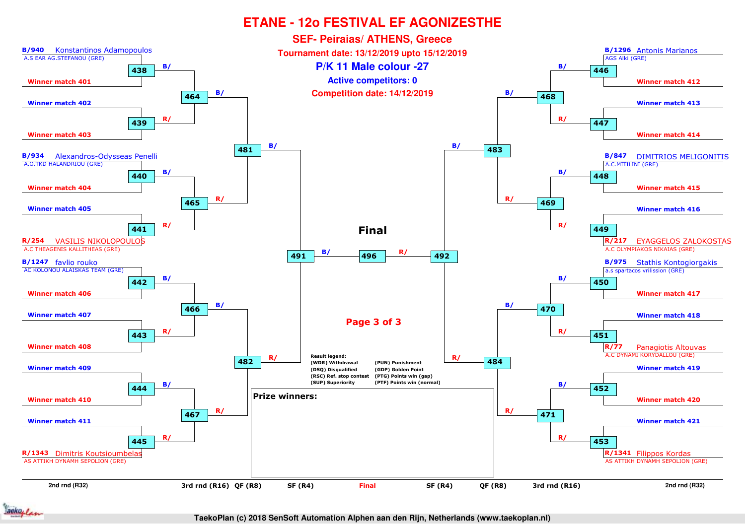# ETANE - 12o FESTIVAL EF AGONIZESTHE

## SEF- Peiraias/ ATHENS, Greece

**Tournament date: 13/12/2019 upto 15/12/2019**

**P/K 11 Male colour -27**

**Active competitors: 0**

**Competition date: 14/12/2019**

### Left side

- 438: B/940 Konstantinos Adamopoulos, A.S EAR AG.STEFANOU (GRE) vs Winner match 401
- 439: Winner match 402 vs Winner match 403
- 440: B/934 Alexandros-Odysseas Penelli, A.O.TKD HALANDRIOU (GRE) vs Winner match 404
- 441: Winner match 405 vs R/254 VASILIS NIKOLOPOULOS, A.C THEAGENIS KALLITHEAS (GRE)
- 442: B/1247 favlio rouko, AC KOLONOU ALAISKAS TEAM (GRE) vs Winner match 406
- 443: Winner match 407 vs Winner match 408
- 444: Winner match 409 vs Winner match 410
- 445: Winner match 411 vs R/1343 Dimitris Koutsioumbelas, AS ATTIKH DYNAMH SEPOLION (GRE)
- 464: B/ (438) vs R/ (439)
- 465: B/ (440) vs R/ (441)
- 466: B/ (442) vs R/ (443)
- 467: B/ (444) vs R/ (445)
- 481: B/ (464) vs R/ (465)
- 482: B/ (466) vs R/ (467)
- 491: B/ (481) vs R/ (482)

### Right side

- 446: B/1296 Antonis Marianos, AGS Alki (GRE) vs Winner match 412
- 447: Winner match 413 vs Winner match 414
- 448: B/847 DIMITRIOS MELIGONITIS, A.C.MITILINI (GRE) vs Winner match 415
- 449: Winner match 416 vs R/217 EYAGGELOS ZALOKOSTAS, A.C OLYMPIAKOS NIKAIAS (GRE)
- 450: B/975 Stathis Kontogiorgakis, a.s spartacos vrilission (GRE) vs Winner match 417
- 451: Winner match 418 vs R/77 Panagiotis Altouvas, A.C DYNAMI KORYDALLOU (GRE)
- 452: Winner match 419 vs Winner match 420
- 453: Winner match 421 vs R/1341 Filippos Kordas, AS ATTIKH DYNAMH SEPOLION (GRE)
- 468: B/ (446) vs R/ (447)
- 469: B/ (448) vs R/ (449)
- 470: B/ (450) vs R/ (451)
- 471: B/ (452) vs R/ (453)
- 483: B/ (468) vs R/ (469)
- 484: B/ (470) vs R/ (471)
- 492: B/ (483) vs R/ (484)

### Final

496: B/ (491) vs R/ (492)

Rounds: 2nd rnd (R32) | 3rd rnd (R16) | QF (R8) | SF (R4) | Final | SF (R4) | QF (R8) | 3rd rnd (R16) | 2nd rnd (R32)

**Result legend:**

| | |
|---|---|
| (WDR) Withdrawal | (PUN) Punishment |
| (DSQ) Disqualified | (GDP) Golden Point |
| (RSC) Ref. stop contest | (PTG) Points win (gap) |
| (SUP) Superiority | (PTF) Points win (normal) |

**Prize winners:**

TaekoPlan (c) 2018 SenSoft Automation Alphen aan den Rijn, Netherlands (www.taekoplan.nl)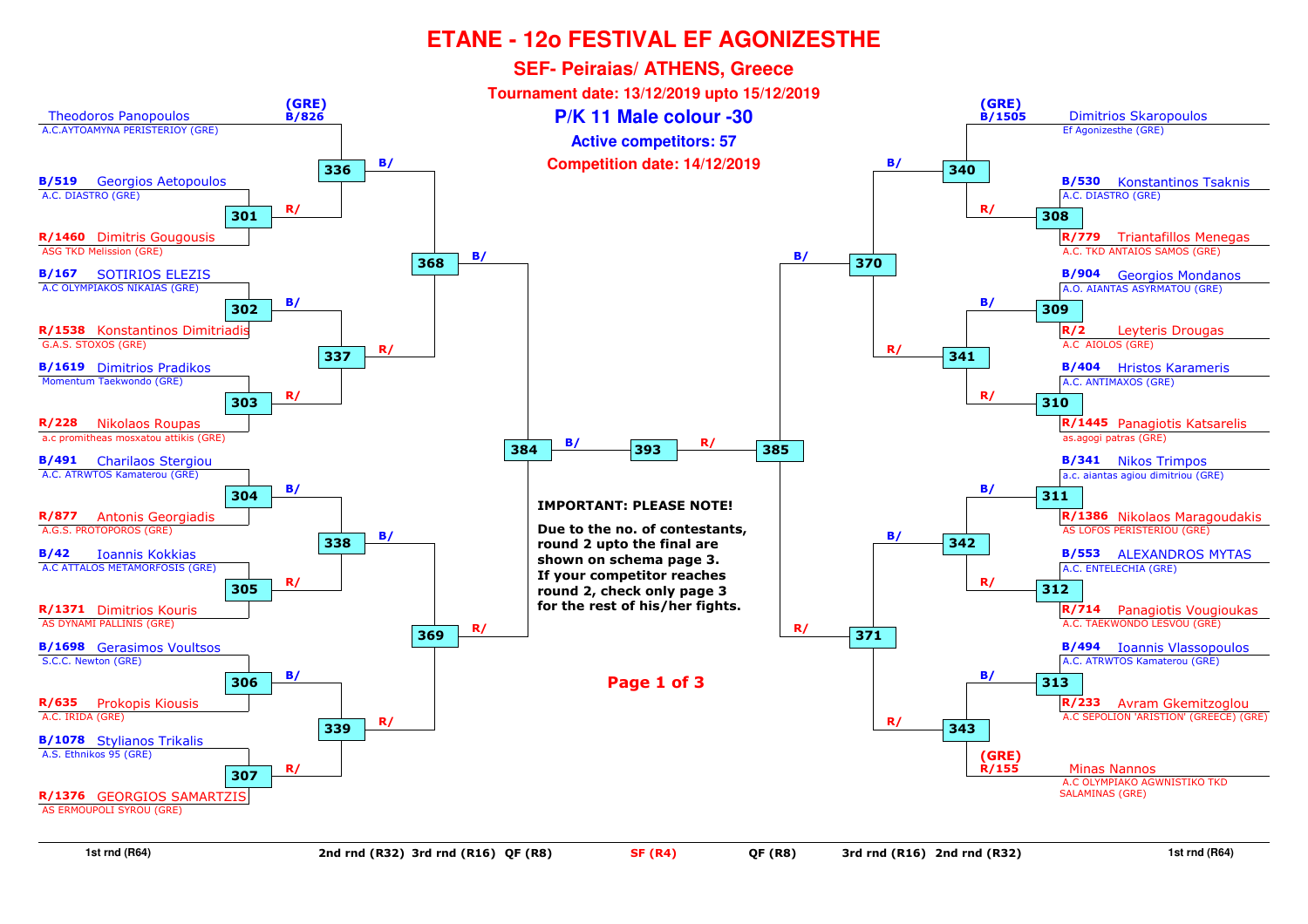# ETANE - 12o FESTIVAL EF AGONIZESTHE

## SEF- Peiraias/ ATHENS, Greece

**Tournament date: 13/12/2019 upto 15/12/2019**

## P/K 11 Male colour -30

**Active competitors: 57**

**Competition date: 14/12/2019**

### Left side

| Position | Competitor | Club | Match |
|---|---|---|---|
| (GRE) B/826 | Theodoros Panopoulos | A.C.AYTOAMYNA PERISTERIOY (GRE) | 336 |
| B/519 | Georgios Aetopoulos | A.C. DIASTRO (GRE) | 301 |
| R/1460 | Dimitris Gougousis | ASG TKD Melission (GRE) | 301 |
| B/167 | SOTIRIOS ELEZIS | A.C OLYMPIAKOS NIKAIAS (GRE) | 302 |
| R/1538 | Konstantinos Dimitriadis | G.A.S. STOXOS (GRE) | 302 |
| B/1619 | Dimitrios Pradikos | Momentum Taekwondo (GRE) | 303 |
| R/228 | Nikolaos Roupas | a.c promitheas mosxatou attikis (GRE) | 303 |
| B/491 | Charilaos Stergiou | A.C. ATRWTOS Kamaterou (GRE) | 304 |
| R/877 | Antonis Georgiadis | A.G.S. PROTOPOROS (GRE) | 304 |
| B/42 | Ioannis Kokkias | A.C ATTALOS METAMORFOSIS (GRE) | 305 |
| R/1371 | Dimitrios Kouris | AS DYNAMI PALLINIS (GRE) | 305 |
| B/1698 | Gerasimos Voultsos | S.C.C. Newton (GRE) | 306 |
| R/635 | Prokopis Kiousis | A.C. IRIDA (GRE) | 306 |
| B/1078 | Stylianos Trikalis | A.S. Ethnikos 95 (GRE) | 307 |
| R/1376 | GEORGIOS SAMARTZIS | AS ERMOUPOLI SYROU (GRE) | 307 |

Bracket (left): 301 → 336 (R/); 336 (B/) and 337 (R/) → 368; 302 (B/), 303 (R/) → 337; 304 (B/), 305 (R/) → 338; 306 (B/), 307 (R/) → 339; 338 (B/), 339 (R/) → 369; 368 (B/), 369 (R/) → 384.

### Right side

| Position | Competitor | Club | Match |
|---|---|---|---|
| (GRE) B/1505 | Dimitrios Skaropoulos | Ef Agonizesthe (GRE) | 340 |
| B/530 | Konstantinos Tsaknis | A.C. DIASTRO (GRE) | 308 |
| R/779 | Triantafillos Menegas | A.C. TKD ANTAIOS SAMOS (GRE) | 308 |
| B/904 | Georgios Mondanos | A.O. AIANTAS ASYRMATOU (GRE) | 309 |
| R/2 | Leyteris Drougas | A.C AIOLOS (GRE) | 309 |
| B/404 | Hristos Karameris | A.C. ANTIMAXOS (GRE) | 310 |
| R/1445 | Panagiotis Katsarelis | as.agogi patras (GRE) | 310 |
| B/341 | Nikos Trimpos | a.c. aiantas agiou dimitriou (GRE) | 311 |
| R/1386 | Nikolaos Maragoudakis | AS LOFOS PERISTERIOU (GRE) | 311 |
| B/553 | ALEXANDROS MYTAS | A.C. ENTELECHIA (GRE) | 312 |
| R/714 | Panagiotis Vougioukas | A.C. TAEKWONDO LESVOU (GRE) | 312 |
| B/494 | Ioannis Vlassopoulos | A.C. ATRWTOS Kamaterou (GRE) | 313 |
| R/233 | Avram Gkemitzoglou | A.C SEPOLION 'ARISTION' (GREECE) (GRE) | 313 |
| (GRE) R/155 | Minas Nannos | A.C OLYMPIAKO AGWNISTIKO TKD SALAMINAS (GRE) | 343 |

Bracket (right): 308 → 340 (R/); 340 (B/) and 341 (R/) → 370; 309 (B/), 310 (R/) → 341; 311 (B/), 312 (R/) → 342; 313 (B/) → 343; 342 (B/), 343 (R/) → 371; 370 (B/), 371 (R/) → 385.

Final: 384 (B/) – 393 – 385 (R/)

**IMPORTANT: PLEASE NOTE!**

**Due to the no. of contestants, round 2 upto the final are shown on schema page 3. If your competitor reaches round 2, check only page 3 for the rest of his/her fights.**

1st rnd (R64) | 2nd rnd (R32) | 3rd rnd (R16) | QF (R8) | SF (R4) | QF (R8) | 3rd rnd (R16) | 2nd rnd (R32) | 1st rnd (R64)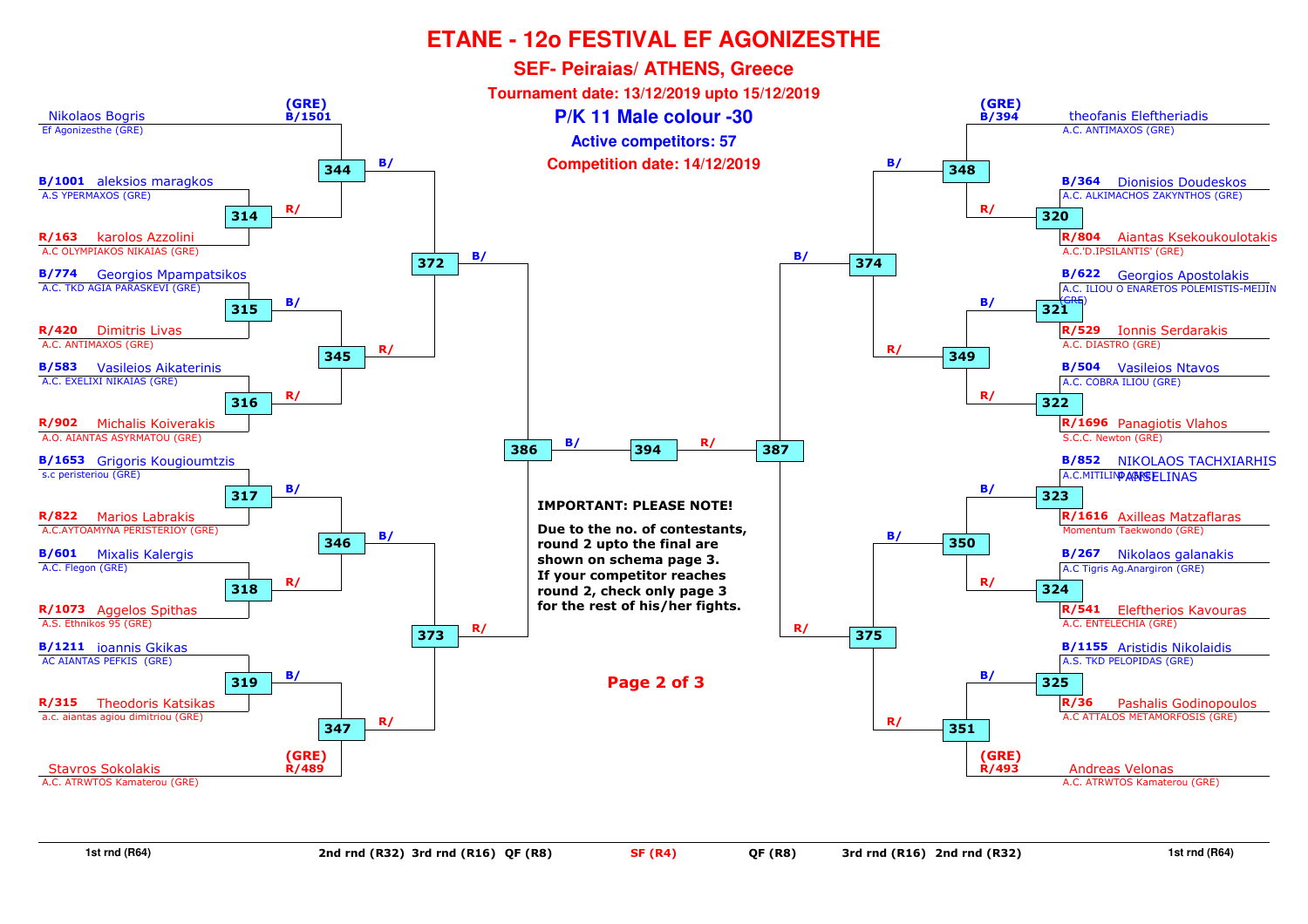# ETANE - 12o FESTIVAL EF AGONIZESTHE

## SEF- Peiraias/ ATHENS, Greece

**Tournament date: 13/12/2019 upto 15/12/2019**

**P/K 11 Male colour -30**

**Active competitors: 57**

**Competition date: 14/12/2019**

### Left side (1st rnd (R64))

| Seed | Competitor | Club | Match |
|---|---|---|---|
| (GRE) B/1501 | Nikolaos Bogris | Ef Agonizesthe (GRE) | 344 |
| B/1001 | aleksios maragkos | A.S YPERMAXOS (GRE) | 314 |
| R/163 | karolos Azzolini | A.C OLYMPIAKOS NIKAIAS (GRE) | 314 |
| B/774 | Georgios Mpampatsikos | A.C. TKD AGIA PARASKEVI (GRE) | 315 |
| R/420 | Dimitris Livas | A.C. ANTIMAXOS (GRE) | 315 |
| B/583 | Vasileios Aikaterinis | A.C. EXELIXI NIKAIAS (GRE) | 316 |
| R/902 | Michalis Koiverakis | A.O. AIANTAS ASYRMATOU (GRE) | 316 |
| B/1653 | Grigoris Kougioumtzis | s.c peristeriou (GRE) | 317 |
| R/822 | Marios Labrakis | A.C.AYTOAMYNA PERISTERIOY (GRE) | 317 |
| B/601 | Mixalis Kalergis | A.C. Flegon (GRE) | 318 |
| R/1073 | Aggelos Spithas | A.S. Ethnikos 95 (GRE) | 318 |
| B/1211 | ioannis Gkikas | AC AIANTAS PEFKIS (GRE) | 319 |
| R/315 | Theodoris Katsikas | a.c. aiantas agiou dimitriou (GRE) | 319 |
| (GRE) R/489 | Stavros Sokolakis | A.C. ATRWTOS Kamaterou (GRE) | 347 |

Bracket progression (left): 314 → 344 (R/); 344 → 372 (B/); 315 → 345 (B/); 316 → 345 (R/); 345 → 372 (R/); 317 → 346 (B/); 318 → 346 (R/); 346 → 373 (B/); 319 → 347 (B/); 347 → 373 (R/); 372 → 386 (B/); 373 → 386 (R/); 386 → 394 (B/).

### Right side (1st rnd (R64))

| Seed | Competitor | Club | Match |
|---|---|---|---|
| (GRE) B/394 | theofanis Eleftheriadis | A.C. ANTIMAXOS (GRE) | 348 |
| B/364 | Dionisios Doudeskos | A.C. ALKIMACHOS ZAKYNTHOS (GRE) | 320 |
| R/804 | Aiantas Ksekoukoulotakis | A.C.'D.IPSILANTIS' (GRE) | 320 |
| B/622 | Georgios Apostolakis | A.C. ILIOU O ENARETOS POLEMISTIS-MEIJIN (GRE) | 321 |
| R/529 | Ionnis Serdarakis | A.C. DIASTRO (GRE) | 321 |
| B/504 | Vasileios Ntavos | A.C. COBRA ILIOU (GRE) | 322 |
| R/1696 | Panagiotis Vlahos | S.C.C. Newton (GRE) | 322 |
| B/852 | NIKOLAOS TACHXIARHIS PANSELINAS | A.C.MITILINI (GRE) | 323 |
| R/1616 | Axilleas Matzaflaras | Momentum Taekwondo (GRE) | 323 |
| B/267 | Nikolaos galanakis | A.C Tigris Ag.Anargiron (GRE) | 324 |
| R/541 | Eleftherios Kavouras | A.C. ENTELECHIA (GRE) | 324 |
| B/1155 | Aristidis Nikolaidis | A.S. TKD PELOPIDAS (GRE) | 325 |
| R/36 | Pashalis Godinopoulos | A.C ATTALOS METAMORFOSIS (GRE) | 325 |
| (GRE) R/493 | Andreas Velonas | A.C. ATRWTOS Kamaterou (GRE) | 351 |

Bracket progression (right): 320 → 348 (R/); 348 → 374 (B/); 321 → 349 (B/); 322 → 349 (R/); 349 → 374 (R/); 323 → 350 (B/); 324 → 350 (R/); 350 → 375 (B/); 325 → 351 (B/); 351 → 375 (R/); 374 → 387 (B/); 375 → 387 (R/); 387 → 394 (R/).

**IMPORTANT: PLEASE NOTE!**

**Due to the no. of contestants, round 2 upto the final are shown on schema page 3. If your competitor reaches round 2, check only page 3 for the rest of his/her fights.**

1st rnd (R64) | 2nd rnd (R32) | 3rd rnd (R16) | QF (R8) | SF (R4) | QF (R8) | 3rd rnd (R16) | 2nd rnd (R32) | 1st rnd (R64)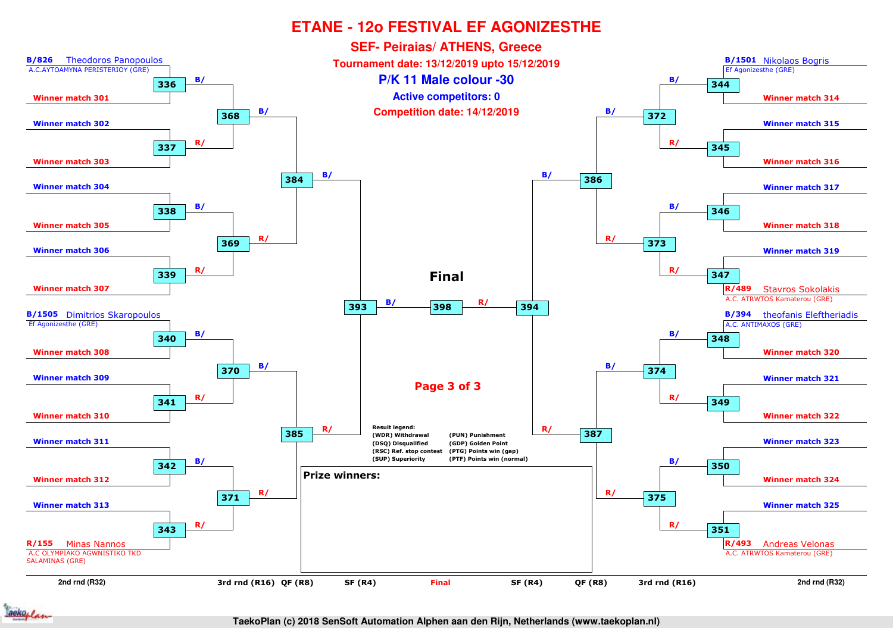# ETANE - 12o FESTIVAL EF AGONIZESTHE

## SEF- Peiraias/ ATHENS, Greece

**Tournament date: 13/12/2019 upto 15/12/2019**

**P/K 11 Male colour -30**

**Active competitors: 0**

**Competition date: 14/12/2019**

### Left side

| 2nd rnd (R32) | 3rd rnd (R16) | QF (R8) | SF (R4) |
|---|---|---|---|
| B/826 Theodoros Panopoulos, A.C.AYTOAMYNA PERISTERIOY (GRE) | 336 B/ | 368 B/ | 384 B/ |
| Winner match 301 | | | |
| Winner match 302 | 337 R/ | | |
| Winner match 303 | | | |
| Winner match 304 | 338 B/ | 369 R/ | |
| Winner match 305 | | | |
| Winner match 306 | 339 R/ | | |
| Winner match 307 | | | |
| B/1505 Dimitrios Skaropoulos, Ef Agonizesthe (GRE) | 340 B/ | 370 B/ | 385 R/ |
| Winner match 308 | | | |
| Winner match 309 | 341 R/ | | |
| Winner match 310 | | | |
| Winner match 311 | 342 B/ | 371 R/ | |
| Winner match 312 | | | |
| Winner match 313 | 343 R/ | | |
| R/155 Minas Nannos, A.C OLYMPIAKO AGWNISTIKO TKD SALAMINAS (GRE) | | | |

### Final

393 B/ — **398** — R/ 394

### Right side

| 2nd rnd (R32) | 3rd rnd (R16) | QF (R8) | SF (R4) |
|---|---|---|---|
| B/1501 Nikolaos Bogris, Ef Agonizesthe (GRE) | 344 B/ | 372 B/ | 386 B/ |
| Winner match 314 | | | |
| Winner match 315 | 345 R/ | | |
| Winner match 316 | | | |
| Winner match 317 | 346 B/ | 373 R/ | |
| Winner match 318 | | | |
| Winner match 319 | 347 R/ | | |
| R/489 Stavros Sokolakis, A.C. ATRWTOS Kamaterou (GRE) | | | |
| B/394 theofanis Eleftheriadis, A.C. ANTIMAXOS (GRE) | 348 B/ | 374 B/ | 387 R/ |
| Winner match 320 | | | |
| Winner match 321 | 349 R/ | | |
| Winner match 322 | | | |
| Winner match 323 | 350 B/ | 375 R/ | |
| Winner match 324 | | | |
| Winner match 325 | 351 R/ | | |
| R/493 Andreas Velonas, A.C. ATRWTOS Kamaterou (GRE) | | | |

**Result legend:**
(WDR) Withdrawal
(DSQ) Disqualified
(RSC) Ref. stop contest
(SUP) Superiority
(PUN) Punishment
(GDP) Golden Point
(PTG) Points win (gap)
(PTF) Points win (normal)

**Prize winners:**

TaekoPlan (c) 2018 SenSoft Automation Alphen aan den Rijn, Netherlands (www.taekoplan.nl)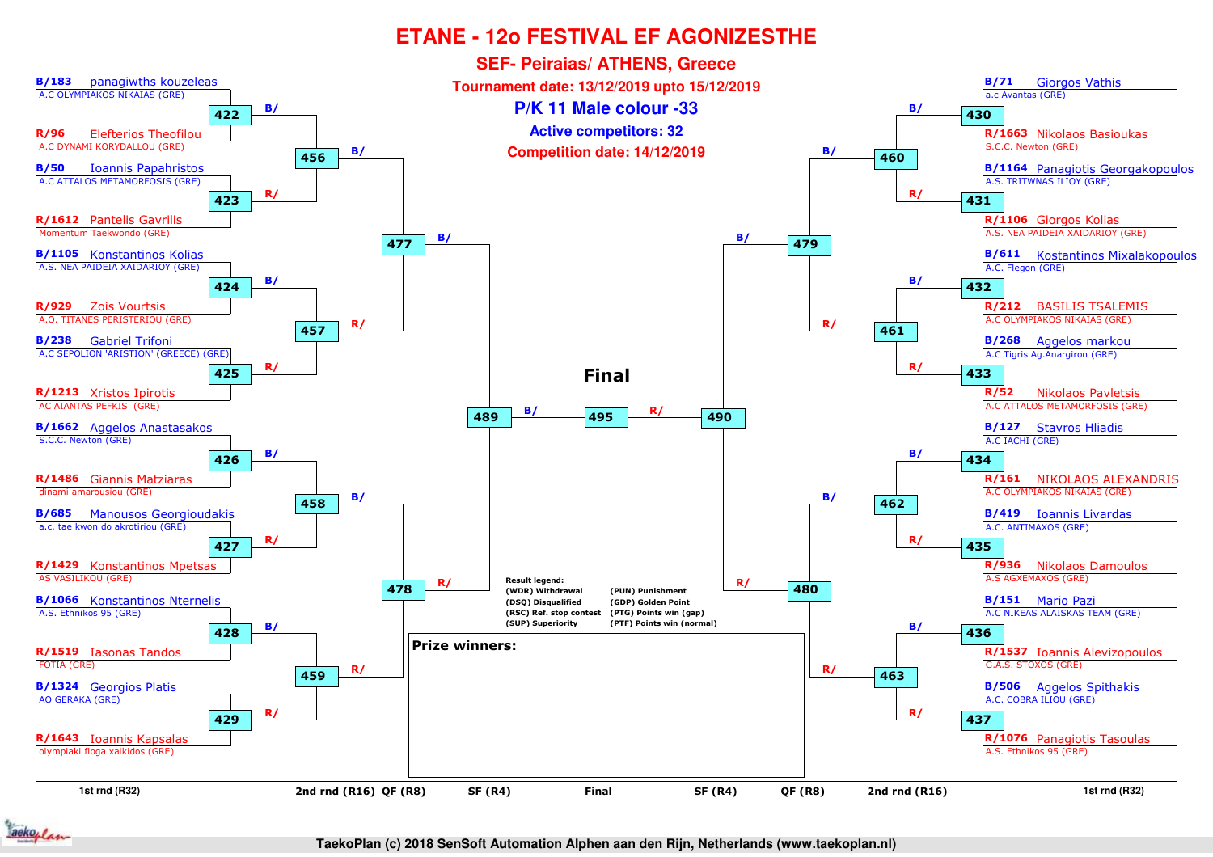# ETANE - 12o FESTIVAL EF AGONIZESTHE

## SEF- Peiraias/ ATHENS, Greece

**Tournament date: 13/12/2019 upto 15/12/2019**

**P/K 11 Male colour -33**

**Active competitors: 32**

**Competition date: 14/12/2019**

### Left side – 1st rnd (R32)

| Match | Blue | Red |
|---|---|---|
| 422 | B/183 panagiwths kouzeleas – A.C OLYMPIAKOS NIKAIAS (GRE) | R/96 Elefterios Theofilou – A.C DYNAMI KORYDALLOU (GRE) |
| 423 | B/50 Ioannis Papahristos – A.C ATTALOS METAMORFOSIS (GRE) | R/1612 Pantelis Gavrilis – Momentum Taekwondo (GRE) |
| 424 | B/1105 Konstantinos Kolias – A.S. NEA PAIDEIA XAIDARIOY (GRE) | R/929 Zois Vourtsis – A.O. TITANES PERISTERIOU (GRE) |
| 425 | B/238 Gabriel Trifoni – A.C SEPOLION 'ARISTION' (GREECE) (GRE) | R/1213 Xristos Ipirotis – AC AIANTAS PEFKIS (GRE) |
| 426 | B/1662 Aggelos Anastasakos – S.C.C. Newton (GRE) | R/1486 Giannis Matziaras – dinami amarousiou (GRE) |
| 427 | B/685 Manousos Georgioudakis – a.c. tae kwon do akrotiriou (GRE) | R/1429 Konstantinos Mpetsas – AS VASILIKOU (GRE) |
| 428 | B/1066 Konstantinos Nternelis – A.S. Ethnikos 95 (GRE) | R/1519 Iasonas Tandos – FOTIA (GRE) |
| 429 | B/1324 Georgios Platis – AO GERAKA (GRE) | R/1643 Ioannis Kapsalas – olympiaki floga xalkidos (GRE) |

### Right side – 1st rnd (R32)

| Match | Blue | Red |
|---|---|---|
| 430 | B/71 Giorgos Vathis – a.c Avantas (GRE) | R/1663 Nikolaos Basioukas – S.C.C. Newton (GRE) |
| 431 | B/1164 Panagiotis Georgakopoulos – A.S. TRITWNAS ILIOY (GRE) | R/1106 Giorgos Kolias – A.S. NEA PAIDEIA XAIDARIOY (GRE) |
| 432 | B/611 Kostantinos Mixalakopoulos – A.C. Flegon (GRE) | R/212 BASILIS TSALEMIS – A.C OLYMPIAKOS NIKAIAS (GRE) |
| 433 | B/268 Aggelos markou – A.C Tigris Ag.Anargiron (GRE) | R/52 Nikolaos Pavletsis – A.C ATTALOS METAMORFOSIS (GRE) |
| 434 | B/127 Stavros Hliadis – A.C IACHI (GRE) | R/161 NIKOLAOS ALEXANDRIS – A.C OLYMPIAKOS NIKAIAS (GRE) |
| 435 | B/419 Ioannis Livardas – A.C. ANTIMAXOS (GRE) | R/936 Nikolaos Damoulos – A.S AGXEMAXOS (GRE) |
| 436 | B/151 Mario Pazi – A.C NIKEAS ALAISKAS TEAM (GRE) | R/1537 Ioannis Alevizopoulos – G.A.S. STOXOS (GRE) |
| 437 | B/506 Aggelos Spithakis – A.C. COBRA ILIOU (GRE) | R/1076 Panagiotis Tasoulas – A.S. Ethnikos 95 (GRE) |

### Later rounds

| Round | Matches |
|---|---|
| 2nd rnd (R16) | 456 (B/ winner 422, R/ winner 423), 457 (B/ 424, R/ 425), 458 (B/ 426, R/ 427), 459 (B/ 428, R/ 429), 460 (B/ 430, R/ 431), 461 (B/ 432, R/ 433), 462 (B/ 434, R/ 435), 463 (B/ 436, R/ 437) |
| QF (R8) | 477 (B/ 456, R/ 457), 478 (B/ 458, R/ 459), 479 (B/ 460, R/ 461), 480 (B/ 462, R/ 463) |
| SF (R4) | 489 (B/ 477, R/ 478), 490 (B/ 479, R/ 480) |
| Final | 495 (B/ 489, R/ 490) |

**Result legend:**
(WDR) Withdrawal
(DSQ) Disqualified
(RSC) Ref. stop contest
(SUP) Superiority
(PUN) Punishment
(GDP) Golden Point
(PTG) Points win (gap)
(PTF) Points win (normal)

**Prize winners:**

1st rnd (R32) | 2nd rnd (R16) | QF (R8) | SF (R4) | Final | SF (R4) | QF (R8) | 2nd rnd (R16) | 1st rnd (R32)

TaekoPlan (c) 2018 SenSoft Automation Alphen aan den Rijn, Netherlands (www.taekoplan.nl)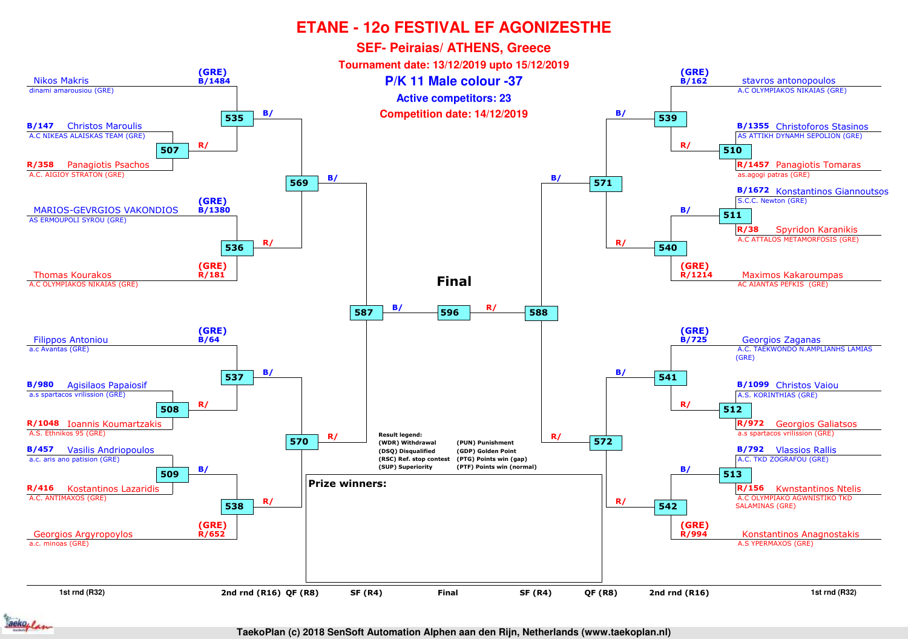# ETANE - 12o FESTIVAL EF AGONIZESTHE

## SEF- Peiraias/ ATHENS, Greece

**Tournament date: 13/12/2019 upto 15/12/2019**

## P/K 11 Male colour -37

**Active competitors: 23**

**Competition date: 14/12/2019**

### Left side of bracket

| Competitor | Club | Seed/No. | Match |
|---|---|---|---|
| Nikos Makris | dinami amarousiou (GRE) | (GRE) B/1484 | 535 B/ |
| Christos Maroulis | A.C NIKEAS ALAISKAS TEAM (GRE) | B/147 | 507 |
| Panagiotis Psachos | A.C. AIGIOY STRATON (GRE) | R/358 | 507 → 535 R/ |
| MARIOS-GEVRGIOS VAKONDIOS | AS ERMOUPOLI SYROU (GRE) | (GRE) B/1380 | 536 |
| Thomas Kourakos | A.C OLYMPIAKOS NIKAIAS (GRE) | (GRE) R/181 | 536 |
| Filippos Antoniou | a.c Avantas (GRE) | (GRE) B/64 | 537 B/ |
| Agisilaos Papaiosif | a.s spartacos vrilission (GRE) | B/980 | 508 |
| Ioannis Koumartzakis | A.S. Ethnikos 95 (GRE) | R/1048 | 508 → 537 R/ |
| Vasilis Andriopoulos | a.c. aris ano patision (GRE) | B/457 | 509 |
| Kostantinos Lazaridis | A.C. ANTIMAXOS (GRE) | R/416 | 509 → 538 B/ |
| Georgios Argyropoylos | a.c. minoas (GRE) | (GRE) R/652 | 538 R/ |

- 535 (B/) and 536 (R/) → 569
- 537 (B/) and 538 (R/) → 570
- 569 (B/) and 570 (R/) → 587

### Right side of bracket

| Competitor | Club | Seed/No. | Match |
|---|---|---|---|
| stavros antonopoulos | A.C OLYMPIAKOS NIKAIAS (GRE) | (GRE) B/162 | 539 |
| Christoforos Stasinos | AS ATTIKH DYNAMH SEPOLION (GRE) | B/1355 | 510 |
| Panagiotis Tomaras | as.agogi patras (GRE) | R/1457 | 510 → 539 R/ |
| Konstantinos Giannoutsos | S.C.C. Newton (GRE) | B/1672 | 511 |
| Spyridon Karanikis | A.C ATTALOS METAMORFOSIS (GRE) | R/38 | 511 → 540 B/ |
| Maximos Kakaroumpas | AC AIANTAS PEFKIS (GRE) | (GRE) R/1214 | 540 |
| Georgios Zaganas | A.C. TAEKWONDO N.AMPLIANHS LAMIAS (GRE) | (GRE) B/725 | 541 |
| Christos Vaiou | A.S. KORINTHIAS (GRE) | B/1099 | 512 |
| Georgios Galiatsos | a.s spartacos vrilission (GRE) | R/972 | 512 → 541 R/ |
| Vlassios Rallis | A.C. TKD ZOGRAFOU (GRE) | B/792 | 513 |
| Kwnstantinos Ntelis | A.C OLYMPIAKO AGWNISTIKO TKD SALAMINAS (GRE) | R/156 | 513 → 542 B/ |
| Konstantinos Anagnostakis | A.S YPERMAXOS (GRE) | (GRE) R/994 | 542 |

- 539 (B/) and 540 (R/) → 571
- 541 (B/) and 542 (R/) → 572
- 571 (B/) and 572 (R/) → 588

### Final

587 (B/) — **596** — 588 (R/)

**Result legend:**

| | |
|---|---|
| (WDR) Withdrawal | (PUN) Punishment |
| (DSQ) Disqualified | (GDP) Golden Point |
| (RSC) Ref. stop contest | (PTG) Points win (gap) |
| (SUP) Superiority | (PTF) Points win (normal) |

**Prize winners:**

1st rnd (R32) | 2nd rnd (R16) | QF (R8) | SF (R4) | Final | SF (R4) | QF (R8) | 2nd rnd (R16) | 1st rnd (R32)

TaekoPlan (c) 2018 SenSoft Automation Alphen aan den Rijn, Netherlands (www.taekoplan.nl)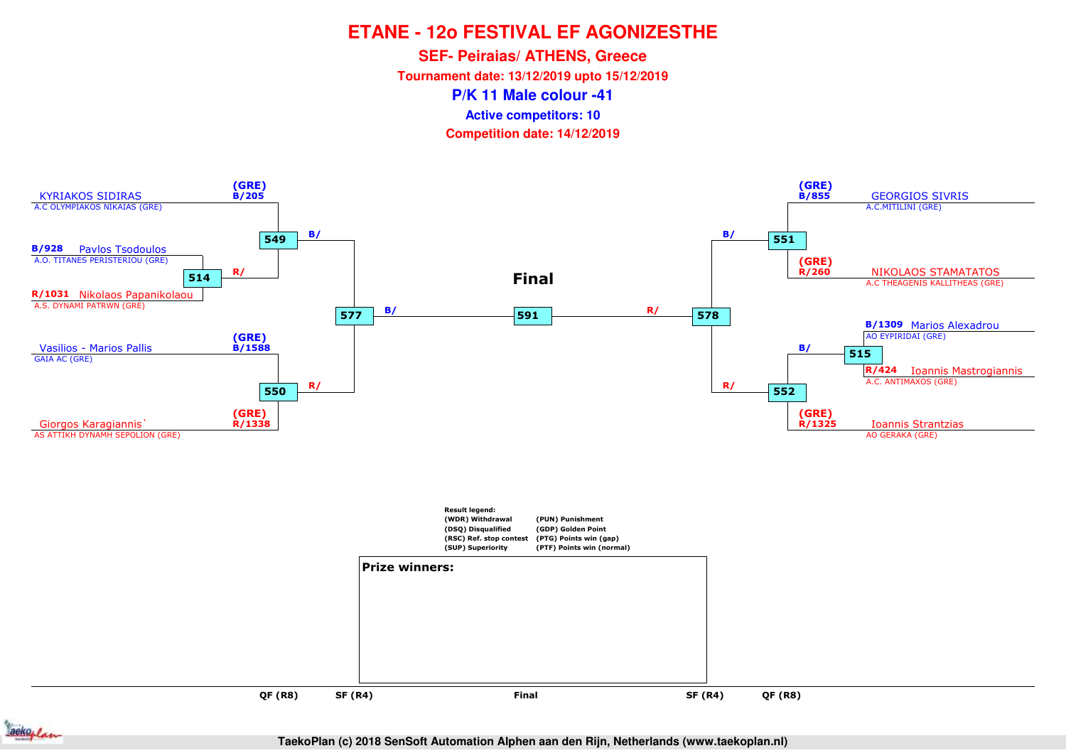# ETANE - 12o FESTIVAL EF AGONIZESTHE

**SEF- Peiraias/ ATHENS, Greece**

**Tournament date: 13/12/2019 upto 15/12/2019**

## P/K 11 Male colour -41

**Active competitors: 10**

**Competition date: 14/12/2019**

(GRE) B/205 KYRIAKOS SIDIRAS
A.C OLYMPIAKOS NIKAIAS (GRE)

549 B/

B/928 Pavlos Tsodoulos
A.O. TITANES PERISTERIOU (GRE)

514 R/

R/1031 Nikolaos Papanikolaou
A.S. DYNAMI PATRWN (GRE)

577 B/

(GRE) B/1588 Vasilios - Marios Pallis
GAIA AC (GRE)

550 R/

(GRE) R/1338 Giorgos Karagiannis`
AS ATTIKH DYNAMH SEPOLION (GRE)

**Final**

591

R/ 578

(GRE) B/855 GEORGIOS SIVRIS
A.C.MITILINI (GRE)

B/ 551

(GRE) R/260 NIKOLAOS STAMATATOS
A.C THEAGENIS KALLITHEAS (GRE)

B/1309 Marios Alexadrou
AO EYPIRIDAI (GRE)

B/ 515

R/424 Ioannis Mastrogiannis
A.C. ANTIMAXOS (GRE)

R/ 552

(GRE) R/1325 Ioannis Strantzias
AO GERAKA (GRE)

**Result legend:**

| | |
|---|---|
| (WDR) Withdrawal | (PUN) Punishment |
| (DSQ) Disqualified | (GDP) Golden Point |
| (RSC) Ref. stop contest | (PTG) Points win (gap) |
| (SUP) Superiority | (PTF) Points win (normal) |

**Prize winners:**

QF (R8) SF (R4) Final SF (R4) QF (R8)

TaekoPlan (c) 2018 SenSoft Automation Alphen aan den Rijn, Netherlands (www.taekoplan.nl)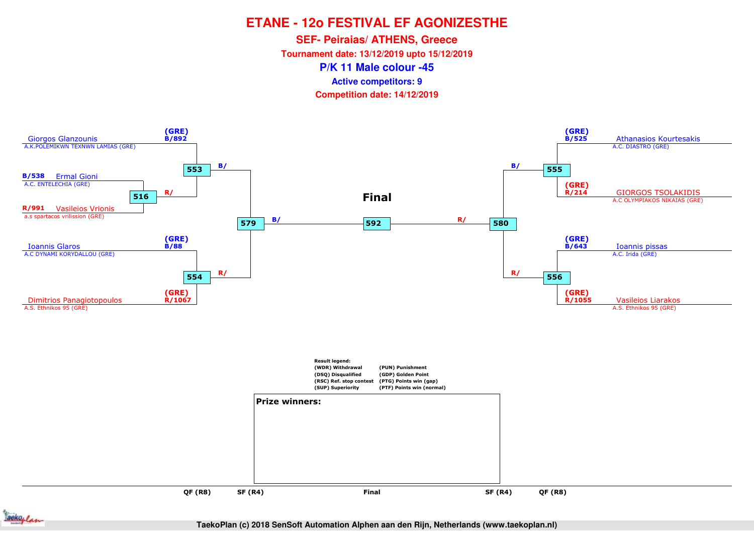# ETANE - 12o FESTIVAL EF AGONIZESTHE

## SEF- Peiraias/ ATHENS, Greece

**Tournament date: 13/12/2019 upto 15/12/2019**

## P/K 11 Male colour -45

**Active competitors: 9**

**Competition date: 14/12/2019**

(GRE) B/892 Giorgos Glanzounis
A.K.POLEMIKWN TEXNWN LAMIAS (GRE)

B/538 Ermal Gioni
A.C. ENTELECHIA (GRE)

R/991 Vasileios Vrionis
a.s spartacos vrilission (GRE)

516 R/

553 B/

(GRE) B/88 Ioannis Glaros
A.C DYNAMI KORYDALLOU (GRE)

(GRE) R/1067 Dimitrios Panagiotopoulos
A.S. Ethnikos 95 (GRE)

554 R/

579 B/

**Final**

592

580 R/

(GRE) B/525 Athanasios Kourtesakis
A.C. DIASTRO (GRE)

(GRE) R/214 GIORGOS TSOLAKIDIS
A.C OLYMPIAKOS NIKAIAS (GRE)

555 B/

(GRE) B/643 Ioannis pissas
A.C. Irida (GRE)

(GRE) R/1055 Vasileios Liarakos
A.S. Ethnikos 95 (GRE)

556 R/

**Result legend:**

| | |
|---|---|
| (WDR) Withdrawal | (PUN) Punishment |
| (DSQ) Disqualified | (GDP) Golden Point |
| (RSC) Ref. stop contest | (PTG) Points win (gap) |
| (SUP) Superiority | (PTF) Points win (normal) |

**Prize winners:**

QF (R8) | SF (R4) | Final | SF (R4) | QF (R8)

TaekoPlan (c) 2018 SenSoft Automation Alphen aan den Rijn, Netherlands (www.taekoplan.nl)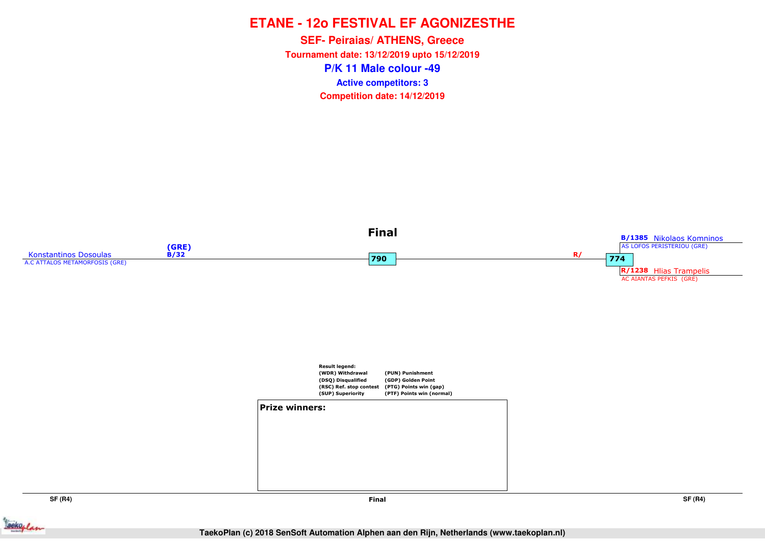# ETANE - 12o FESTIVAL EF AGONIZESTHE

## SEF- Peiraias/ ATHENS, Greece

**Tournament date: 13/12/2019 upto 15/12/2019**

## P/K 11 Male colour -49

**Active competitors: 3**

**Competition date: 14/12/2019**

### Final

Konstantinos Dosoulas (GRE) B/32
A.C ATTALOS METAMORFOSIS (GRE)

790

R/

774

B/1385 Nikolaos Komninos
AS LOFOS PERISTERIOU (GRE)

R/1238 Hlias Trampelis
AC AIANTAS PEFKIS (GRE)

**Result legend:**

| | |
|---|---|
| (WDR) Withdrawal | (PUN) Punishment |
| (DSQ) Disqualified | (GDP) Golden Point |
| (RSC) Ref. stop contest | (PTG) Points win (gap) |
| (SUP) Superiority | (PTF) Points win (normal) |

**Prize winners:**

SF (R4) | Final | SF (R4)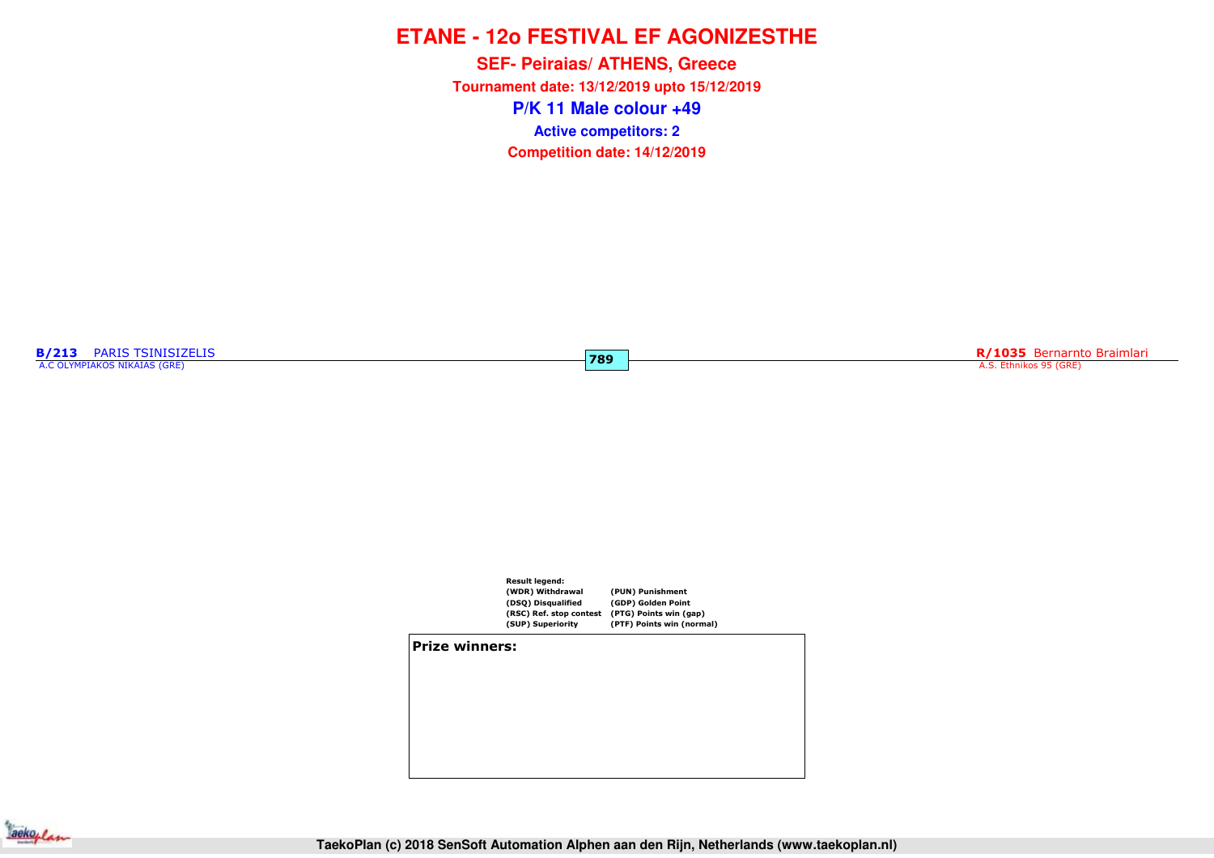# ETANE - 12o FESTIVAL EF AGONIZESTHE

## SEF- Peiraias/ ATHENS, Greece

**Tournament date: 13/12/2019 upto 15/12/2019**

## P/K 11 Male colour +49

**Active competitors: 2**

**Competition date: 14/12/2019**

**B/213** PARIS TSINISIZELIS
A.C OLYMPIAKOS NIKAIAS (GRE)

**789**

**R/1035** Bernarnto Braimlari
A.S. Ethnikos 95 (GRE)

**Result legend:**

| | |
|---|---|
| (WDR) Withdrawal | (PUN) Punishment |
| (DSQ) Disqualified | (GDP) Golden Point |
| (RSC) Ref. stop contest | (PTG) Points win (gap) |
| (SUP) Superiority | (PTF) Points win (normal) |

**Prize winners:**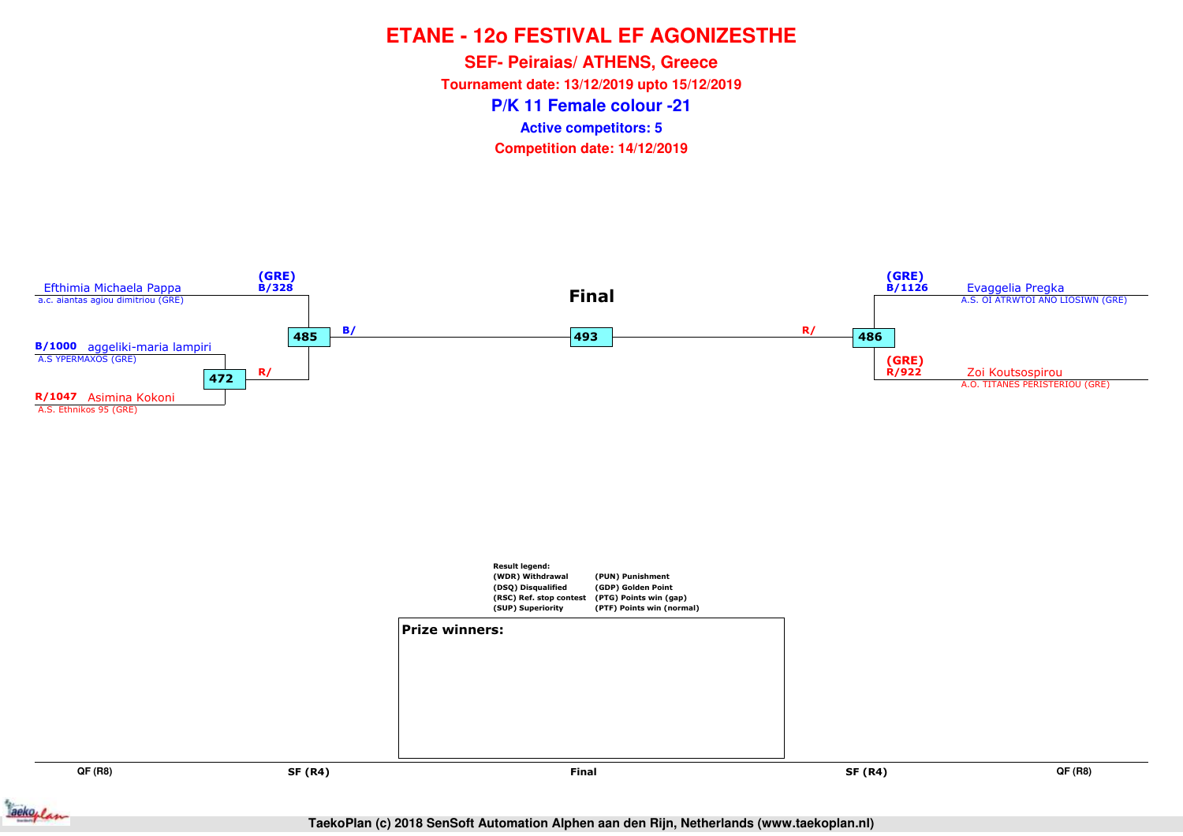# ETANE - 12o FESTIVAL EF AGONIZESTHE

## SEF- Peiraias/ ATHENS, Greece

**Tournament date: 13/12/2019 upto 15/12/2019**

## P/K 11 Female colour -21

**Active competitors: 5**

**Competition date: 14/12/2019**

### Final

**Left side:**

- (GRE) B/328 Efthimia Michaela Pappa — a.c. aiantas agiou dimitriou (GRE)
- B/1000 aggeliki-maria lampiri — A.S YPERMAXOS (GRE)
- R/1047 Asimina Kokoni — A.S. Ethnikos 95 (GRE)

Match 472: aggeliki-maria lampiri vs Asimina Kokoni → R/

Match 485: Efthimia Michaela Pappa vs winner 472 → B/

**Right side:**

- (GRE) B/1126 Evaggelia Pregka — A.S. OI ATRWTOI ANO LIOSIWN (GRE)
- (GRE) R/922 Zoi Koutsospirou — A.O. TITANES PERISTERIOU (GRE)

Match 486: Evaggelia Pregka vs Zoi Koutsospirou → R/

**Final: Match 493** (B/ vs R/)

Result legend:

| | |
|---|---|
| (WDR) Withdrawal | (PUN) Punishment |
| (DSQ) Disqualified | (GDP) Golden Point |
| (RSC) Ref. stop contest | (PTG) Points win (gap) |
| (SUP) Superiority | (PTF) Points win (normal) |

**Prize winners:**

QF (R8) | SF (R4) | Final | SF (R4) | QF (R8)

TaekoPlan (c) 2018 SenSoft Automation Alphen aan den Rijn, Netherlands (www.taekoplan.nl)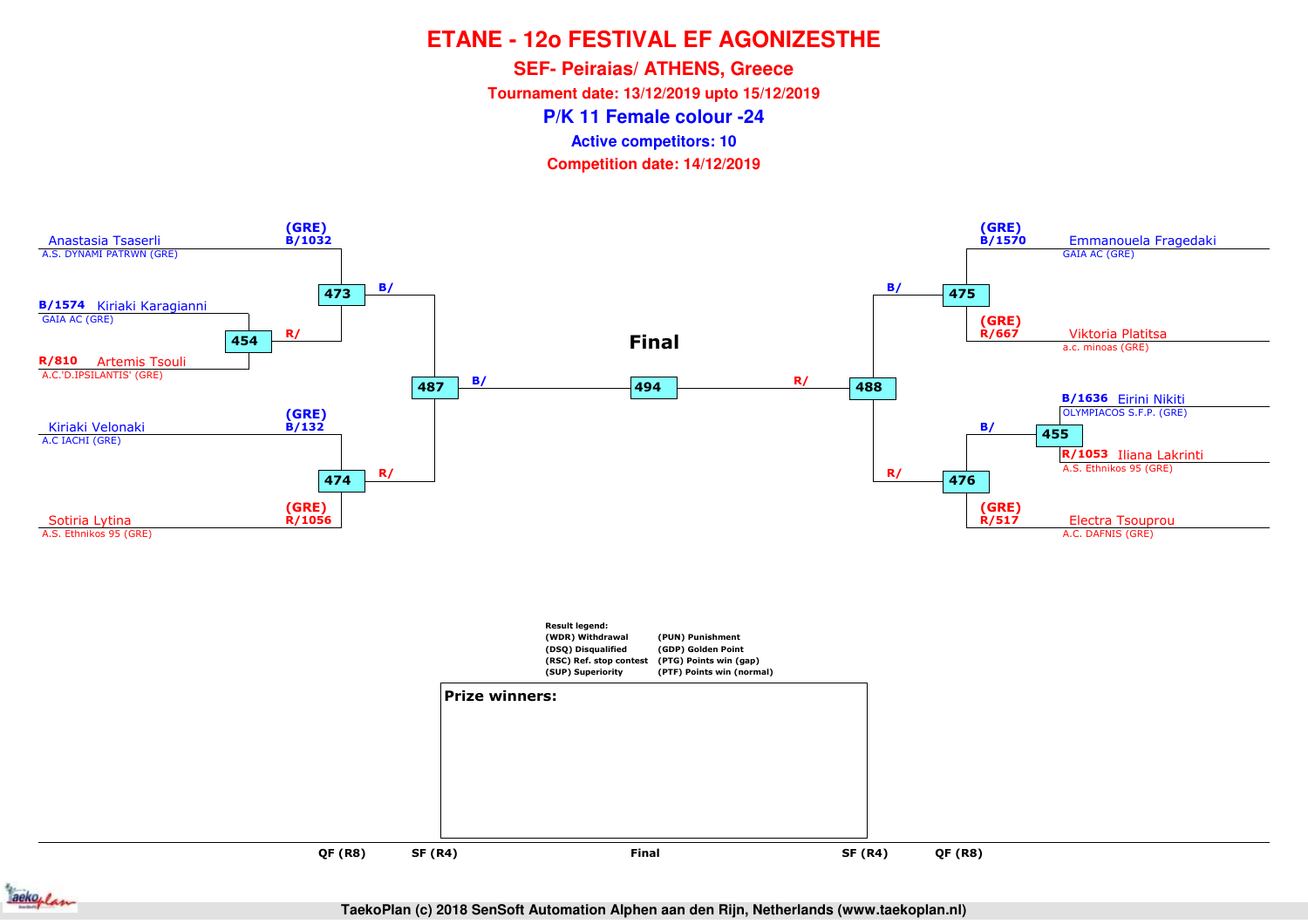# ETANE - 12o FESTIVAL EF AGONIZESTHE

## SEF- Peiraias/ ATHENS, Greece

**Tournament date: 13/12/2019 upto 15/12/2019**

## P/K 11 Female colour -24

**Active competitors: 10**

**Competition date: 14/12/2019**

Anastasia Tsaserli (GRE) B/1032
A.S. DYNAMI PATRWN (GRE)

473 B/

B/1574 Kiriaki Karagianni
GAIA AC (GRE)

454 R/

R/810 Artemis Tsouli
A.C.'D.IPSILANTIS' (GRE)

487 B/

Kiriaki Velonaki (GRE) B/132
A.C IACHI (GRE)

474 R/

Sotiria Lytina (GRE) R/1056
A.S. Ethnikos 95 (GRE)

**Final**

494

Emmanouela Fragedaki (GRE) B/1570
GAIA AC (GRE)

B/ 475

Viktoria Platitsa (GRE) R/667
a.c. minoas (GRE)

R/ 488

B/1636 Eirini Nikiti
OLYMPIACOS S.F.P. (GRE)

B/ 455

R/1053 Iliana Lakrinti
A.S. Ethnikos 95 (GRE)

R/ 476

Electra Tsouprou (GRE) R/517
A.C. DAFNIS (GRE)

Result legend:

| | |
|---|---|
| (WDR) Withdrawal | (PUN) Punishment |
| (DSQ) Disqualified | (GDP) Golden Point |
| (RSC) Ref. stop contest | (PTG) Points win (gap) |
| (SUP) Superiority | (PTF) Points win (normal) |

**Prize winners:**

QF (R8) | SF (R4) | Final | SF (R4) | QF (R8)

TaekoPlan (c) 2018 SenSoft Automation Alphen aan den Rijn, Netherlands (www.taekoplan.nl)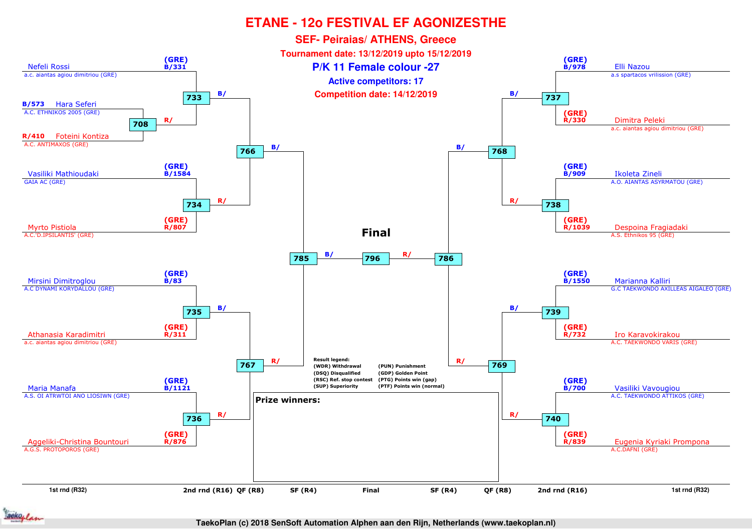# ETANE - 12o FESTIVAL EF AGONIZESTHE

## SEF- Peiraias/ ATHENS, Greece

**Tournament date: 13/12/2019 upto 15/12/2019**

## P/K 11 Female colour -27

**Active competitors: 17**

**Competition date: 14/12/2019**

### Left half of bracket

| 1st rnd (R32) | 2nd rnd (R16) | QF (R8) | SF (R4) |
|---|---|---|---|
| Nefeli Rossi – a.c. aiantas agiou dimitriou (GRE) – (GRE) B/331 | 733 B/ | 766 B/ | 785 B/ |
| B/573 Hara Seferi – A.C. ETHNIKOS 2005 (GRE) / R/410 Foteini Kontiza – A.C. ANTIMAXOS (GRE) → 708 | 733 R/ | | |
| Vasiliki Mathioudaki – GAIA AC (GRE) – (GRE) B/1584 | 734 | 766 R/ | |
| Myrto Pistiola – A.C.'D.IPSILANTIS' (GRE) – (GRE) R/807 | 734 | | |
| Mirsini Dimitroglou – A.C DYNAMI KORYDALLOU (GRE) – (GRE) B/83 | 735 B/ | 767 | 785 R/ |
| Athanasia Karadimitri – a.c. aiantas agiou dimitriou (GRE) – (GRE) R/311 | 735 | | |
| Maria Manafa – A.S. OI ATRWTOI ANO LIOSIWN (GRE) – (GRE) B/1121 | 736 | 767 R/ | |
| Aggeliki-Christina Bountouri – A.G.S. PROTOPOROS (GRE) – (GRE) R/876 | 736 | | |

### Final

785 B/ — 796 — R/ 786

### Right half of bracket

| 1st rnd (R32) | 2nd rnd (R16) | QF (R8) | SF (R4) |
|---|---|---|---|
| Elli Nazou – a.s spartacos vrilission (GRE) – (GRE) B/978 | 737 B/ | 768 B/ | 786 B/ |
| Dimitra Peleki – a.c. aiantas agiou dimitriou (GRE) – (GRE) R/330 | 737 | | |
| Ikoleta Zineli – A.O. AIANTAS ASYRMATOU (GRE) – (GRE) B/909 | 738 | 768 R/ | |
| Despoina Fragiadaki – A.S. Ethnikos 95 (GRE) – (GRE) R/1039 | 738 | | |
| Marianna Kalliri – G.C TAEKWONDO AXILLEAS AIGALEO (GRE) – (GRE) B/1550 | 739 B/ | 769 | 786 R/ |
| Iro Karavokirakou – A.C. TAEKWONDO VARIS (GRE) – (GRE) R/732 | 739 | | |
| Vasiliki Vavougiou – A.C. TAEKWONDO ATTIKOS (GRE) – (GRE) B/700 | 740 | 769 R/ | |
| Eugenia Kyriaki Prompona – A.C.DAFNI (GRE) – (GRE) R/839 | 740 | | |

**Result legend:**
(WDR) Withdrawal
(DSQ) Disqualified
(RSC) Ref. stop contest
(SUP) Superiority
(PUN) Punishment
(GDP) Golden Point
(PTG) Points win (gap)
(PTF) Points win (normal)

**Prize winners:**

1st rnd (R32) | 2nd rnd (R16) | QF (R8) | SF (R4) | Final | SF (R4) | QF (R8) | 2nd rnd (R16) | 1st rnd (R32)

TaekoPlan (c) 2018 SenSoft Automation Alphen aan den Rijn, Netherlands (www.taekoplan.nl)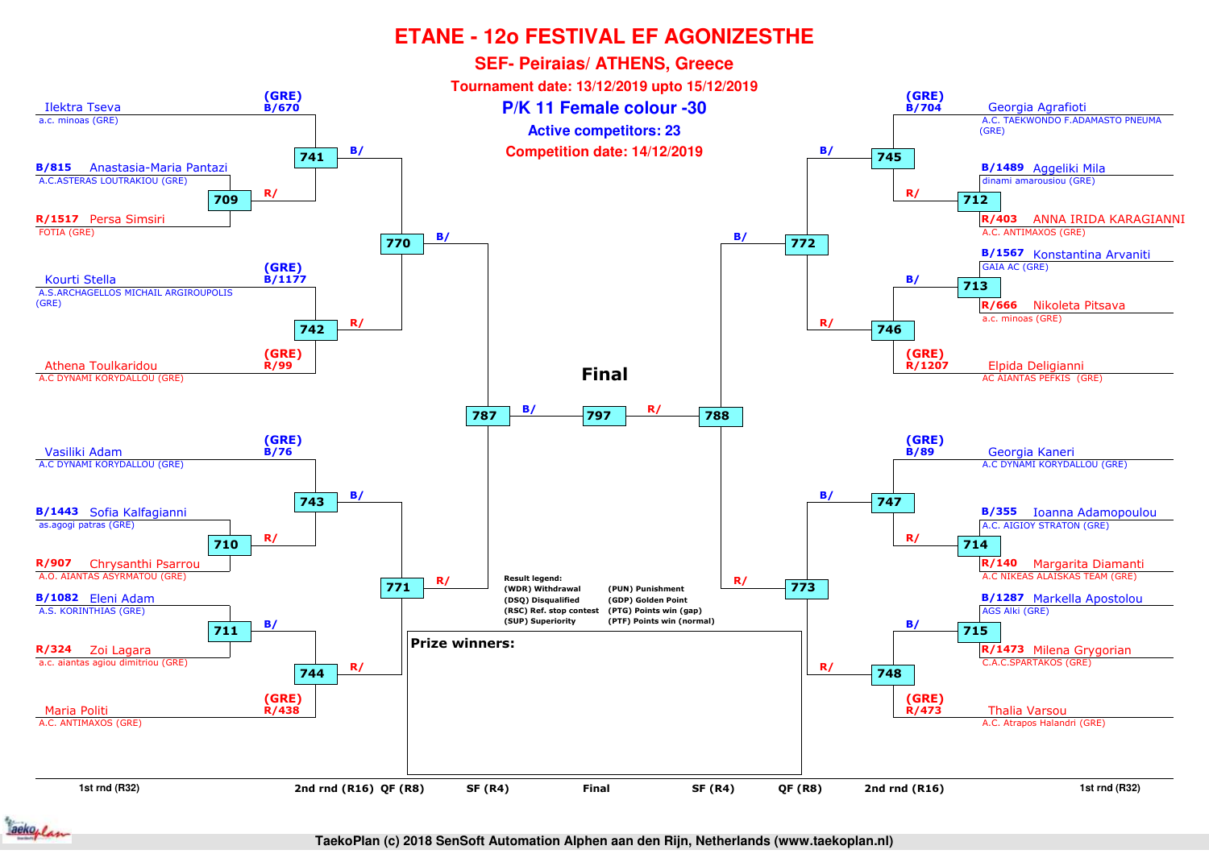# ETANE - 12o FESTIVAL EF AGONIZESTHE

## SEF- Peiraias/ ATHENS, Greece

**Tournament date: 13/12/2019 upto 15/12/2019**

## P/K 11 Female colour -30

**Active competitors: 23**

**Competition date: 14/12/2019**

### Left side of bracket

| 1st rnd (R32) | 2nd rnd (R16) | QF (R8) | SF (R4) |
|---|---|---|---|
| (GRE) B/670 Ilektra Tseva – a.c. minoas (GRE) | 741 B/ | 770 B/ | 787 B/ |
| B/815 Anastasia-Maria Pantazi – A.C.ASTERAS LOUTRAKIOU (GRE) vs R/1517 Persa Simsiri – FOTIA (GRE) → 709 | 741 R/ | | |
| (GRE) B/1177 Kourti Stella – A.S.ARCHAGELLOS MICHAIL ARGIROUPOLIS (GRE) | 742 B/ | 770 R/ | |
| (GRE) R/99 Athena Toulkaridou – A.C DYNAMI KORYDALLOU (GRE) | 742 R/ | | |
| (GRE) B/76 Vasiliki Adam – A.C DYNAMI KORYDALLOU (GRE) | 743 B/ | 771 B/ | 787 R/ |
| B/1443 Sofia Kalfagianni – as.agogi patras (GRE) vs R/907 Chrysanthi Psarrou – A.O. AIANTAS ASYRMATOU (GRE) → 710 | 743 R/ | | |
| B/1082 Eleni Adam – A.S. KORINTHIAS (GRE) vs R/324 Zoi Lagara – a.c. aiantas agiou dimitriou (GRE) → 711 | 744 B/ | 771 R/ | |
| (GRE) R/438 Maria Politi – A.C. ANTIMAXOS (GRE) | 744 R/ | | |

### Final

797: B/ (winner 787) vs R/ (winner 788)

### Right side of bracket

| 1st rnd (R32) | 2nd rnd (R16) | QF (R8) | SF (R4) |
|---|---|---|---|
| (GRE) B/704 Georgia Agrafioti – A.C. TAEKWONDO F.ADAMASTO PNEUMA (GRE) | 745 B/ | 772 B/ | 788 B/ |
| B/1489 Aggeliki Mila – dinami amarousiou (GRE) vs R/403 ANNA IRIDA KARAGIANNI – A.C. ANTIMAXOS (GRE) → 712 | 745 R/ | | |
| B/1567 Konstantina Arvaniti – GAIA AC (GRE) vs R/666 Nikoleta Pitsava – a.c. minoas (GRE) → 713 | 746 B/ | 772 R/ | |
| (GRE) R/1207 Elpida Deligianni – AC AIANTAS PEFKIS (GRE) | 746 R/ | | |
| (GRE) B/89 Georgia Kaneri – A.C DYNAMI KORYDALLOU (GRE) | 747 B/ | 773 B/ | 788 R/ |
| B/355 Ioanna Adamopoulou – A.C. AIGIOY STRATON (GRE) vs R/140 Margarita Diamanti – A.C NIKEAS ALAISKAS TEAM (GRE) → 714 | 747 R/ | | |
| B/1287 Markella Apostolou – AGS Alki (GRE) vs R/1473 Milena Grygorian – C.A.C.SPARTAKOS (GRE) → 715 | 748 B/ | 773 R/ | |
| (GRE) R/473 Thalia Varsou – A.C. Atrapos Halandri (GRE) | 748 R/ | | |

**Result legend:**

| | |
|---|---|
| (WDR) Withdrawal | (PUN) Punishment |
| (DSQ) Disqualified | (GDP) Golden Point |
| (RSC) Ref. stop contest | (PTG) Points win (gap) |
| (SUP) Superiority | (PTF) Points win (normal) |

**Prize winners:**

TaekoPlan (c) 2018 SenSoft Automation Alphen aan den Rijn, Netherlands (www.taekoplan.nl)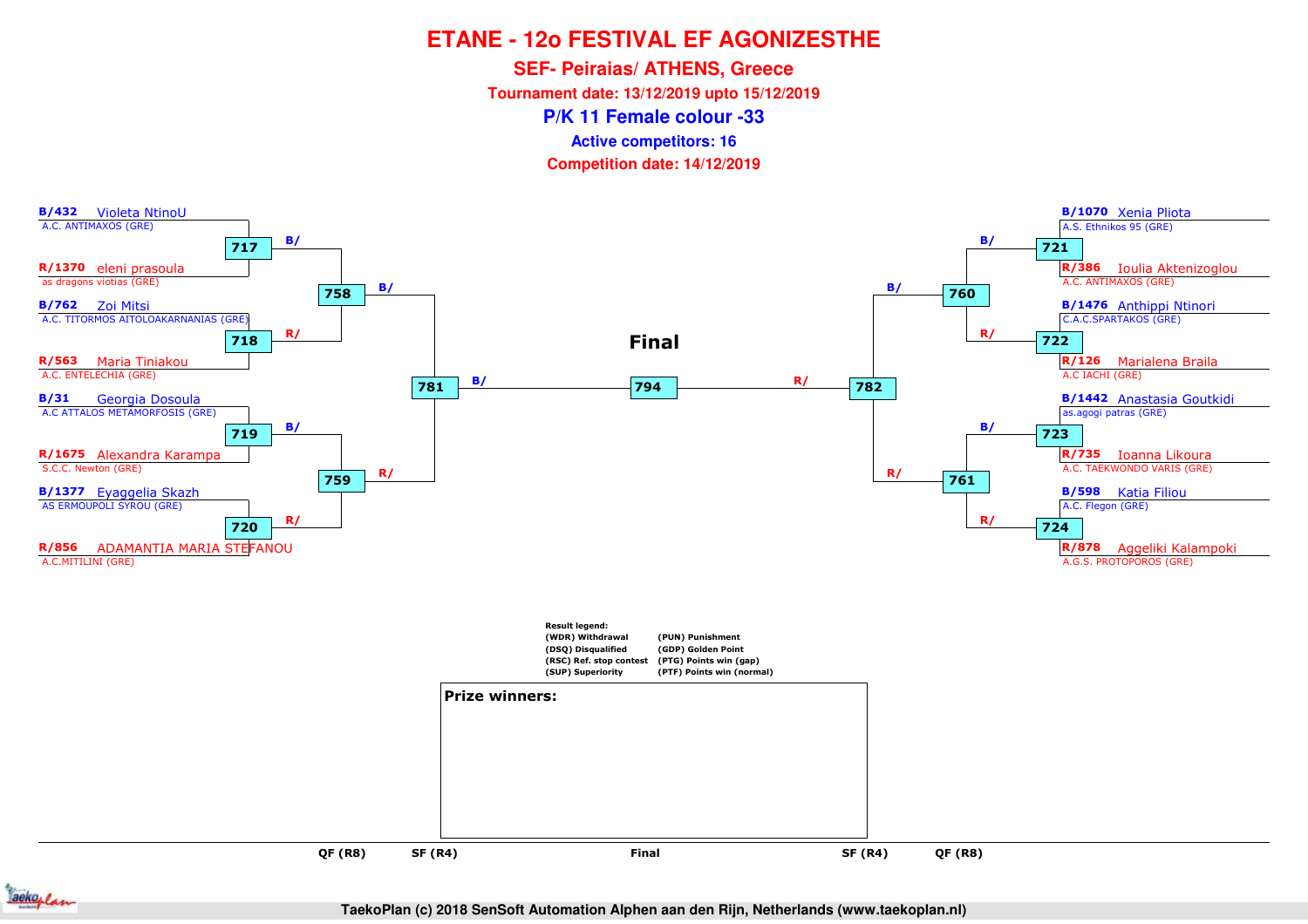# ETANE - 12o FESTIVAL EF AGONIZESTHE

## SEF- Peiraias/ ATHENS, Greece

**Tournament date: 13/12/2019 upto 15/12/2019**

## P/K 11 Female colour -33

**Active competitors: 16**

**Competition date: 14/12/2019**

B/432 Violeta NtinoU
A.C. ANTIMAXOS (GRE)

717 B/

R/1370 eleni prasoula
as dragons viotias (GRE)

758 B/

B/762 Zoi Mitsi
A.C. TITORMOS AITOLOAKARNANIAS (GRE)

718 R/

R/563 Maria Tiniakou
A.C. ENTELECHIA (GRE)

781 B/

B/31 Georgia Dosoula
A.C ATTALOS METAMORFOSIS (GRE)

719 B/

R/1675 Alexandra Karampa
S.C.C. Newton (GRE)

759 R/

B/1377 Eyaggelia Skazh
AS ERMOUPOLI SYROU (GRE)

720 R/

R/856 ADAMANTIA MARIA STEFANOU
A.C.MITILINI (GRE)

**Final**

794

782 R/

B/1070 Xenia Pliota
A.S. Ethnikos 95 (GRE)

721 B/

R/386 Ioulia Aktenizoglou
A.C. ANTIMAXOS (GRE)

760 B/

B/1476 Anthippi Ntinori
C.A.C.SPARTAKOS (GRE)

722 R/

R/126 Marialena Braila
A.C IACHI (GRE)

B/1442 Anastasia Goutkidi
as.agogi patras (GRE)

723 B/

R/735 Ioanna Likoura
A.C. TAEKWONDO VARIS (GRE)

761 R/

B/598 Katia Filiou
A.C. Flegon (GRE)

724 R/

R/878 Aggeliki Kalampoki
A.G.S. PROTOPOROS (GRE)

**Result legend:**

| | |
|---|---|
| (WDR) Withdrawal | (PUN) Punishment |
| (DSQ) Disqualified | (GDP) Golden Point |
| (RSC) Ref. stop contest | (PTG) Points win (gap) |
| (SUP) Superiority | (PTF) Points win (normal) |

**Prize winners:**

QF (R8) SF (R4) Final SF (R4) QF (R8)

TaekoPlan (c) 2018 SenSoft Automation Alphen aan den Rijn, Netherlands (www.taekoplan.nl)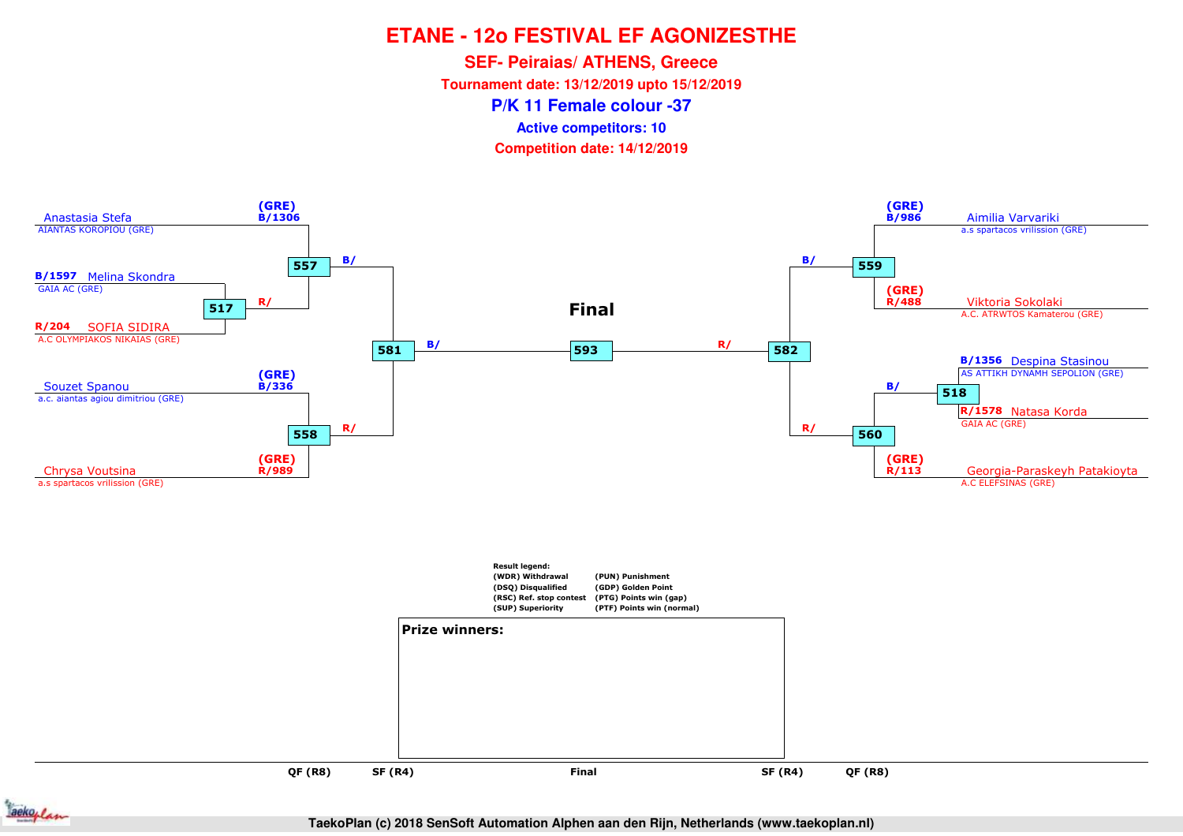# ETANE - 12o FESTIVAL EF AGONIZESTHE

## SEF- Peiraias/ ATHENS, Greece

**Tournament date: 13/12/2019 upto 15/12/2019**

## P/K 11 Female colour -37

**Active competitors: 10**

**Competition date: 14/12/2019**

### Left side

- Anastasia Stefa — AIANTAS KOROPIOU (GRE) — (GRE) B/1306
- B/1597 Melina Skondra — GAIA AC (GRE)
- R/204 SOFIA SIDIRA — A.C OLYMPIAKOS NIKAIAS (GRE)
- Souzet Spanou — a.c. aiantas agiou dimitriou (GRE) — (GRE) B/336
- Chrysa Voutsina — a.s spartacos vrilission (GRE) — (GRE) R/989

Matches:
- 517: B/1597 Melina Skondra vs R/204 SOFIA SIDIRA → R/
- 557: B/1306 Anastasia Stefa vs R/ (winner 517) → B/
- 558: B/336 Souzet Spanou vs R/989 Chrysa Voutsina → R/
- 581: B/ (winner 557) vs R/ (winner 558) → B/

### Right side

- Aimilia Varvariki — a.s spartacos vrilission (GRE) — (GRE) B/986
- Viktoria Sokolaki — A.C. ATRWTOS Kamaterou (GRE) — (GRE) R/488
- B/1356 Despina Stasinou — AS ATTIKH DYNAMH SEPOLION (GRE)
- R/1578 Natasa Korda — GAIA AC (GRE)
- Georgia-Paraskeyh Patakioyta — A.C ELEFSINAS (GRE) — (GRE) R/113

Matches:
- 559: B/986 Aimilia Varvariki vs R/488 Viktoria Sokolaki → B/
- 518: B/1356 Despina Stasinou vs R/1578 Natasa Korda → B/
- 560: B/ (winner 518) vs R/113 Georgia-Paraskeyh Patakioyta → R/
- 582: B/ (winner 559) vs R/ (winner 560) → R/

### Final

- 593: B/ (winner 581) vs R/ (winner 582)

**Result legend:**

| | |
|---|---|
| (WDR) Withdrawal | (PUN) Punishment |
| (DSQ) Disqualified | (GDP) Golden Point |
| (RSC) Ref. stop contest | (PTG) Points win (gap) |
| (SUP) Superiority | (PTF) Points win (normal) |

**Prize winners:**

QF (R8) SF (R4) Final SF (R4) QF (R8)

TaekoPlan (c) 2018 SenSoft Automation Alphen aan den Rijn, Netherlands (www.taekoplan.nl)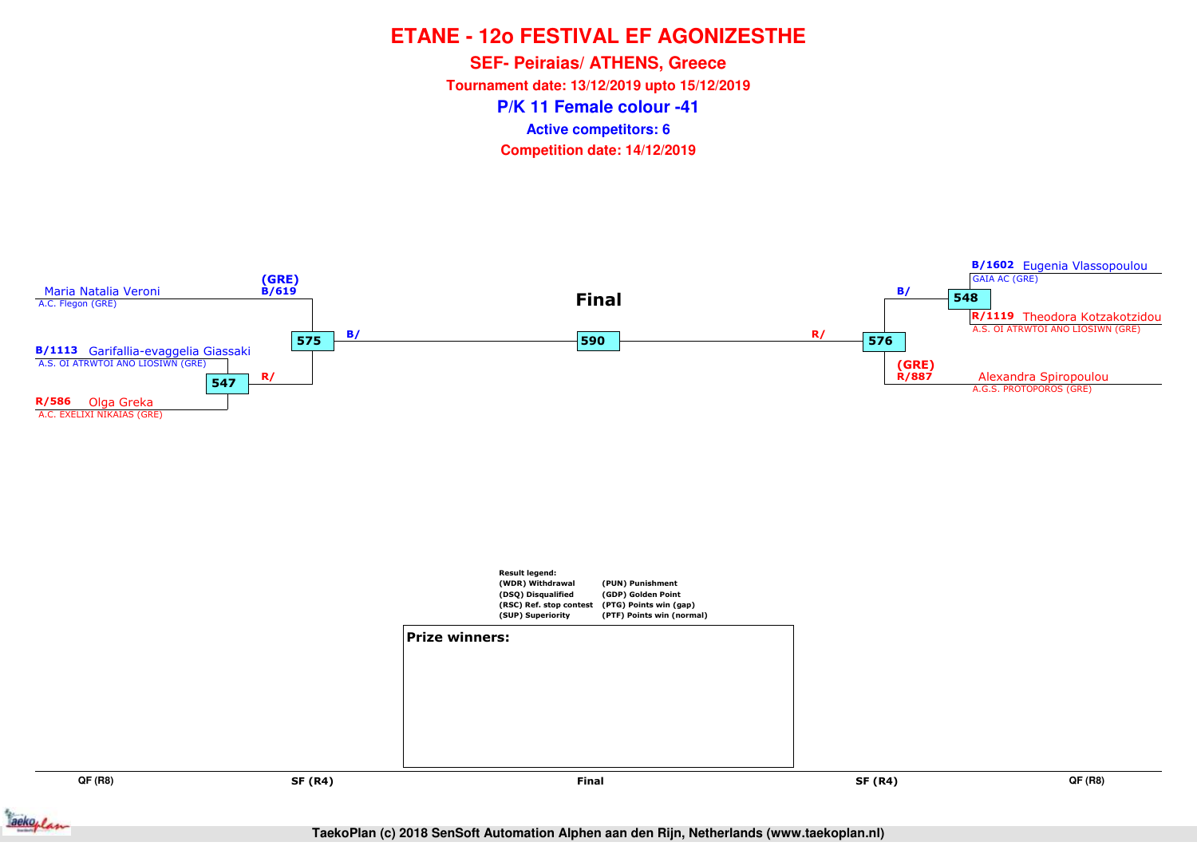# ETANE - 12o FESTIVAL EF AGONIZESTHE

## SEF- Peiraias/ ATHENS, Greece

**Tournament date: 13/12/2019 upto 15/12/2019**

## P/K 11 Female colour -41

**Active competitors: 6**

**Competition date: 14/12/2019**

### Final

**Left side:**

- Maria Natalia Veroni — A.C. Flegon (GRE) — (GRE) B/619
- B/1113 Garifallia-evaggelia Giassaki — A.S. OI ATRWTOI ANO LIOSIWN (GRE)
- R/586 Olga Greka — A.C. EXELIXI NIKAIAS (GRE)

Match 547: Giassaki vs Greka → R/

Match 575: Veroni vs winner 547 → B/

**Final: 590** (B/ vs R/)

**Right side:**

- B/1602 Eugenia Vlassopoulou — GAIA AC (GRE)
- R/1119 Theodora Kotzakotzidou — A.S. OI ATRWTOI ANO LIOSIWN (GRE)
- Alexandra Spiropoulou — A.G.S. PROTOPOROS (GRE) — (GRE) R/887

Match 548: Vlassopoulou vs Kotzakotzidou → B/

Match 576: winner 548 vs Spiropoulou → R/

Rounds: QF (R8) | SF (R4) | Final | SF (R4) | QF (R8)

**Result legend:**

| | |
|---|---|
| (WDR) Withdrawal | (PUN) Punishment |
| (DSQ) Disqualified | (GDP) Golden Point |
| (RSC) Ref. stop contest | (PTG) Points win (gap) |
| (SUP) Superiority | (PTF) Points win (normal) |

**Prize winners:**

TaekoPlan (c) 2018 SenSoft Automation Alphen aan den Rijn, Netherlands (www.taekoplan.nl)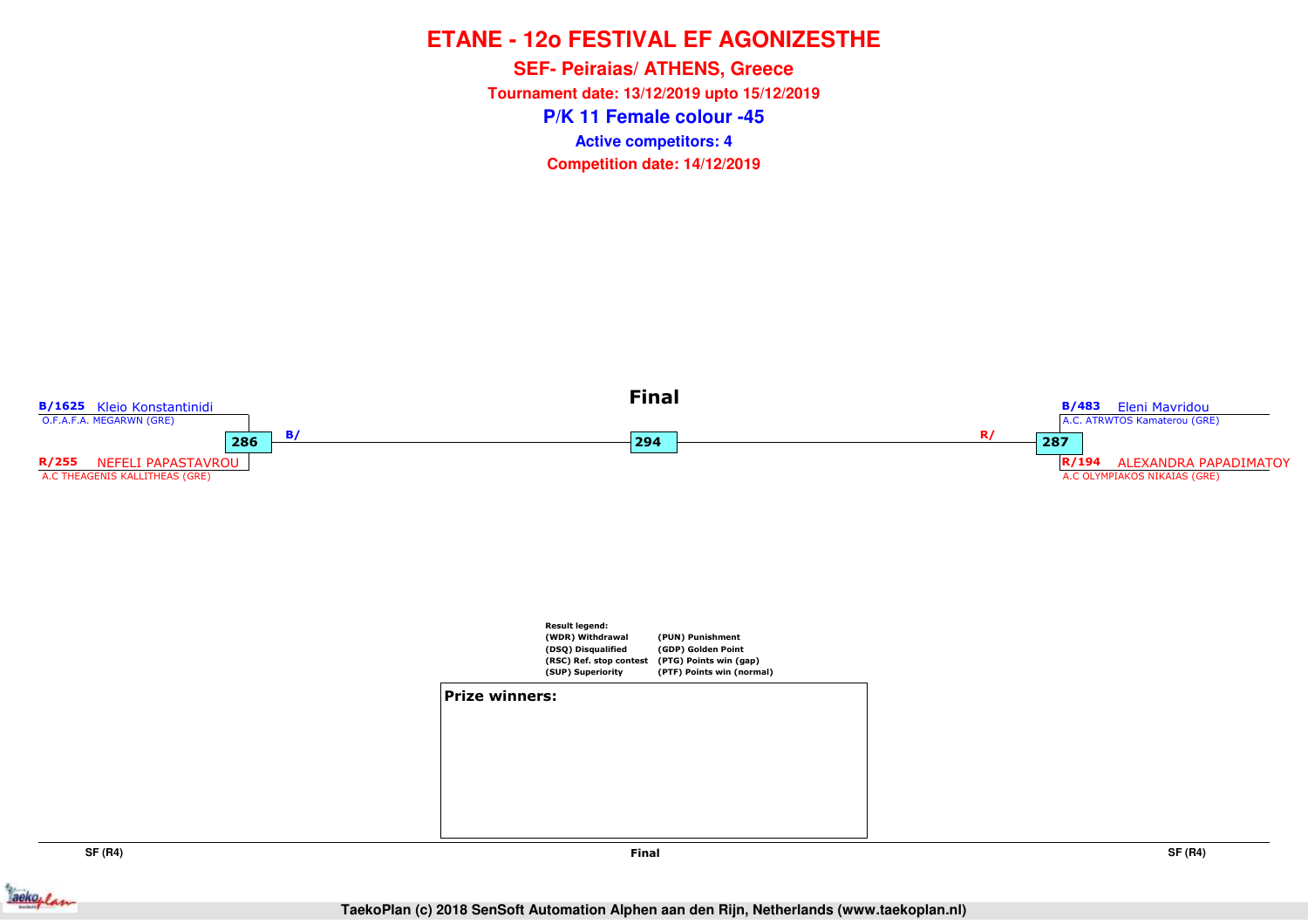# ETANE - 12o FESTIVAL EF AGONIZESTHE

## SEF- Peiraias/ ATHENS, Greece

**Tournament date: 13/12/2019 upto 15/12/2019**

## P/K 11 Female colour -45

**Active competitors: 4**

**Competition date: 14/12/2019**

### Final

B/1625 Kleio Konstantinidi
O.F.A.F.A. MEGARWN (GRE)

286

R/255 NEFELI PAPASTAVROU
A.C THEAGENIS KALLITHEAS (GRE)

B/

294

R/

B/483 Eleni Mavridou
A.C. ATRWTOS Kamaterou (GRE)

287

R/194 ALEXANDRA PAPADIMATOY
A.C OLYMPIAKOS NIKAIAS (GRE)

**Result legend:**
(WDR) Withdrawal
(DSQ) Disqualified
(RSC) Ref. stop contest
(SUP) Superiority
(PUN) Punishment
(GDP) Golden Point
(PTG) Points win (gap)
(PTF) Points win (normal)

**Prize winners:**

SF (R4) | Final | SF (R4)

TaekoPlan (c) 2018 SenSoft Automation Alphen aan den Rijn, Netherlands (www.taekoplan.nl)